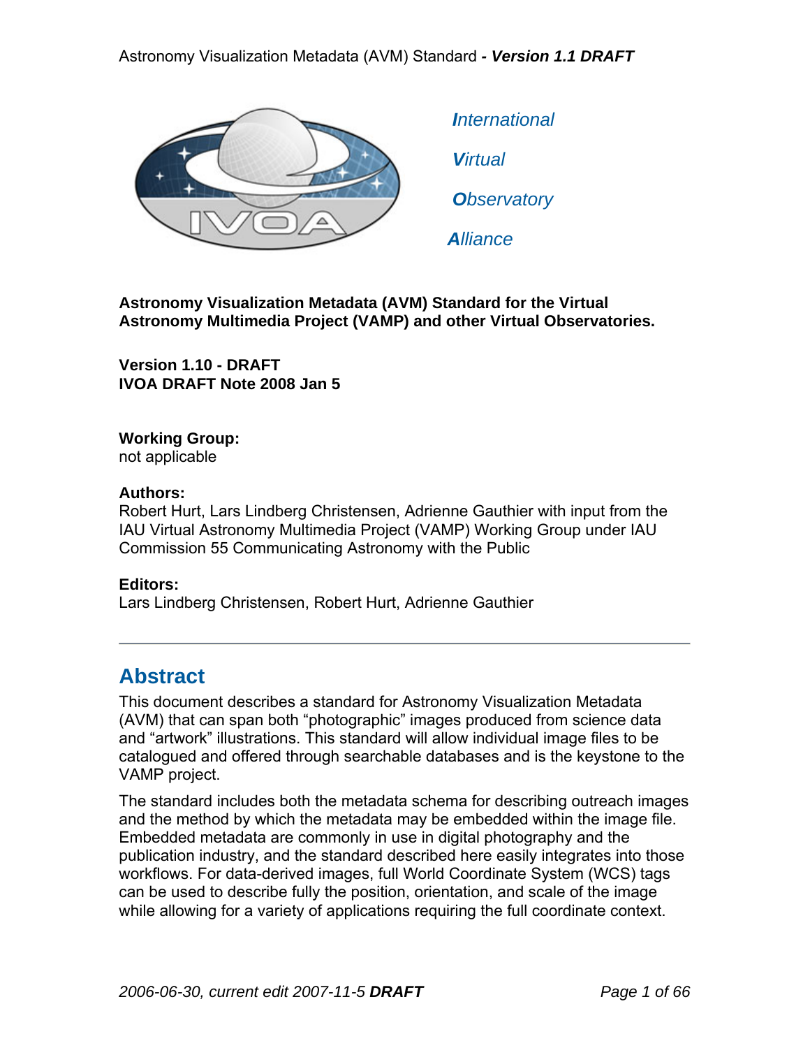*International*

*Virtual*

*Observatory*

*Alliance*

**Astronomy Visualization Metadata (AVM) Standard for the Virtual Astronomy Multimedia Project (VAMP) and other Virtual Observatories.**

**Version 1.10 - DRAFT**
**IVOA DRAFT Note 2008 Jan 5**

**Working Group:**
not applicable

**Authors:**
Robert Hurt, Lars Lindberg Christensen, Adrienne Gauthier with input from the IAU Virtual Astronomy Multimedia Project (VAMP) Working Group under IAU Commission 55 Communicating Astronomy with the Public

**Editors:**
Lars Lindberg Christensen, Robert Hurt, Adrienne Gauthier

---

## Abstract

This document describes a standard for Astronomy Visualization Metadata (AVM) that can span both "photographic" images produced from science data and "artwork" illustrations. This standard will allow individual image files to be catalogued and offered through searchable databases and is the keystone to the VAMP project.

The standard includes both the metadata schema for describing outreach images and the method by which the metadata may be embedded within the image file. Embedded metadata are commonly in use in digital photography and the publication industry, and the standard described here easily integrates into those workflows. For data-derived images, full World Coordinate System (WCS) tags can be used to describe fully the position, orientation, and scale of the image while allowing for a variety of applications requiring the full coordinate context.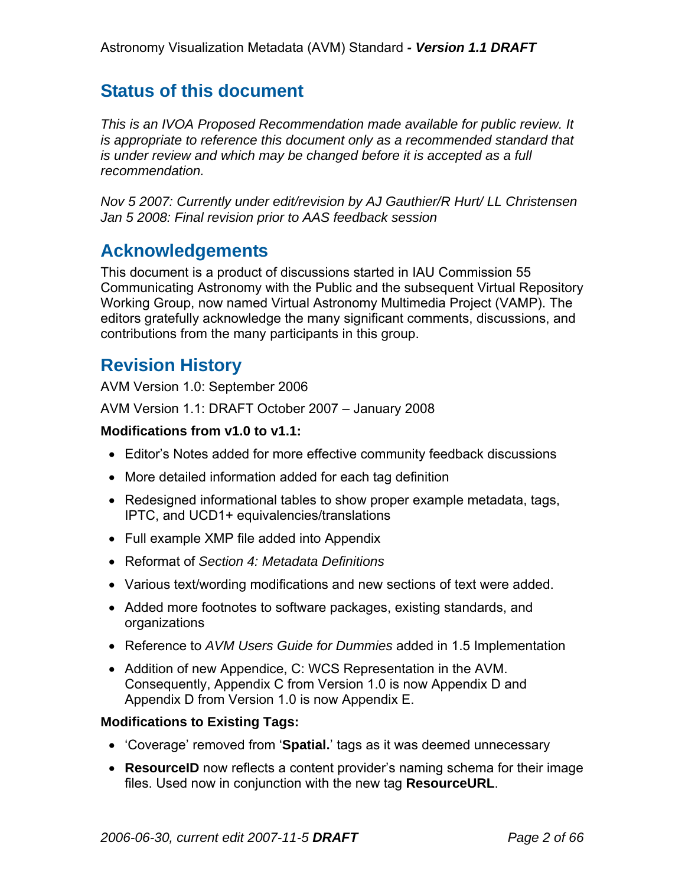## Status of this document

*This is an IVOA Proposed Recommendation made available for public review. It is appropriate to reference this document only as a recommended standard that is under review and which may be changed before it is accepted as a full recommendation.*

*Nov 5 2007: Currently under edit/revision by AJ Gauthier/R Hurt/ LL Christensen*
*Jan 5 2008: Final revision prior to AAS feedback session*

## Acknowledgements

This document is a product of discussions started in IAU Commission 55 Communicating Astronomy with the Public and the subsequent Virtual Repository Working Group, now named Virtual Astronomy Multimedia Project (VAMP). The editors gratefully acknowledge the many significant comments, discussions, and contributions from the many participants in this group.

## Revision History

AVM Version 1.0: September 2006

AVM Version 1.1: DRAFT October 2007 – January 2008

**Modifications from v1.0 to v1.1:**

- Editor's Notes added for more effective community feedback discussions
- More detailed information added for each tag definition
- Redesigned informational tables to show proper example metadata, tags, IPTC, and UCD1+ equivalencies/translations
- Full example XMP file added into Appendix
- Reformat of *Section 4: Metadata Definitions*
- Various text/wording modifications and new sections of text were added.
- Added more footnotes to software packages, existing standards, and organizations
- Reference to *AVM Users Guide for Dummies* added in 1.5 Implementation
- Addition of new Appendice, C: WCS Representation in the AVM. Consequently, Appendix C from Version 1.0 is now Appendix D and Appendix D from Version 1.0 is now Appendix E.

**Modifications to Existing Tags:**

- 'Coverage' removed from '**Spatial.**' tags as it was deemed unnecessary
- **ResourceID** now reflects a content provider's naming schema for their image files. Used now in conjunction with the new tag **ResourceURL**.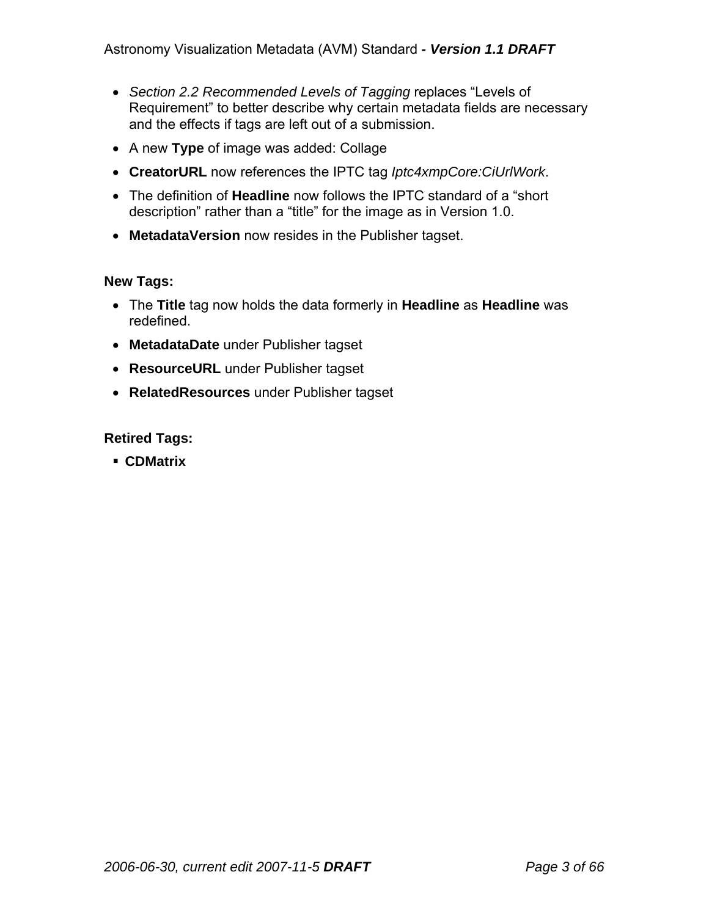- *Section 2.2 Recommended Levels of Tagging* replaces "Levels of Requirement" to better describe why certain metadata fields are necessary and the effects if tags are left out of a submission.
- A new **Type** of image was added: Collage
- **CreatorURL** now references the IPTC tag *Iptc4xmpCore:CiUrlWork*.
- The definition of **Headline** now follows the IPTC standard of a "short description" rather than a "title" for the image as in Version 1.0.
- **MetadataVersion** now resides in the Publisher tagset.

**New Tags:**

- The **Title** tag now holds the data formerly in **Headline** as **Headline** was redefined.
- **MetadataDate** under Publisher tagset
- **ResourceURL** under Publisher tagset
- **RelatedResources** under Publisher tagset

**Retired Tags:**

- **CDMatrix**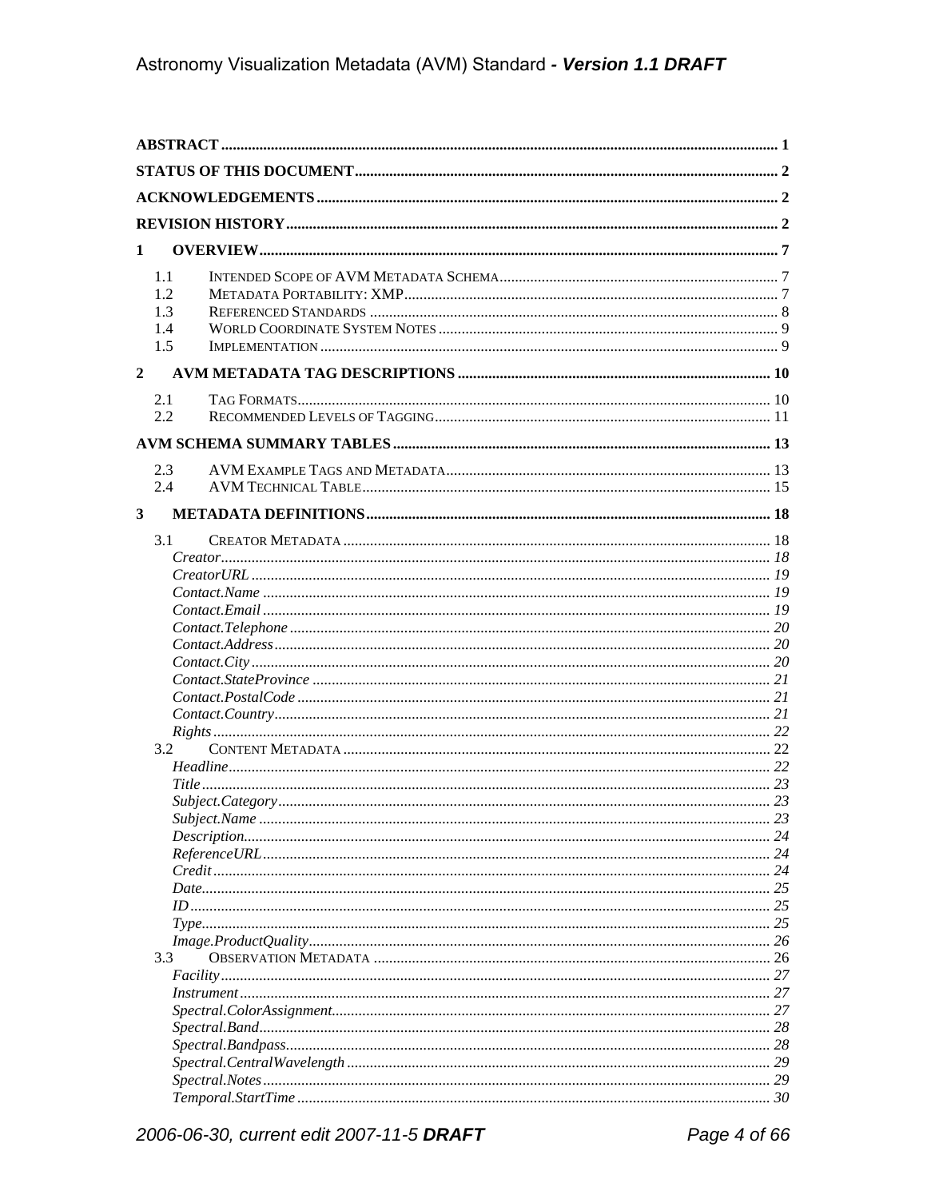| | |
|---|---|
| **ABSTRACT** | **1** |
| **STATUS OF THIS DOCUMENT** | **2** |
| **ACKNOWLEDGEMENTS** | **2** |
| **REVISION HISTORY** | **2** |
| **1 OVERVIEW** | **7** |
| 1.1 INTENDED SCOPE OF AVM METADATA SCHEMA | 7 |
| 1.2 METADATA PORTABILITY: XMP | 7 |
| 1.3 REFERENCED STANDARDS | 8 |
| 1.4 WORLD COORDINATE SYSTEM NOTES | 9 |
| 1.5 IMPLEMENTATION | 9 |
| **2 AVM METADATA TAG DESCRIPTIONS** | **10** |
| 2.1 TAG FORMATS | 10 |
| 2.2 RECOMMENDED LEVELS OF TAGGING | 11 |
| **AVM SCHEMA SUMMARY TABLES** | **13** |
| 2.3 AVM EXAMPLE TAGS AND METADATA | 13 |
| 2.4 AVM TECHNICAL TABLE | 15 |
| **3 METADATA DEFINITIONS** | **18** |
| 3.1 CREATOR METADATA | 18 |
| *Creator* | *18* |
| *CreatorURL* | *19* |
| *Contact.Name* | *19* |
| *Contact.Email* | *19* |
| *Contact.Telephone* | *20* |
| *Contact.Address* | *20* |
| *Contact.City* | *20* |
| *Contact.StateProvince* | *21* |
| *Contact.PostalCode* | *21* |
| *Contact.Country* | *21* |
| *Rights* | *22* |
| 3.2 CONTENT METADATA | 22 |
| *Headline* | *22* |
| *Title* | *23* |
| *Subject.Category* | *23* |
| *Subject.Name* | *23* |
| *Description* | *24* |
| *ReferenceURL* | *24* |
| *Credit* | *24* |
| *Date* | *25* |
| *ID* | *25* |
| *Type* | *25* |
| *Image.ProductQuality* | *26* |
| 3.3 OBSERVATION METADATA | 26 |
| *Facility* | *27* |
| *Instrument* | *27* |
| *Spectral.ColorAssignment* | *27* |
| *Spectral.Band* | *28* |
| *Spectral.Bandpass* | *28* |
| *Spectral.CentralWavelength* | *29* |
| *Spectral.Notes* | *29* |
| *Temporal.StartTime* | *30* |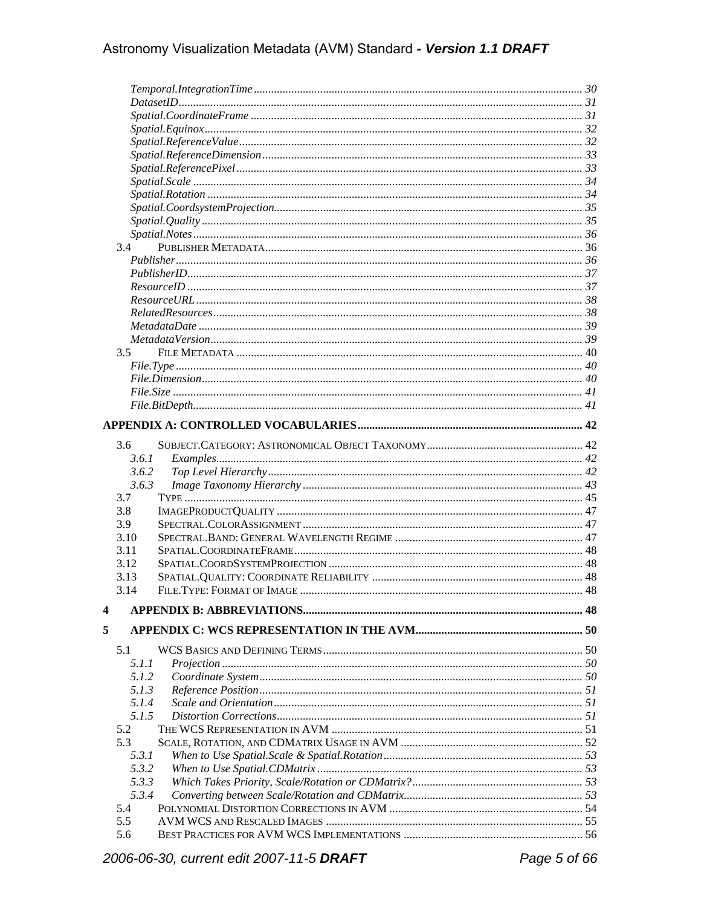*Temporal.IntegrationTime* ........ 30
*DatasetID* ........ 31
*Spatial.CoordinateFrame* ........ 31
*Spatial.Equinox* ........ 32
*Spatial.ReferenceValue* ........ 32
*Spatial.ReferenceDimension* ........ 33
*Spatial.ReferencePixel* ........ 33
*Spatial.Scale* ........ 34
*Spatial.Rotation* ........ 34
*Spatial.CoordsystemProjection* ........ 35
*Spatial.Quality* ........ 35
*Spatial.Notes* ........ 36

3.4 PUBLISHER METADATA ........ 36
*Publisher* ........ 36
*PublisherID* ........ 37
*ResourceID* ........ 37
*ResourceURL* ........ 38
*RelatedResources* ........ 38
*MetadataDate* ........ 39
*MetadataVersion* ........ 39

3.5 FILE METADATA ........ 40
*File.Type* ........ 40
*File.Dimension* ........ 40
*File.Size* ........ 41
*File.BitDepth* ........ 41

**APPENDIX A: CONTROLLED VOCABULARIES ........ 42**

3.6 SUBJECT.CATEGORY: ASTRONOMICAL OBJECT TAXONOMY ........ 42
*3.6.1 Examples* ........ 42
*3.6.2 Top Level Hierarchy* ........ 42
*3.6.3 Image Taxonomy Hierarchy* ........ 43

3.7 TYPE ........ 45
3.8 IMAGEPRODUCTQUALITY ........ 47
3.9 SPECTRAL.COLORASSIGNMENT ........ 47
3.10 SPECTRAL.BAND: GENERAL WAVELENGTH REGIME ........ 47
3.11 SPATIAL.COORDINATEFRAME ........ 48
3.12 SPATIAL.COORDSYSTEMPROJECTION ........ 48
3.13 SPATIAL.QUALITY: COORDINATE RELIABILITY ........ 48
3.14 FILE.TYPE: FORMAT OF IMAGE ........ 48

**4 APPENDIX B: ABBREVIATIONS ........ 48**

**5 APPENDIX C: WCS REPRESENTATION IN THE AVM ........ 50**

5.1 WCS BASICS AND DEFINING TERMS ........ 50
*5.1.1 Projection* ........ 50
*5.1.2 Coordinate System* ........ 50
*5.1.3 Reference Position* ........ 51
*5.1.4 Scale and Orientation* ........ 51
*5.1.5 Distortion Corrections* ........ 51

5.2 THE WCS REPRESENTATION IN AVM ........ 51
5.3 SCALE, ROTATION, AND CDMATRIX USAGE IN AVM ........ 52
*5.3.1 When to Use Spatial.Scale & Spatial.Rotation* ........ 53
*5.3.2 When to Use Spatial.CDMatrix* ........ 53
*5.3.3 Which Takes Priority, Scale/Rotation or CDMatrix?* ........ 53
*5.3.4 Converting between Scale/Rotation and CDMatrix* ........ 53

5.4 POLYNOMIAL DISTORTION CORRECTIONS IN AVM ........ 54
5.5 AVM WCS AND RESCALED IMAGES ........ 55
5.6 BEST PRACTICES FOR AVM WCS IMPLEMENTATIONS ........ 56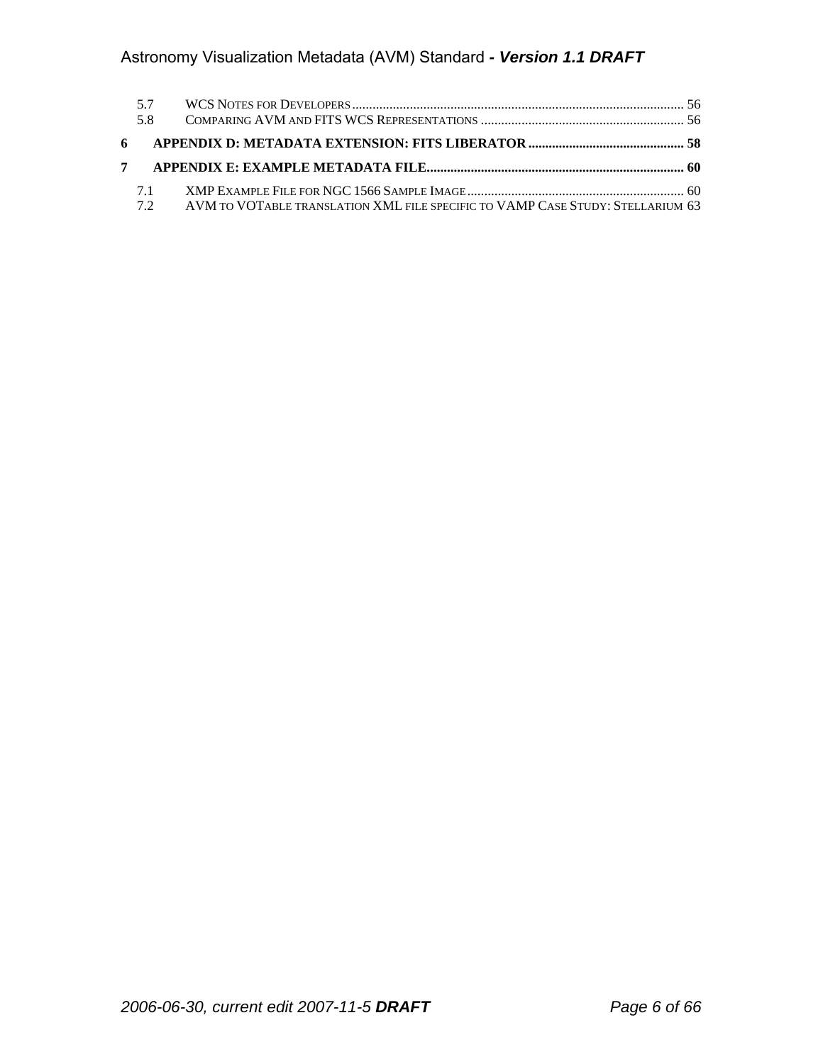5.7 WCS NOTES FOR DEVELOPERS ........................................................................................................ 56
5.8 COMPARING AVM AND FITS WCS REPRESENTATIONS ........................................................... 56

**6 APPENDIX D: METADATA EXTENSION: FITS LIBERATOR ............................................. 58**

**7 APPENDIX E: EXAMPLE METADATA FILE........................................................................... 60**

7.1 XMP EXAMPLE FILE FOR NGC 1566 SAMPLE IMAGE............................................................... 60
7.2 AVM TO VOTABLE TRANSLATION XML FILE SPECIFIC TO VAMP CASE STUDY: STELLARIUM 63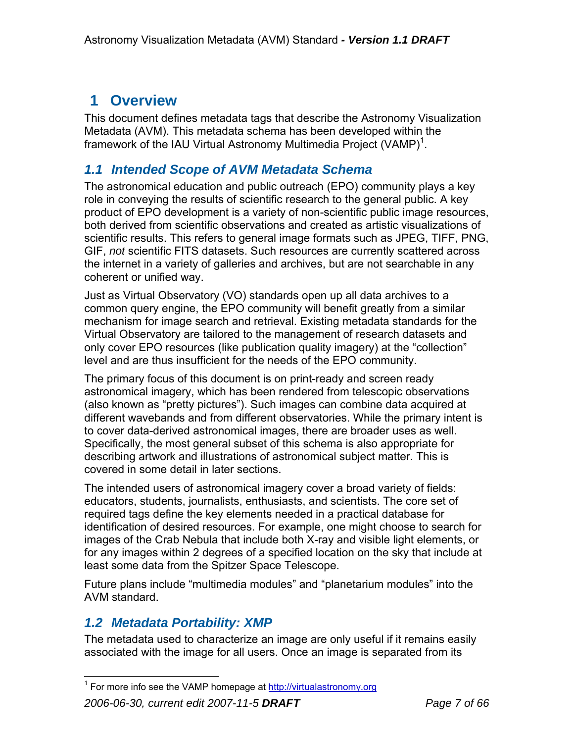# 1 Overview

This document defines metadata tags that describe the Astronomy Visualization Metadata (AVM). This metadata schema has been developed within the framework of the IAU Virtual Astronomy Multimedia Project (VAMP)[1].

## *1.1 Intended Scope of AVM Metadata Schema*

The astronomical education and public outreach (EPO) community plays a key role in conveying the results of scientific research to the general public. A key product of EPO development is a variety of non-scientific public image resources, both derived from scientific observations and created as artistic visualizations of scientific results. This refers to general image formats such as JPEG, TIFF, PNG, GIF, *not* scientific FITS datasets. Such resources are currently scattered across the internet in a variety of galleries and archives, but are not searchable in any coherent or unified way.

Just as Virtual Observatory (VO) standards open up all data archives to a common query engine, the EPO community will benefit greatly from a similar mechanism for image search and retrieval. Existing metadata standards for the Virtual Observatory are tailored to the management of research datasets and only cover EPO resources (like publication quality imagery) at the “collection” level and are thus insufficient for the needs of the EPO community.

The primary focus of this document is on print-ready and screen ready astronomical imagery, which has been rendered from telescopic observations (also known as “pretty pictures”). Such images can combine data acquired at different wavebands and from different observatories. While the primary intent is to cover data-derived astronomical images, there are broader uses as well. Specifically, the most general subset of this schema is also appropriate for describing artwork and illustrations of astronomical subject matter. This is covered in some detail in later sections.

The intended users of astronomical imagery cover a broad variety of fields: educators, students, journalists, enthusiasts, and scientists. The core set of required tags define the key elements needed in a practical database for identification of desired resources. For example, one might choose to search for images of the Crab Nebula that include both X-ray and visible light elements, or for any images within 2 degrees of a specified location on the sky that include at least some data from the Spitzer Space Telescope.

Future plans include “multimedia modules” and “planetarium modules” into the AVM standard.

## *1.2 Metadata Portability: XMP*

The metadata used to characterize an image are only useful if it remains easily associated with the image for all users. Once an image is separated from its

[1] For more info see the VAMP homepage at http://virtualastronomy.org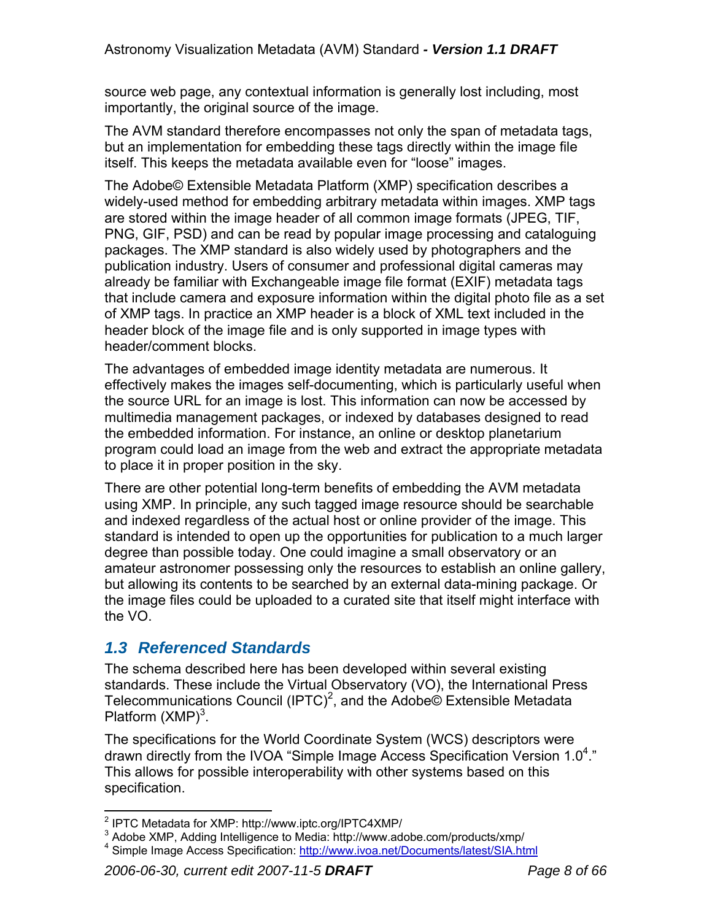source web page, any contextual information is generally lost including, most importantly, the original source of the image.

The AVM standard therefore encompasses not only the span of metadata tags, but an implementation for embedding these tags directly within the image file itself. This keeps the metadata available even for “loose” images.

The Adobe© Extensible Metadata Platform (XMP) specification describes a widely-used method for embedding arbitrary metadata within images. XMP tags are stored within the image header of all common image formats (JPEG, TIF, PNG, GIF, PSD) and can be read by popular image processing and cataloguing packages. The XMP standard is also widely used by photographers and the publication industry. Users of consumer and professional digital cameras may already be familiar with Exchangeable image file format (EXIF) metadata tags that include camera and exposure information within the digital photo file as a set of XMP tags. In practice an XMP header is a block of XML text included in the header block of the image file and is only supported in image types with header/comment blocks.

The advantages of embedded image identity metadata are numerous. It effectively makes the images self-documenting, which is particularly useful when the source URL for an image is lost. This information can now be accessed by multimedia management packages, or indexed by databases designed to read the embedded information. For instance, an online or desktop planetarium program could load an image from the web and extract the appropriate metadata to place it in proper position in the sky.

There are other potential long-term benefits of embedding the AVM metadata using XMP. In principle, any such tagged image resource should be searchable and indexed regardless of the actual host or online provider of the image. This standard is intended to open up the opportunities for publication to a much larger degree than possible today. One could imagine a small observatory or an amateur astronomer possessing only the resources to establish an online gallery, but allowing its contents to be searched by an external data-mining package. Or the image files could be uploaded to a curated site that itself might interface with the VO.

## 1.3 Referenced Standards

The schema described here has been developed within several existing standards. These include the Virtual Observatory (VO), the International Press Telecommunications Council (IPTC)[2], and the Adobe© Extensible Metadata Platform (XMP)[3].

The specifications for the World Coordinate System (WCS) descriptors were drawn directly from the IVOA “Simple Image Access Specification Version 1.0[4].” This allows for possible interoperability with other systems based on this specification.

---

[2] IPTC Metadata for XMP: http://www.iptc.org/IPTC4XMP/

[3] Adobe XMP, Adding Intelligence to Media: http://www.adobe.com/products/xmp/

[4] Simple Image Access Specification: http://www.ivoa.net/Documents/latest/SIA.html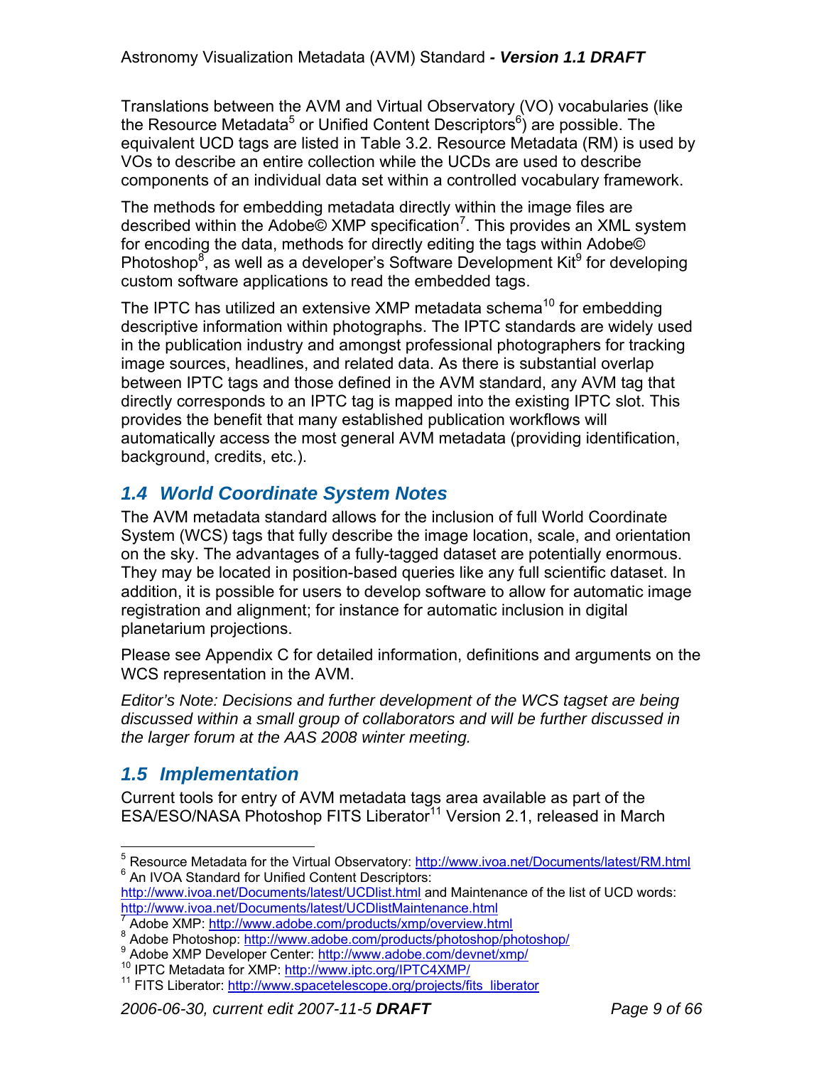Translations between the AVM and Virtual Observatory (VO) vocabularies (like the Resource Metadata[5] or Unified Content Descriptors[6]) are possible. The equivalent UCD tags are listed in Table 3.2. Resource Metadata (RM) is used by VOs to describe an entire collection while the UCDs are used to describe components of an individual data set within a controlled vocabulary framework.

The methods for embedding metadata directly within the image files are described within the Adobe© XMP specification[7]. This provides an XML system for encoding the data, methods for directly editing the tags within Adobe© Photoshop[8], as well as a developer's Software Development Kit[9] for developing custom software applications to read the embedded tags.

The IPTC has utilized an extensive XMP metadata schema[10] for embedding descriptive information within photographs. The IPTC standards are widely used in the publication industry and amongst professional photographers for tracking image sources, headlines, and related data. As there is substantial overlap between IPTC tags and those defined in the AVM standard, any AVM tag that directly corresponds to an IPTC tag is mapped into the existing IPTC slot. This provides the benefit that many established publication workflows will automatically access the most general AVM metadata (providing identification, background, credits, etc.).

## 1.4 World Coordinate System Notes

The AVM metadata standard allows for the inclusion of full World Coordinate System (WCS) tags that fully describe the image location, scale, and orientation on the sky. The advantages of a fully-tagged dataset are potentially enormous. They may be located in position-based queries like any full scientific dataset. In addition, it is possible for users to develop software to allow for automatic image registration and alignment; for instance for automatic inclusion in digital planetarium projections.

Please see Appendix C for detailed information, definitions and arguments on the WCS representation in the AVM.

*Editor's Note: Decisions and further development of the WCS tagset are being discussed within a small group of collaborators and will be further discussed in the larger forum at the AAS 2008 winter meeting.*

## 1.5 Implementation

Current tools for entry of AVM metadata tags area available as part of the ESA/ESO/NASA Photoshop FITS Liberator[11] Version 2.1, released in March

---

[5] Resource Metadata for the Virtual Observatory: http://www.ivoa.net/Documents/latest/RM.html
[6] An IVOA Standard for Unified Content Descriptors: http://www.ivoa.net/Documents/latest/UCDlist.html and Maintenance of the list of UCD words: http://www.ivoa.net/Documents/latest/UCDlistMaintenance.html
[7] Adobe XMP: http://www.adobe.com/products/xmp/overview.html
[8] Adobe Photoshop: http://www.adobe.com/products/photoshop/photoshop/
[9] Adobe XMP Developer Center: http://www.adobe.com/devnet/xmp/
[10] IPTC Metadata for XMP: http://www.iptc.org/IPTC4XMP/
[11] FITS Liberator: http://www.spacetelescope.org/projects/fits_liberator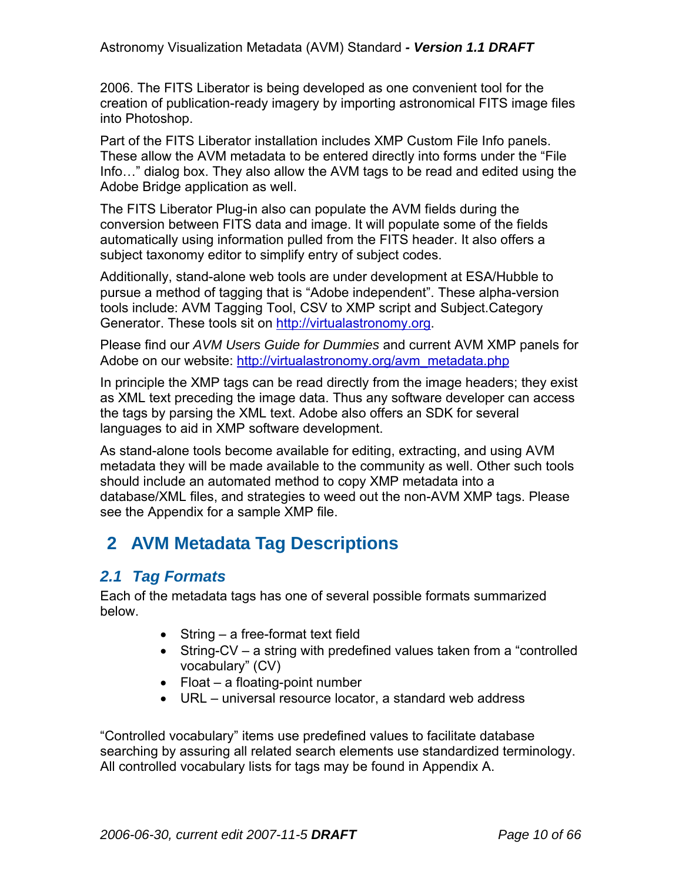2006. The FITS Liberator is being developed as one convenient tool for the creation of publication-ready imagery by importing astronomical FITS image files into Photoshop.

Part of the FITS Liberator installation includes XMP Custom File Info panels. These allow the AVM metadata to be entered directly into forms under the "File Info…" dialog box. They also allow the AVM tags to be read and edited using the Adobe Bridge application as well.

The FITS Liberator Plug-in also can populate the AVM fields during the conversion between FITS data and image. It will populate some of the fields automatically using information pulled from the FITS header. It also offers a subject taxonomy editor to simplify entry of subject codes.

Additionally, stand-alone web tools are under development at ESA/Hubble to pursue a method of tagging that is "Adobe independent". These alpha-version tools include: AVM Tagging Tool, CSV to XMP script and Subject.Category Generator. These tools sit on http://virtualastronomy.org.

Please find our *AVM Users Guide for Dummies* and current AVM XMP panels for Adobe on our website: http://virtualastronomy.org/avm_metadata.php

In principle the XMP tags can be read directly from the image headers; they exist as XML text preceding the image data. Thus any software developer can access the tags by parsing the XML text. Adobe also offers an SDK for several languages to aid in XMP software development.

As stand-alone tools become available for editing, extracting, and using AVM metadata they will be made available to the community as well. Other such tools should include an automated method to copy XMP metadata into a database/XML files, and strategies to weed out the non-AVM XMP tags. Please see the Appendix for a sample XMP file.

# 2 AVM Metadata Tag Descriptions

## 2.1 Tag Formats

Each of the metadata tags has one of several possible formats summarized below.

- String – a free-format text field
- String-CV – a string with predefined values taken from a "controlled vocabulary" (CV)
- Float – a floating-point number
- URL – universal resource locator, a standard web address

"Controlled vocabulary" items use predefined values to facilitate database searching by assuring all related search elements use standardized terminology. All controlled vocabulary lists for tags may be found in Appendix A.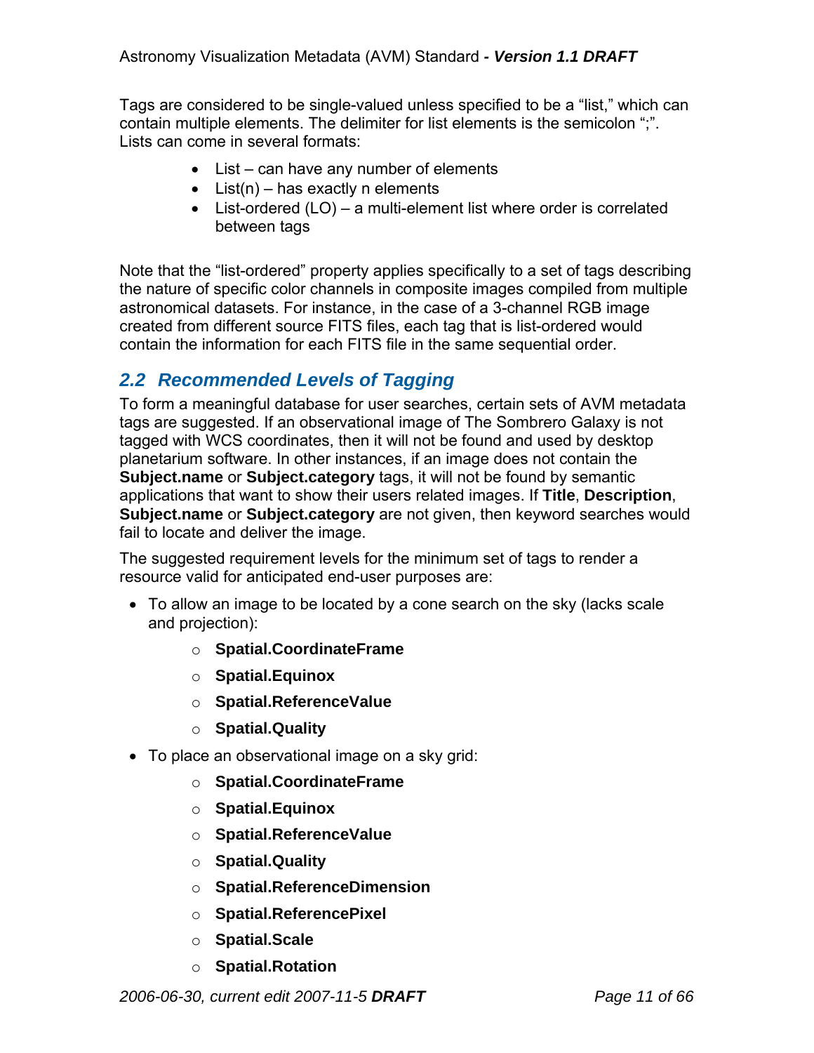Tags are considered to be single-valued unless specified to be a "list," which can contain multiple elements. The delimiter for list elements is the semicolon ";". Lists can come in several formats:

- List – can have any number of elements
- List(n) – has exactly n elements
- List-ordered (LO) – a multi-element list where order is correlated between tags

Note that the "list-ordered" property applies specifically to a set of tags describing the nature of specific color channels in composite images compiled from multiple astronomical datasets. For instance, in the case of a 3-channel RGB image created from different source FITS files, each tag that is list-ordered would contain the information for each FITS file in the same sequential order.

## 2.2 Recommended Levels of Tagging

To form a meaningful database for user searches, certain sets of AVM metadata tags are suggested. If an observational image of The Sombrero Galaxy is not tagged with WCS coordinates, then it will not be found and used by desktop planetarium software. In other instances, if an image does not contain the **Subject.name** or **Subject.category** tags, it will not be found by semantic applications that want to show their users related images. If **Title**, **Description**, **Subject.name** or **Subject.category** are not given, then keyword searches would fail to locate and deliver the image.

The suggested requirement levels for the minimum set of tags to render a resource valid for anticipated end-user purposes are:

- To allow an image to be located by a cone search on the sky (lacks scale and projection):
  - **Spatial.CoordinateFrame**
  - **Spatial.Equinox**
  - **Spatial.ReferenceValue**
  - **Spatial.Quality**
- To place an observational image on a sky grid:
  - **Spatial.CoordinateFrame**
  - **Spatial.Equinox**
  - **Spatial.ReferenceValue**
  - **Spatial.Quality**
  - **Spatial.ReferenceDimension**
  - **Spatial.ReferencePixel**
  - **Spatial.Scale**
  - **Spatial.Rotation**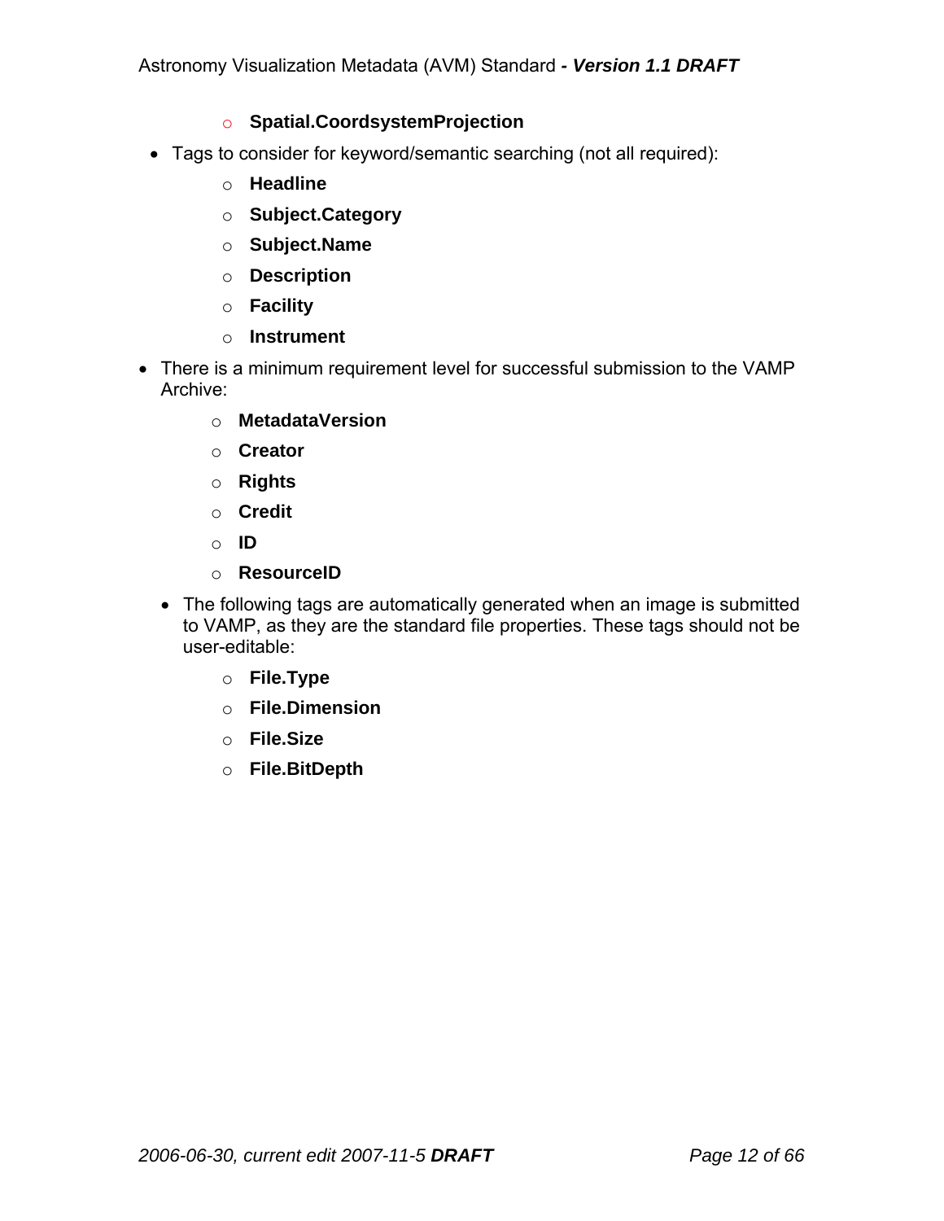- **Spatial.CoordsystemProjection**
- Tags to consider for keyword/semantic searching (not all required):
  - **Headline**
  - **Subject.Category**
  - **Subject.Name**
  - **Description**
  - **Facility**
  - **Instrument**
- There is a minimum requirement level for successful submission to the VAMP Archive:
  - **MetadataVersion**
  - **Creator**
  - **Rights**
  - **Credit**
  - **ID**
  - **ResourceID**
- The following tags are automatically generated when an image is submitted to VAMP, as they are the standard file properties. These tags should not be user-editable:
  - **File.Type**
  - **File.Dimension**
  - **File.Size**
  - **File.BitDepth**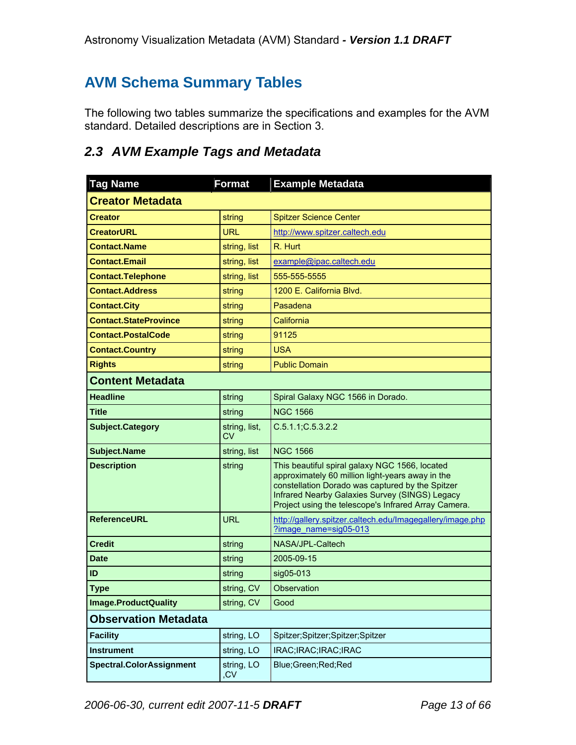# AVM Schema Summary Tables

The following two tables summarize the specifications and examples for the AVM standard. Detailed descriptions are in Section 3.

## *2.3 AVM Example Tags and Metadata*

| Tag Name | Format | Example Metadata |
|---|---|---|
| **Creator Metadata** | | |
| **Creator** | string | Spitzer Science Center |
| **CreatorURL** | URL | http://www.spitzer.caltech.edu |
| **Contact.Name** | string, list | R. Hurt |
| **Contact.Email** | string, list | example@ipac.caltech.edu |
| **Contact.Telephone** | string, list | 555-555-5555 |
| **Contact.Address** | string | 1200 E. California Blvd. |
| **Contact.City** | string | Pasadena |
| **Contact.StateProvince** | string | California |
| **Contact.PostalCode** | string | 91125 |
| **Contact.Country** | string | USA |
| **Rights** | string | Public Domain |
| **Content Metadata** | | |
| **Headline** | string | Spiral Galaxy NGC 1566 in Dorado. |
| **Title** | string | NGC 1566 |
| **Subject.Category** | string, list, CV | C.5.1.1;C.5.3.2.2 |
| **Subject.Name** | string, list | NGC 1566 |
| **Description** | string | This beautiful spiral galaxy NGC 1566, located approximately 60 million light-years away in the constellation Dorado was captured by the Spitzer Infrared Nearby Galaxies Survey (SINGS) Legacy Project using the telescope's Infrared Array Camera. |
| **ReferenceURL** | URL | http://gallery.spitzer.caltech.edu/Imagegallery/image.php?image_name=sig05-013 |
| **Credit** | string | NASA/JPL-Caltech |
| **Date** | string | 2005-09-15 |
| **ID** | string | sig05-013 |
| **Type** | string, CV | Observation |
| **Image.ProductQuality** | string, CV | Good |
| **Observation Metadata** | | |
| **Facility** | string, LO | Spitzer;Spitzer;Spitzer;Spitzer |
| **Instrument** | string, LO | IRAC;IRAC;IRAC;IRAC |
| **Spectral.ColorAssignment** | string, LO ,CV | Blue;Green;Red;Red |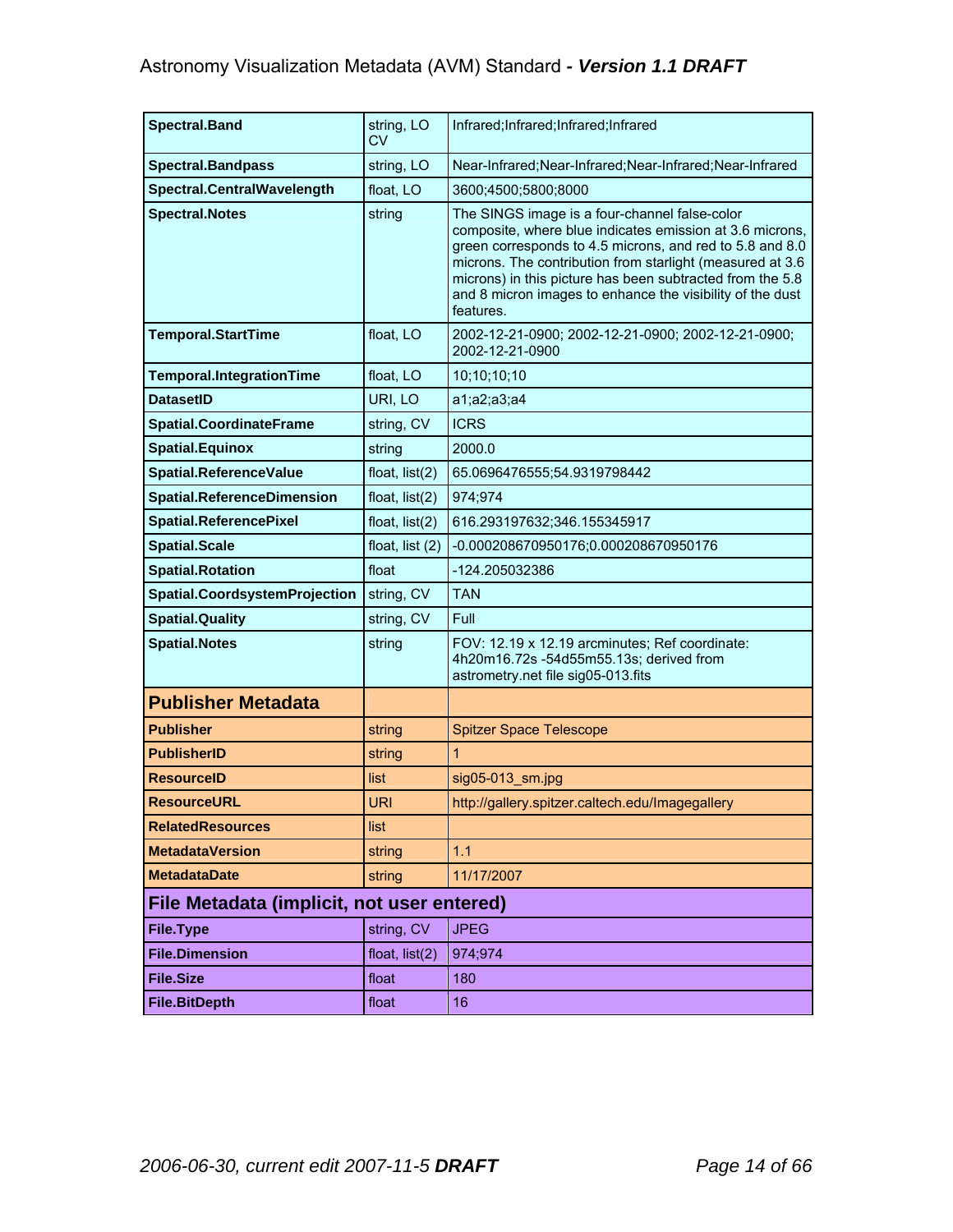| | | |
|---|---|---|
| **Spectral.Band** | string, LO CV | Infrared;Infrared;Infrared;Infrared |
| **Spectral.Bandpass** | string, LO | Near-Infrared;Near-Infrared;Near-Infrared;Near-Infrared |
| **Spectral.CentralWavelength** | float, LO | 3600;4500;5800;8000 |
| **Spectral.Notes** | string | The SINGS image is a four-channel false-color composite, where blue indicates emission at 3.6 microns, green corresponds to 4.5 microns, and red to 5.8 and 8.0 microns. The contribution from starlight (measured at 3.6 microns) in this picture has been subtracted from the 5.8 and 8 micron images to enhance the visibility of the dust features. |
| **Temporal.StartTime** | float, LO | 2002-12-21-0900; 2002-12-21-0900; 2002-12-21-0900; 2002-12-21-0900 |
| **Temporal.IntegrationTime** | float, LO | 10;10;10;10 |
| **DatasetID** | URI, LO | a1;a2;a3;a4 |
| **Spatial.CoordinateFrame** | string, CV | ICRS |
| **Spatial.Equinox** | string | 2000.0 |
| **Spatial.ReferenceValue** | float, list(2) | 65.0696476555;54.9319798442 |
| **Spatial.ReferenceDimension** | float, list(2) | 974;974 |
| **Spatial.ReferencePixel** | float, list(2) | 616.293197632;346.155345917 |
| **Spatial.Scale** | float, list (2) | -0.000208670950176;0.000208670950176 |
| **Spatial.Rotation** | float | -124.205032386 |
| **Spatial.CoordsystemProjection** | string, CV | TAN |
| **Spatial.Quality** | string, CV | Full |
| **Spatial.Notes** | string | FOV: 12.19 x 12.19 arcminutes; Ref coordinate: 4h20m16.72s -54d55m55.13s; derived from astrometry.net file sig05-013.fits |
| **Publisher Metadata** | | |
| **Publisher** | string | Spitzer Space Telescope |
| **PublisherID** | string | 1 |
| **ResourceID** | list | sig05-013_sm.jpg |
| **ResourceURL** | URI | http://gallery.spitzer.caltech.edu/Imagegallery |
| **RelatedResources** | list | |
| **MetadataVersion** | string | 1.1 |
| **MetadataDate** | string | 11/17/2007 |
| **File Metadata (implicit, not user entered)** | | |
| **File.Type** | string, CV | JPEG |
| **File.Dimension** | float, list(2) | 974;974 |
| **File.Size** | float | 180 |
| **File.BitDepth** | float | 16 |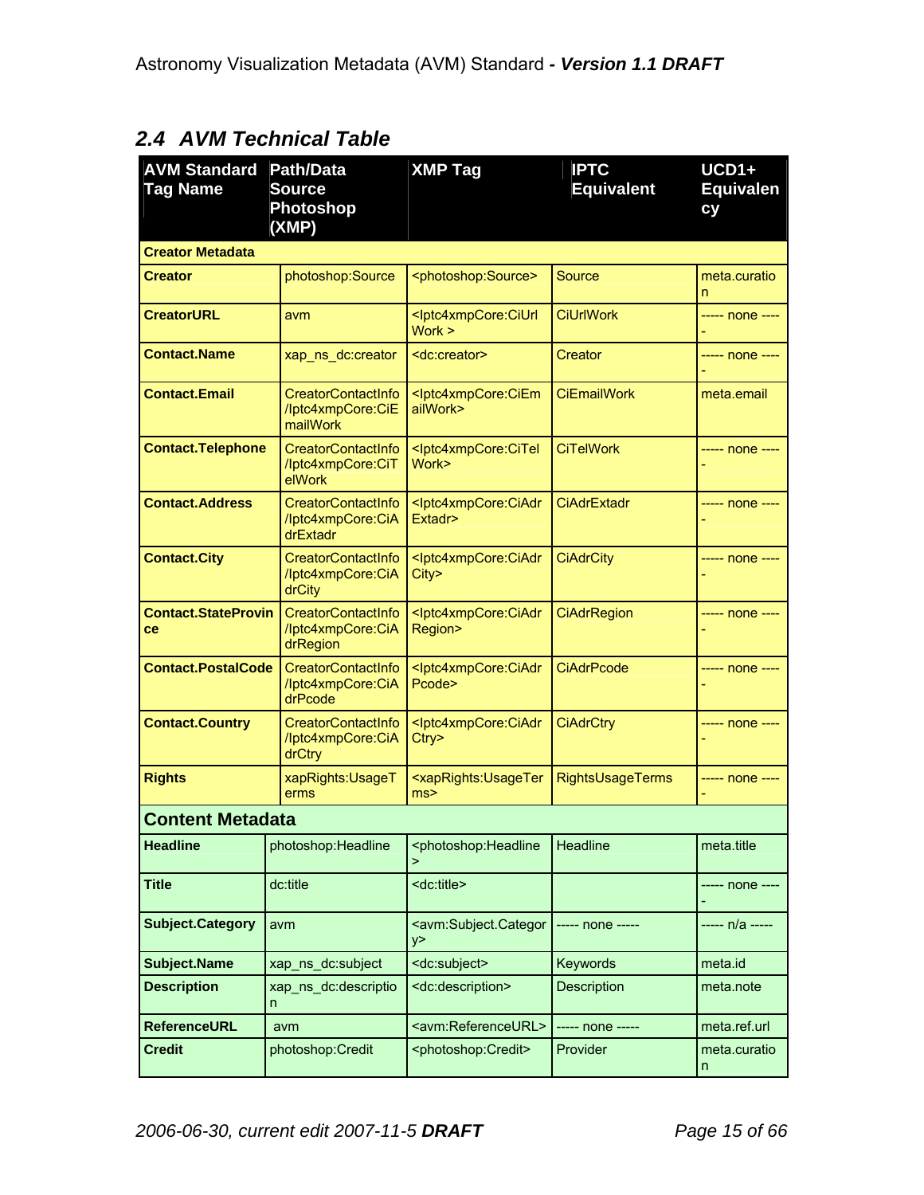## 2.4 AVM Technical Table

| AVM Standard Tag Name | Path/Data Source Photoshop (XMP) | XMP Tag | IPTC Equivalent | UCD1+ Equivalency |
|---|---|---|---|---|
| **Creator Metadata** | | | | |
| **Creator** | photoshop:Source | <photoshop:Source> | Source | meta.curation |
| **CreatorURL** | avm | <Iptc4xmpCore:CiUrlWork > | CiUrlWork | ----- none ----- |
| **Contact.Name** | xap_ns_dc:creator | <dc:creator> | Creator | ----- none ----- |
| **Contact.Email** | CreatorContactInfo/Iptc4xmpCore:CiEmailWork | <Iptc4xmpCore:CiEmailWork> | CiEmailWork | meta.email |
| **Contact.Telephone** | CreatorContactInfo/Iptc4xmpCore:CiTelWork | <Iptc4xmpCore:CiTelWork> | CiTelWork | ----- none ----- |
| **Contact.Address** | CreatorContactInfo/Iptc4xmpCore:CiAdrExtadr | <Iptc4xmpCore:CiAdrExtadr> | CiAdrExtadr | ----- none ----- |
| **Contact.City** | CreatorContactInfo/Iptc4xmpCore:CiAdrCity | <Iptc4xmpCore:CiAdrCity> | CiAdrCity | ----- none ----- |
| **Contact.StateProvince** | CreatorContactInfo/Iptc4xmpCore:CiAdrRegion | <Iptc4xmpCore:CiAdrRegion> | CiAdrRegion | ----- none ----- |
| **Contact.PostalCode** | CreatorContactInfo/Iptc4xmpCore:CiAdrPcode | <Iptc4xmpCore:CiAdrPcode> | CiAdrPcode | ----- none ----- |
| **Contact.Country** | CreatorContactInfo/Iptc4xmpCore:CiAdrCtry | <Iptc4xmpCore:CiAdrCtry> | CiAdrCtry | ----- none ----- |
| **Rights** | xapRights:UsageTerms | <xapRights:UsageTerms> | RightsUsageTerms | ----- none ----- |
| **Content Metadata** | | | | |
| **Headline** | photoshop:Headline | <photoshop:Headline> | Headline | meta.title |
| **Title** | dc:title | <dc:title> | | ----- none ----- |
| **Subject.Category** | avm | <avm:Subject.Category> | ----- none ----- | ----- n/a ----- |
| **Subject.Name** | xap_ns_dc:subject | <dc:subject> | Keywords | meta.id |
| **Description** | xap_ns_dc:description | <dc:description> | Description | meta.note |
| **ReferenceURL** | avm | <avm:ReferenceURL> | ----- none ----- | meta.ref.url |
| **Credit** | photoshop:Credit | <photoshop:Credit> | Provider | meta.curation |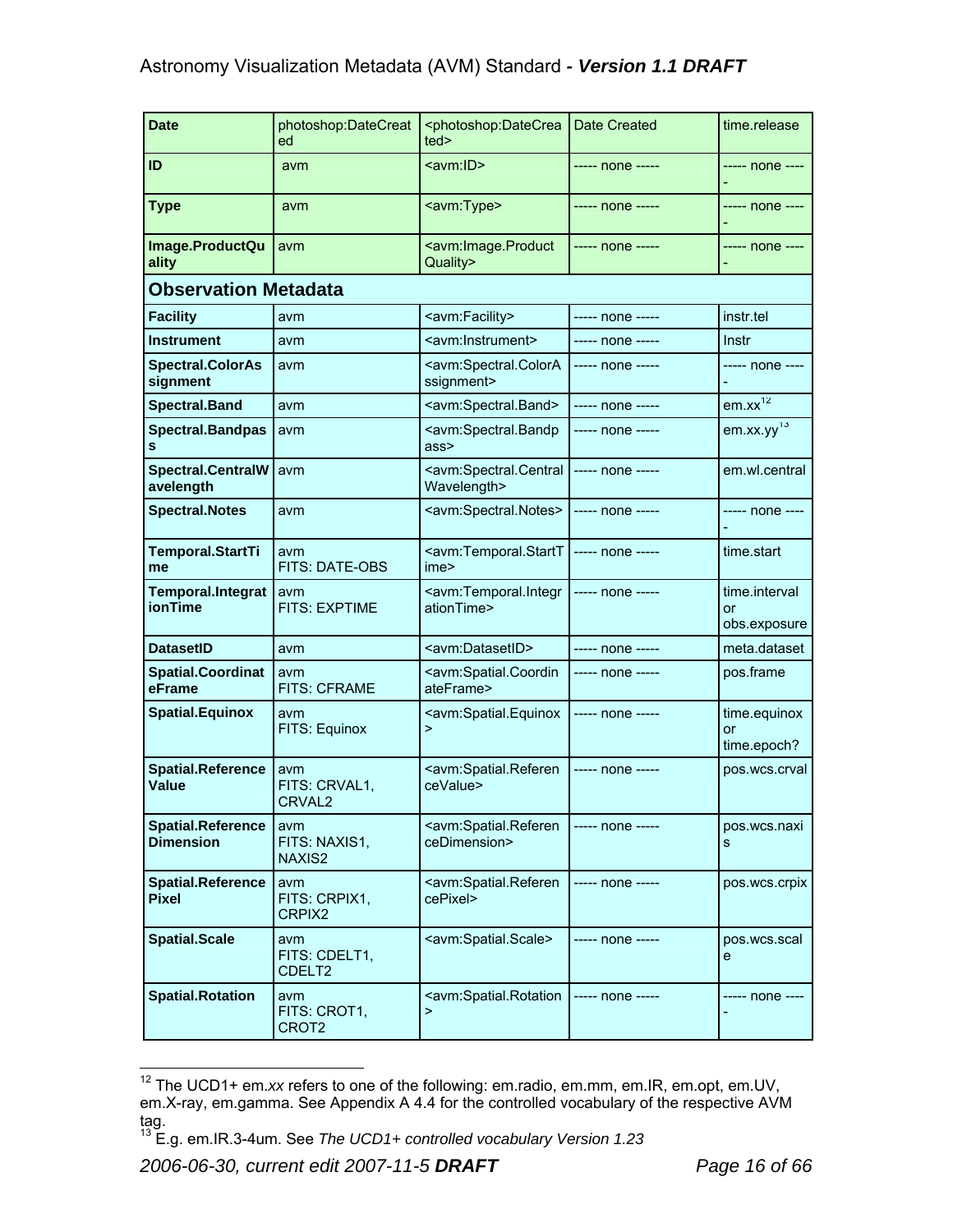| Date | photoshop:DateCreated | <photoshop:DateCreated> | Date Created | time.release |
|---|---|---|---|---|
| **ID** | avm | <avm:ID> | ----- none ----- | ----- none ----- |
| **Type** | avm | <avm:Type> | ----- none ----- | ----- none ----- |
| **Image.ProductQuality** | avm | <avm:Image.ProductQuality> | ----- none ----- | ----- none ----- |
| **Observation Metadata** | | | | |
| **Facility** | avm | <avm:Facility> | ----- none ----- | instr.tel |
| **Instrument** | avm | <avm:Instrument> | ----- none ----- | Instr |
| **Spectral.ColorAssignment** | avm | <avm:Spectral.ColorAssignment> | ----- none ----- | ----- none ----- |
| **Spectral.Band** | avm | <avm:Spectral.Band> | ----- none ----- | em.xx[12] |
| **Spectral.Bandpass** | avm | <avm:Spectral.Bandpass> | ----- none ----- | em.xx.yy[13] |
| **Spectral.CentralWavelength** | avm | <avm:Spectral.CentralWavelength> | ----- none ----- | em.wl.central |
| **Spectral.Notes** | avm | <avm:Spectral.Notes> | ----- none ----- | ----- none ----- |
| **Temporal.StartTime** | avm FITS: DATE-OBS | <avm:Temporal.StartTime> | ----- none ----- | time.start |
| **Temporal.IntegrationTime** | avm FITS: EXPTIME | <avm:Temporal.IntegrationTime> | ----- none ----- | time.interval or obs.exposure |
| **DatasetID** | avm | <avm:DatasetID> | ----- none ----- | meta.dataset |
| **Spatial.CoordinateFrame** | avm FITS: CFRAME | <avm:Spatial.CoordinateFrame> | ----- none ----- | pos.frame |
| **Spatial.Equinox** | avm FITS: Equinox | <avm:Spatial.Equinox> | ----- none ----- | time.equinox or time.epoch? |
| **Spatial.ReferenceValue** | avm FITS: CRVAL1, CRVAL2 | <avm:Spatial.ReferenceValue> | ----- none ----- | pos.wcs.crval |
| **Spatial.ReferenceDimension** | avm FITS: NAXIS1, NAXIS2 | <avm:Spatial.ReferenceDimension> | ----- none ----- | pos.wcs.naxis |
| **Spatial.ReferencePixel** | avm FITS: CRPIX1, CRPIX2 | <avm:Spatial.ReferencePixel> | ----- none ----- | pos.wcs.crpix |
| **Spatial.Scale** | avm FITS: CDELT1, CDELT2 | <avm:Spatial.Scale> | ----- none ----- | pos.wcs.scale |
| **Spatial.Rotation** | avm FITS: CROT1, CROT2 | <avm:Spatial.Rotation> | ----- none ----- | ----- none ----- |

[12] The UCD1+ em.*xx* refers to one of the following: em.radio, em.mm, em.IR, em.opt, em.UV, em.X-ray, em.gamma. See Appendix A 4.4 for the controlled vocabulary of the respective AVM tag.

[13] E.g. em.IR.3-4um. See *The UCD1+ controlled vocabulary Version 1.23*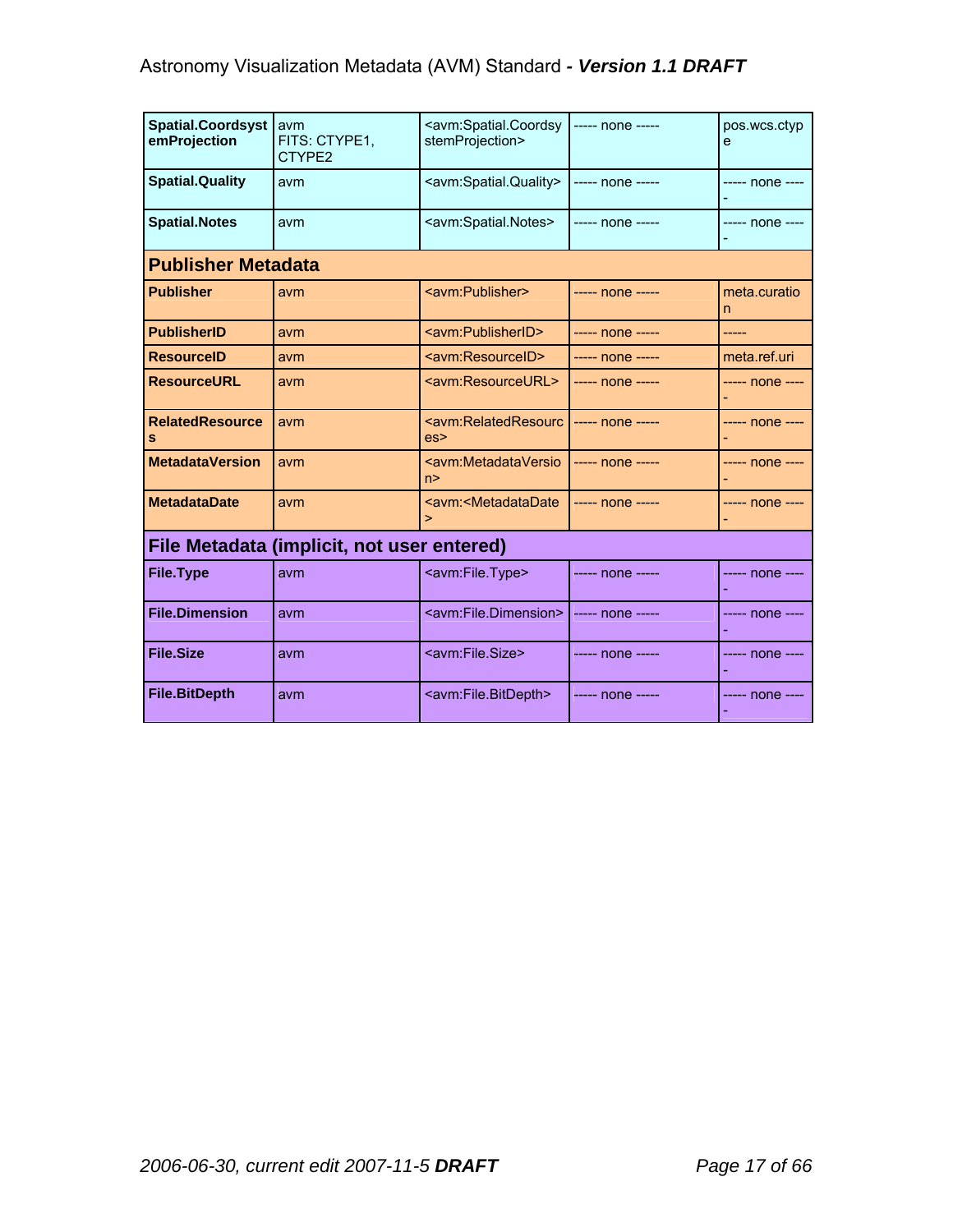| | | | | |
|---|---|---|---|---|
| **Spatial.CoordsystemProjection** | avm FITS: CTYPE1, CTYPE2 | <avm:Spatial.CoordsystemProjection> | ----- none ----- | pos.wcs.ctype |
| **Spatial.Quality** | avm | <avm:Spatial.Quality> | ----- none ----- | ----- none ----- |
| **Spatial.Notes** | avm | <avm:Spatial.Notes> | ----- none ----- | ----- none ----- |
| **Publisher Metadata** | | | | |
| **Publisher** | avm | <avm:Publisher> | ----- none ----- | meta.curation |
| **PublisherID** | avm | <avm:PublisherID> | ----- none ----- | ----- |
| **ResourceID** | avm | <avm:ResourceID> | ----- none ----- | meta.ref.uri |
| **ResourceURL** | avm | <avm:ResourceURL> | ----- none ----- | ----- none ----- |
| **RelatedResources** | avm | <avm:RelatedResources> | ----- none ----- | ----- none ----- |
| **MetadataVersion** | avm | <avm:MetadataVersion> | ----- none ----- | ----- none ----- |
| **MetadataDate** | avm | <avm:<MetadataDate> | ----- none ----- | ----- none ----- |
| **File Metadata (implicit, not user entered)** | | | | |
| **File.Type** | avm | <avm:File.Type> | ----- none ----- | ----- none ----- |
| **File.Dimension** | avm | <avm:File.Dimension> | ----- none ----- | ----- none ----- |
| **File.Size** | avm | <avm:File.Size> | ----- none ----- | ----- none ----- |
| **File.BitDepth** | avm | <avm:File.BitDepth> | ----- none ----- | ----- none ----- |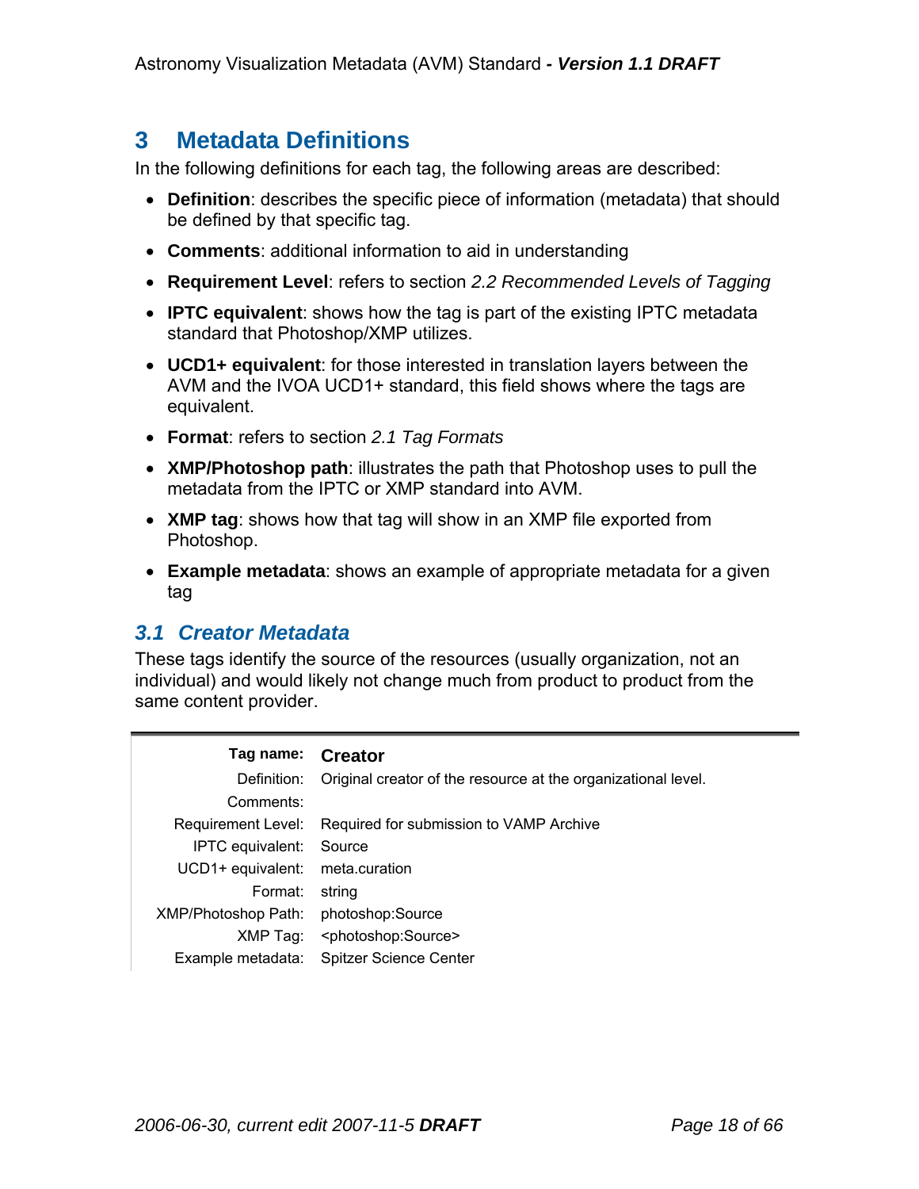# 3 Metadata Definitions

In the following definitions for each tag, the following areas are described:

- **Definition**: describes the specific piece of information (metadata) that should be defined by that specific tag.
- **Comments**: additional information to aid in understanding
- **Requirement Level**: refers to section *2.2 Recommended Levels of Tagging*
- **IPTC equivalent**: shows how the tag is part of the existing IPTC metadata standard that Photoshop/XMP utilizes.
- **UCD1+ equivalent**: for those interested in translation layers between the AVM and the IVOA UCD1+ standard, this field shows where the tags are equivalent.
- **Format**: refers to section *2.1 Tag Formats*
- **XMP/Photoshop path**: illustrates the path that Photoshop uses to pull the metadata from the IPTC or XMP standard into AVM.
- **XMP tag**: shows how that tag will show in an XMP file exported from Photoshop.
- **Example metadata**: shows an example of appropriate metadata for a given tag

## 3.1 Creator Metadata

These tags identify the source of the resources (usually organization, not an individual) and would likely not change much from product to product from the same content provider.

| **Tag name:** | **Creator** |
|---|---|
| Definition: | Original creator of the resource at the organizational level. |
| Comments: | |
| Requirement Level: | Required for submission to VAMP Archive |
| IPTC equivalent: | Source |
| UCD1+ equivalent: | meta.curation |
| Format: | string |
| XMP/Photoshop Path: | photoshop:Source |
| XMP Tag: | <photoshop:Source> |
| Example metadata: | Spitzer Science Center |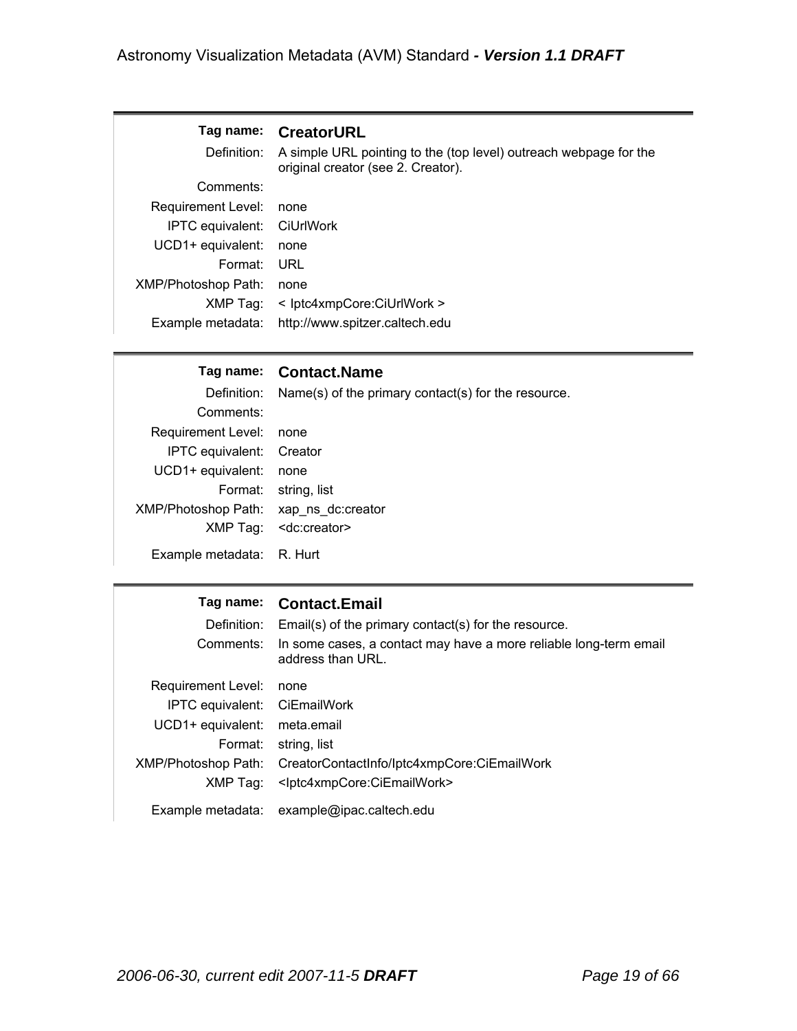| | |
|---|---|
| **Tag name:** | **CreatorURL** |
| Definition: | A simple URL pointing to the (top level) outreach webpage for the original creator (see 2. Creator). |
| Comments: | |
| Requirement Level: | none |
| IPTC equivalent: | CiUrlWork |
| UCD1+ equivalent: | none |
| Format: | URL |
| XMP/Photoshop Path: | none |
| XMP Tag: | < Iptc4xmpCore:CiUrlWork > |
| Example metadata: | http://www.spitzer.caltech.edu |

| | |
|---|---|
| **Tag name:** | **Contact.Name** |
| Definition: | Name(s) of the primary contact(s) for the resource. |
| Comments: | |
| Requirement Level: | none |
| IPTC equivalent: | Creator |
| UCD1+ equivalent: | none |
| Format: | string, list |
| XMP/Photoshop Path: | xap_ns_dc:creator |
| XMP Tag: | <dc:creator> |
| Example metadata: | R. Hurt |

| | |
|---|---|
| **Tag name:** | **Contact.Email** |
| Definition: | Email(s) of the primary contact(s) for the resource. |
| Comments: | In some cases, a contact may have a more reliable long-term email address than URL. |
| Requirement Level: | none |
| IPTC equivalent: | CiEmailWork |
| UCD1+ equivalent: | meta.email |
| Format: | string, list |
| XMP/Photoshop Path: | CreatorContactInfo/Iptc4xmpCore:CiEmailWork |
| XMP Tag: | <Iptc4xmpCore:CiEmailWork> |
| Example metadata: | example@ipac.caltech.edu |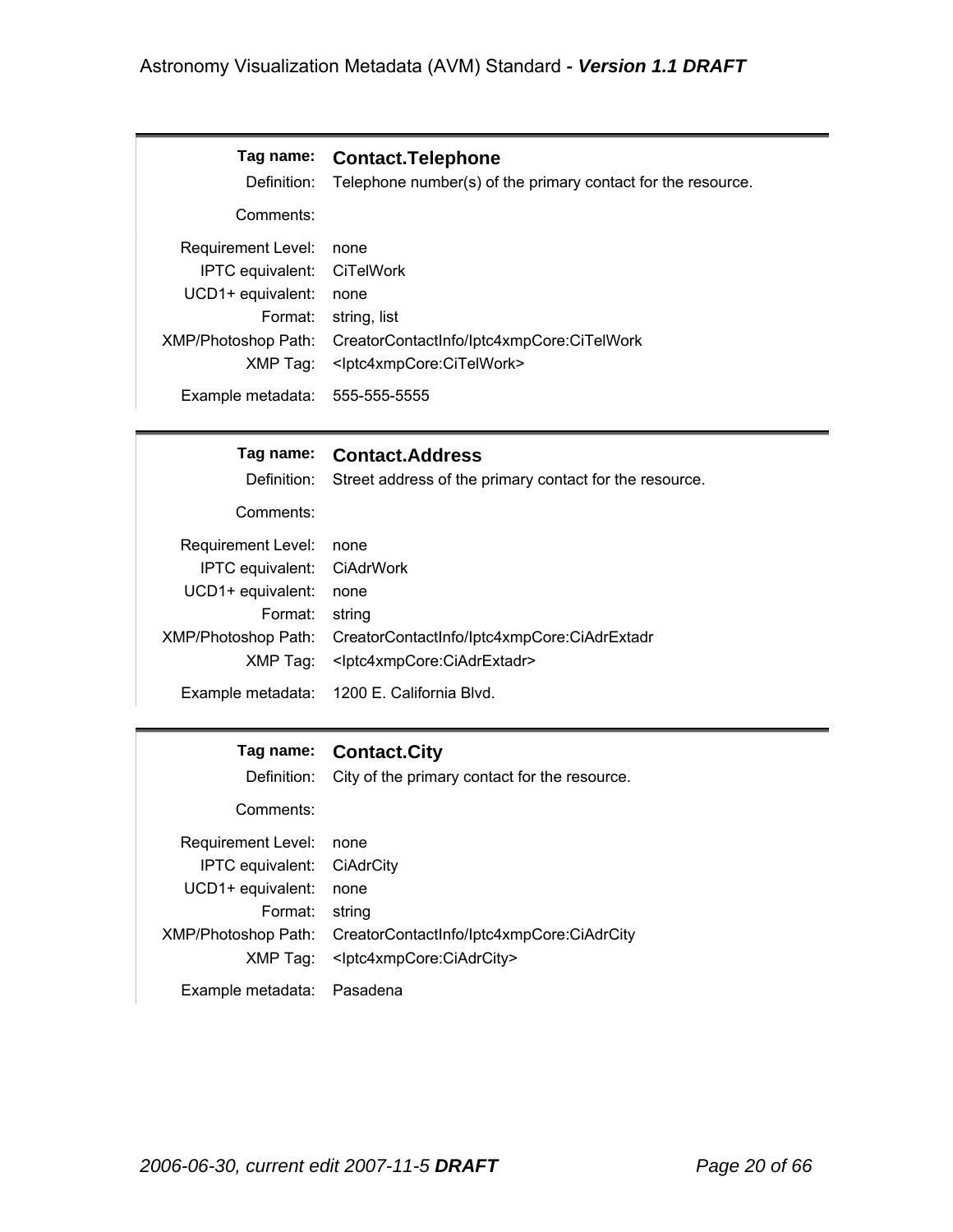| | |
|---|---|
| **Tag name:** | **Contact.Telephone** |
| Definition: | Telephone number(s) of the primary contact for the resource. |
| Comments: | |
| Requirement Level: | none |
| IPTC equivalent: | CiTelWork |
| UCD1+ equivalent: | none |
| Format: | string, list |
| XMP/Photoshop Path: | CreatorContactInfo/Iptc4xmpCore:CiTelWork |
| XMP Tag: | <Iptc4xmpCore:CiTelWork> |
| Example metadata: | 555-555-5555 |

| | |
|---|---|
| **Tag name:** | **Contact.Address** |
| Definition: | Street address of the primary contact for the resource. |
| Comments: | |
| Requirement Level: | none |
| IPTC equivalent: | CiAdrWork |
| UCD1+ equivalent: | none |
| Format: | string |
| XMP/Photoshop Path: | CreatorContactInfo/Iptc4xmpCore:CiAdrExtadr |
| XMP Tag: | <Iptc4xmpCore:CiAdrExtadr> |
| Example metadata: | 1200 E. California Blvd. |

| | |
|---|---|
| **Tag name:** | **Contact.City** |
| Definition: | City of the primary contact for the resource. |
| Comments: | |
| Requirement Level: | none |
| IPTC equivalent: | CiAdrCity |
| UCD1+ equivalent: | none |
| Format: | string |
| XMP/Photoshop Path: | CreatorContactInfo/Iptc4xmpCore:CiAdrCity |
| XMP Tag: | <Iptc4xmpCore:CiAdrCity> |
| Example metadata: | Pasadena |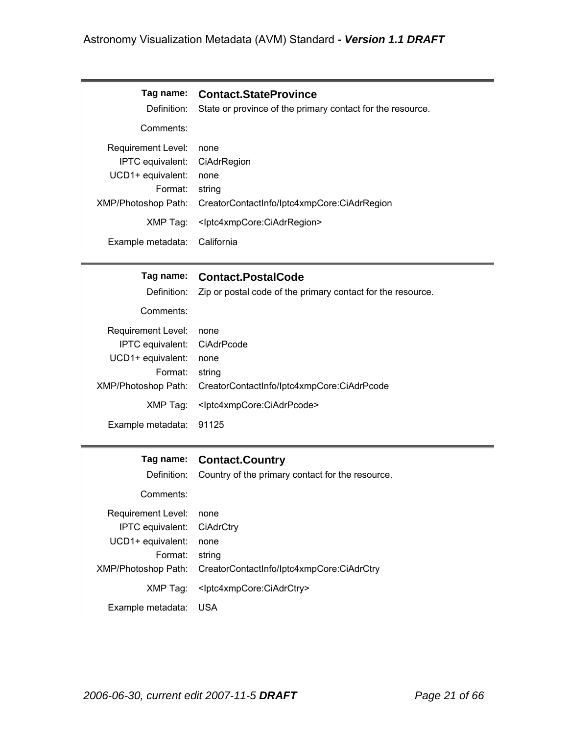| | |
|---|---|
| **Tag name:** | **Contact.StateProvince** |
| Definition: | State or province of the primary contact for the resource. |
| Comments: | |
| Requirement Level: | none |
| IPTC equivalent: | CiAdrRegion |
| UCD1+ equivalent: | none |
| Format: | string |
| XMP/Photoshop Path: | CreatorContactInfo/Iptc4xmpCore:CiAdrRegion |
| XMP Tag: | <Iptc4xmpCore:CiAdrRegion> |
| Example metadata: | California |

| | |
|---|---|
| **Tag name:** | **Contact.PostalCode** |
| Definition: | Zip or postal code of the primary contact for the resource. |
| Comments: | |
| Requirement Level: | none |
| IPTC equivalent: | CiAdrPcode |
| UCD1+ equivalent: | none |
| Format: | string |
| XMP/Photoshop Path: | CreatorContactInfo/Iptc4xmpCore:CiAdrPcode |
| XMP Tag: | <Iptc4xmpCore:CiAdrPcode> |
| Example metadata: | 91125 |

| | |
|---|---|
| **Tag name:** | **Contact.Country** |
| Definition: | Country of the primary contact for the resource. |
| Comments: | |
| Requirement Level: | none |
| IPTC equivalent: | CiAdrCtry |
| UCD1+ equivalent: | none |
| Format: | string |
| XMP/Photoshop Path: | CreatorContactInfo/Iptc4xmpCore:CiAdrCtry |
| XMP Tag: | <Iptc4xmpCore:CiAdrCtry> |
| Example metadata: | USA |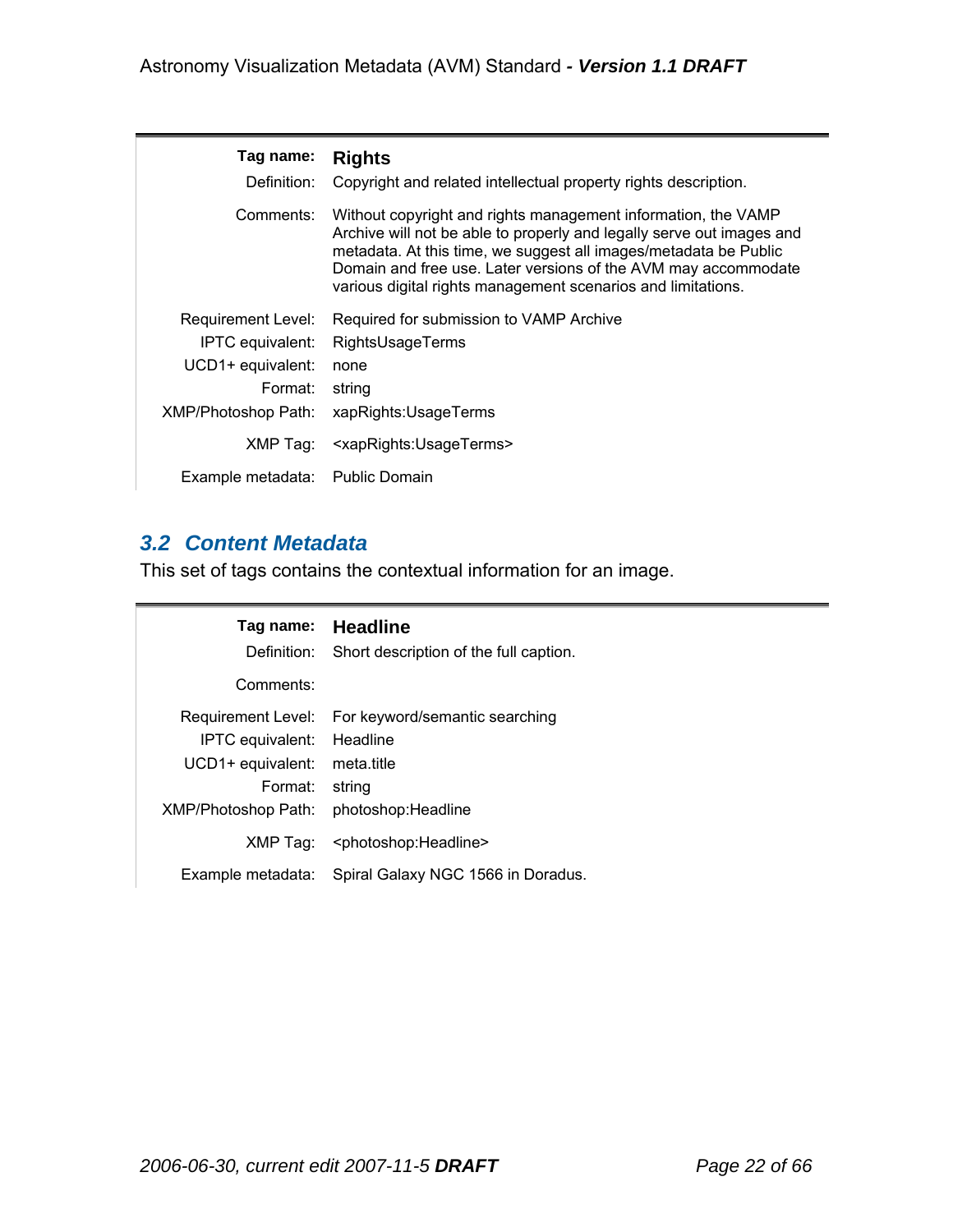| Tag name: | **Rights** |
|---:|---|
| Definition: | Copyright and related intellectual property rights description. |
| Comments: | Without copyright and rights management information, the VAMP Archive will not be able to properly and legally serve out images and metadata. At this time, we suggest all images/metadata be Public Domain and free use. Later versions of the AVM may accommodate various digital rights management scenarios and limitations. |
| Requirement Level: | Required for submission to VAMP Archive |
| IPTC equivalent: | RightsUsageTerms |
| UCD1+ equivalent: | none |
| Format: | string |
| XMP/Photoshop Path: | xapRights:UsageTerms |
| XMP Tag: | <xapRights:UsageTerms> |
| Example metadata: | Public Domain |

## 3.2 Content Metadata

This set of tags contains the contextual information for an image.

| Tag name: | **Headline** |
|---:|---|
| Definition: | Short description of the full caption. |
| Comments: | |
| Requirement Level: | For keyword/semantic searching |
| IPTC equivalent: | Headline |
| UCD1+ equivalent: | meta.title |
| Format: | string |
| XMP/Photoshop Path: | photoshop:Headline |
| XMP Tag: | <photoshop:Headline> |
| Example metadata: | Spiral Galaxy NGC 1566 in Doradus. |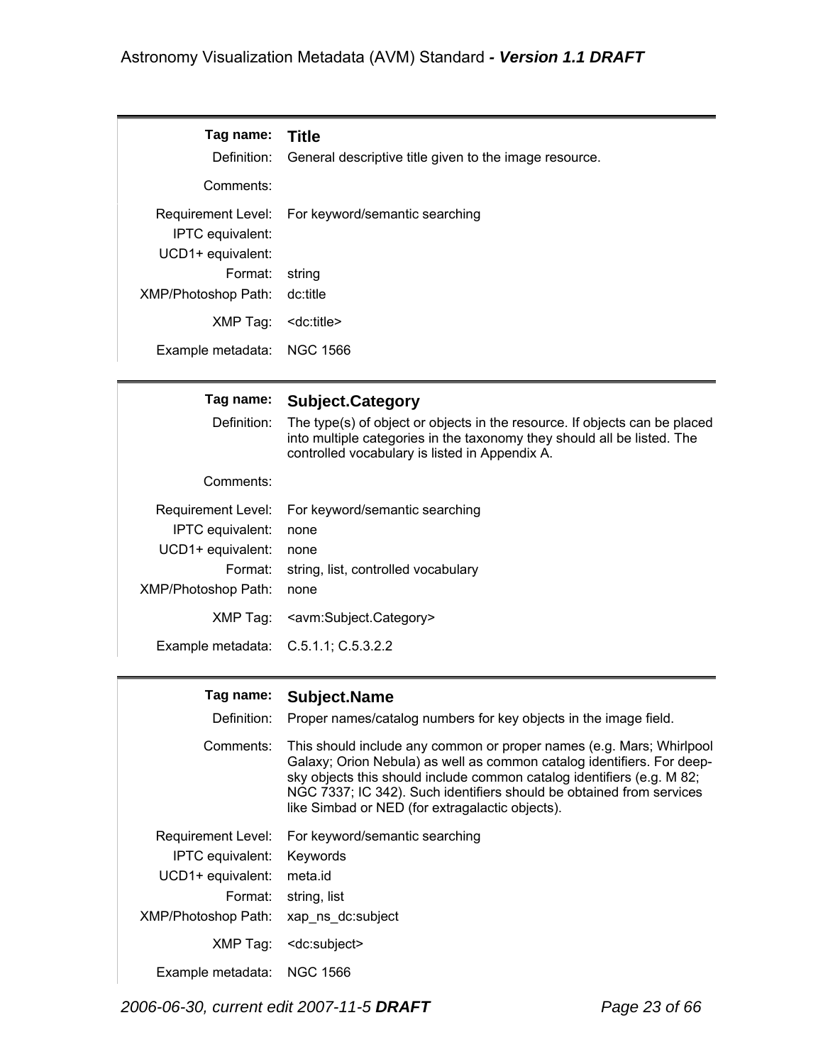| Tag name: | **Title** |
|---|---|
| Definition: | General descriptive title given to the image resource. |
| Comments: | |
| Requirement Level: | For keyword/semantic searching |
| IPTC equivalent: | |
| UCD1+ equivalent: | |
| Format: | string |
| XMP/Photoshop Path: | dc:title |
| XMP Tag: | <dc:title> |
| Example metadata: | NGC 1566 |

| Tag name: | **Subject.Category** |
|---|---|
| Definition: | The type(s) of object or objects in the resource. If objects can be placed into multiple categories in the taxonomy they should all be listed. The controlled vocabulary is listed in Appendix A. |
| Comments: | |
| Requirement Level: | For keyword/semantic searching |
| IPTC equivalent: | none |
| UCD1+ equivalent: | none |
| Format: | string, list, controlled vocabulary |
| XMP/Photoshop Path: | none |
| XMP Tag: | <avm:Subject.Category> |
| Example metadata: | C.5.1.1; C.5.3.2.2 |

| Tag name: | **Subject.Name** |
|---|---|
| Definition: | Proper names/catalog numbers for key objects in the image field. |
| Comments: | This should include any common or proper names (e.g. Mars; Whirlpool Galaxy; Orion Nebula) as well as common catalog identifiers. For deep-sky objects this should include common catalog identifiers (e.g. M 82; NGC 7337; IC 342). Such identifiers should be obtained from services like Simbad or NED (for extragalactic objects). |
| Requirement Level: | For keyword/semantic searching |
| IPTC equivalent: | Keywords |
| UCD1+ equivalent: | meta.id |
| Format: | string, list |
| XMP/Photoshop Path: | xap_ns_dc:subject |
| XMP Tag: | <dc:subject> |
| Example metadata: | NGC 1566 |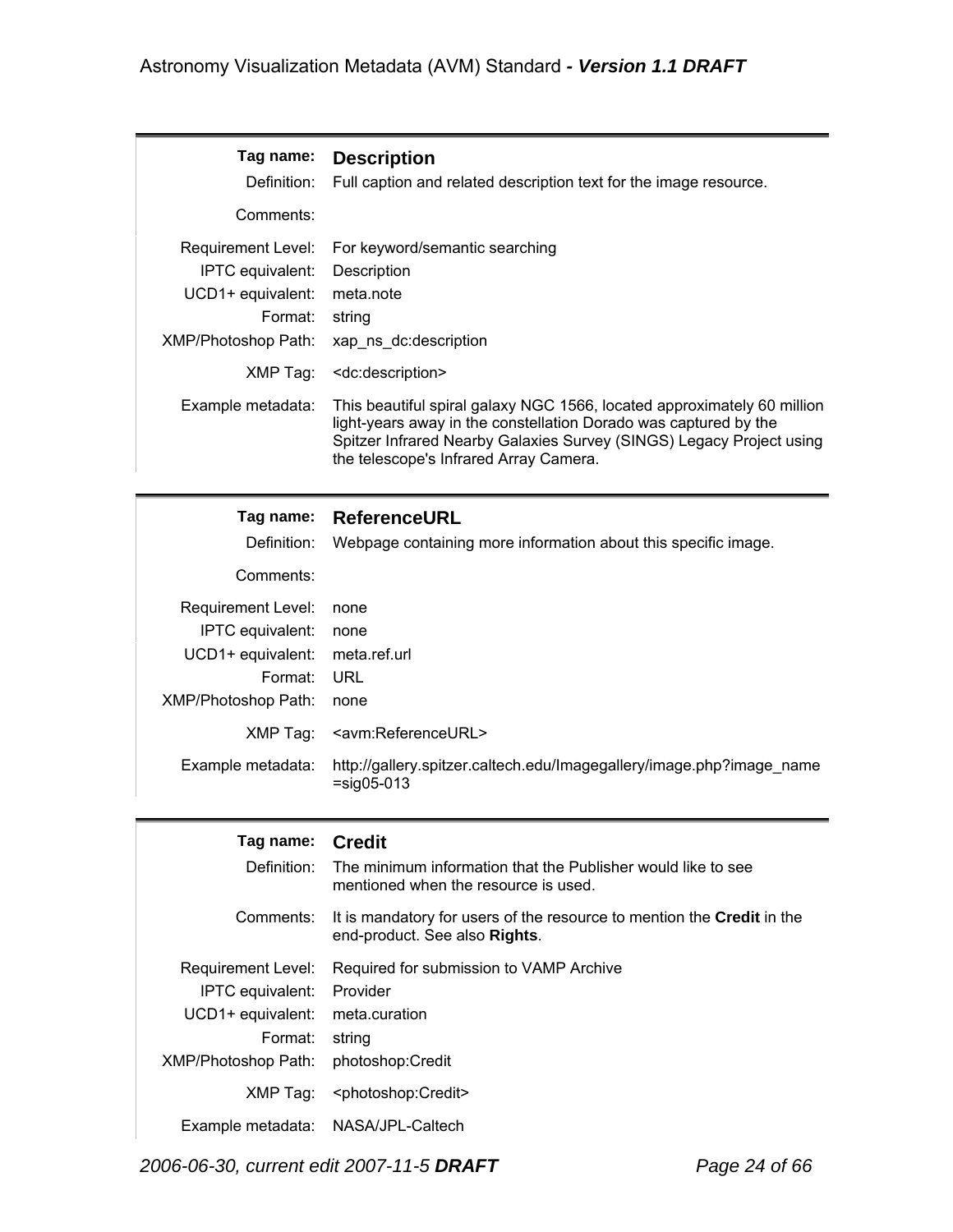| | |
|---|---|
| **Tag name:** | **Description** |
| Definition: | Full caption and related description text for the image resource. |
| Comments: | |
| Requirement Level: | For keyword/semantic searching |
| IPTC equivalent: | Description |
| UCD1+ equivalent: | meta.note |
| Format: | string |
| XMP/Photoshop Path: | xap_ns_dc:description |
| XMP Tag: | <dc:description> |
| Example metadata: | This beautiful spiral galaxy NGC 1566, located approximately 60 million light-years away in the constellation Dorado was captured by the Spitzer Infrared Nearby Galaxies Survey (SINGS) Legacy Project using the telescope's Infrared Array Camera. |

| | |
|---|---|
| **Tag name:** | **ReferenceURL** |
| Definition: | Webpage containing more information about this specific image. |
| Comments: | |
| Requirement Level: | none |
| IPTC equivalent: | none |
| UCD1+ equivalent: | meta.ref.url |
| Format: | URL |
| XMP/Photoshop Path: | none |
| XMP Tag: | <avm:ReferenceURL> |
| Example metadata: | http://gallery.spitzer.caltech.edu/Imagegallery/image.php?image_name=sig05-013 |

| | |
|---|---|
| **Tag name:** | **Credit** |
| Definition: | The minimum information that the Publisher would like to see mentioned when the resource is used. |
| Comments: | It is mandatory for users of the resource to mention the **Credit** in the end-product. See also **Rights**. |
| Requirement Level: | Required for submission to VAMP Archive |
| IPTC equivalent: | Provider |
| UCD1+ equivalent: | meta.curation |
| Format: | string |
| XMP/Photoshop Path: | photoshop:Credit |
| XMP Tag: | <photoshop:Credit> |
| Example metadata: | NASA/JPL-Caltech |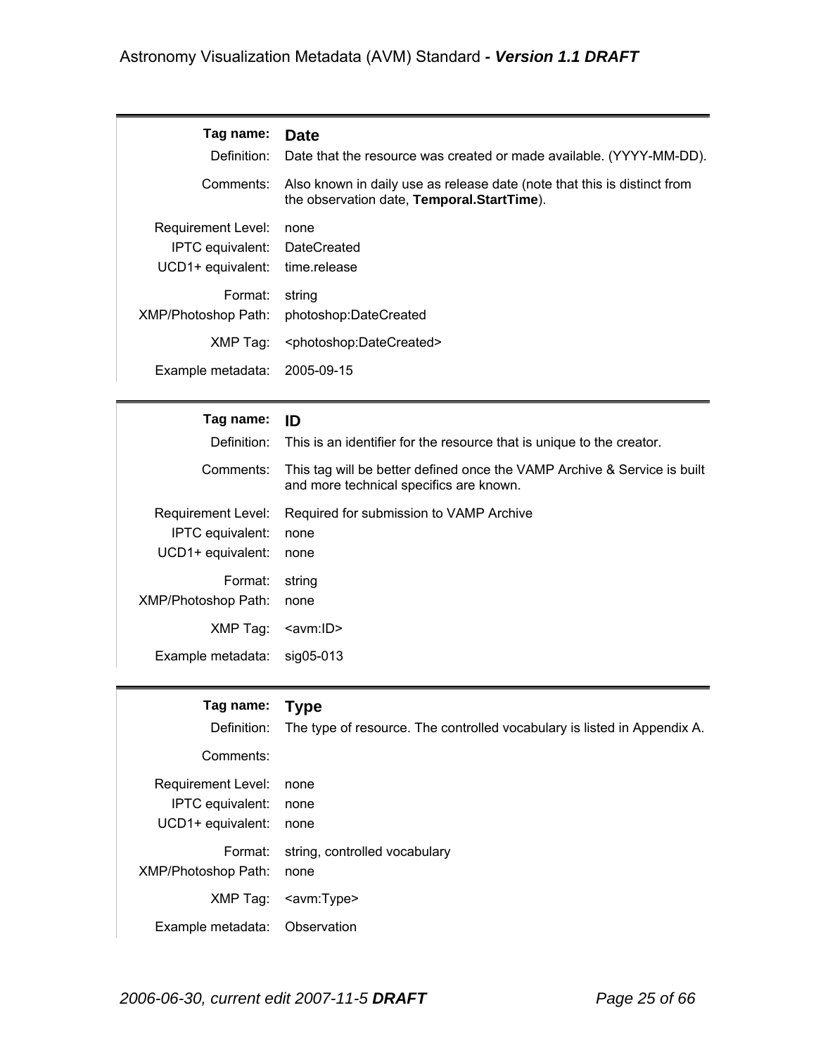| | |
|---|---|
| **Tag name:** | **Date** |
| Definition: | Date that the resource was created or made available. (YYYY-MM-DD). |
| Comments: | Also known in daily use as release date (note that this is distinct from the observation date, **Temporal.StartTime**). |
| Requirement Level: | none |
| IPTC equivalent: | DateCreated |
| UCD1+ equivalent: | time.release |
| Format: | string |
| XMP/Photoshop Path: | photoshop:DateCreated |
| XMP Tag: | <photoshop:DateCreated> |
| Example metadata: | 2005-09-15 |

| | |
|---|---|
| **Tag name:** | **ID** |
| Definition: | This is an identifier for the resource that is unique to the creator. |
| Comments: | This tag will be better defined once the VAMP Archive & Service is built and more technical specifics are known. |
| Requirement Level: | Required for submission to VAMP Archive |
| IPTC equivalent: | none |
| UCD1+ equivalent: | none |
| Format: | string |
| XMP/Photoshop Path: | none |
| XMP Tag: | <avm:ID> |
| Example metadata: | sig05-013 |

| | |
|---|---|
| **Tag name:** | **Type** |
| Definition: | The type of resource. The controlled vocabulary is listed in Appendix A. |
| Comments: | |
| Requirement Level: | none |
| IPTC equivalent: | none |
| UCD1+ equivalent: | none |
| Format: | string, controlled vocabulary |
| XMP/Photoshop Path: | none |
| XMP Tag: | <avm:Type> |
| Example metadata: | Observation |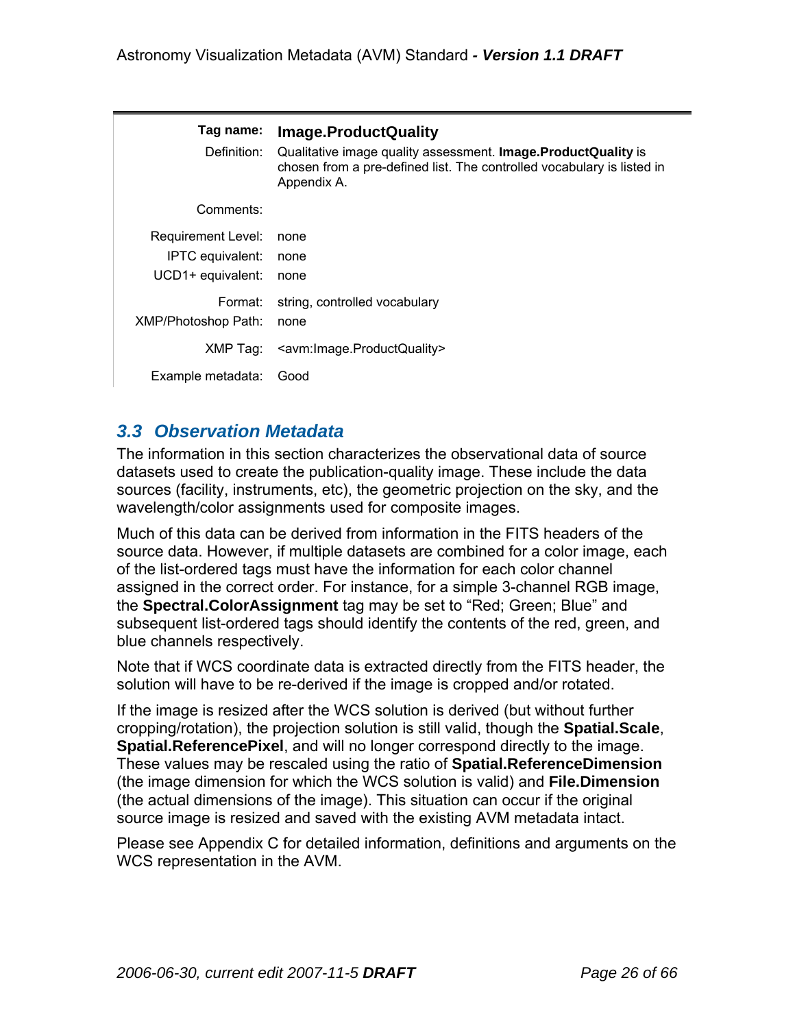| Tag name: | **Image.ProductQuality** |
|---:|---|
| Definition: | Qualitative image quality assessment. **Image.ProductQuality** is chosen from a pre-defined list. The controlled vocabulary is listed in Appendix A. |
| Comments: | |
| Requirement Level: | none |
| IPTC equivalent: | none |
| UCD1+ equivalent: | none |
| Format: | string, controlled vocabulary |
| XMP/Photoshop Path: | none |
| XMP Tag: | <avm:Image.ProductQuality> |
| Example metadata: | Good |

## 3.3 Observation Metadata

The information in this section characterizes the observational data of source datasets used to create the publication-quality image. These include the data sources (facility, instruments, etc), the geometric projection on the sky, and the wavelength/color assignments used for composite images.

Much of this data can be derived from information in the FITS headers of the source data. However, if multiple datasets are combined for a color image, each of the list-ordered tags must have the information for each color channel assigned in the correct order. For instance, for a simple 3-channel RGB image, the **Spectral.ColorAssignment** tag may be set to “Red; Green; Blue” and subsequent list-ordered tags should identify the contents of the red, green, and blue channels respectively.

Note that if WCS coordinate data is extracted directly from the FITS header, the solution will have to be re-derived if the image is cropped and/or rotated.

If the image is resized after the WCS solution is derived (but without further cropping/rotation), the projection solution is still valid, though the **Spatial.Scale**, **Spatial.ReferencePixel**, and will no longer correspond directly to the image. These values may be rescaled using the ratio of **Spatial.ReferenceDimension** (the image dimension for which the WCS solution is valid) and **File.Dimension** (the actual dimensions of the image). This situation can occur if the original source image is resized and saved with the existing AVM metadata intact.

Please see Appendix C for detailed information, definitions and arguments on the WCS representation in the AVM.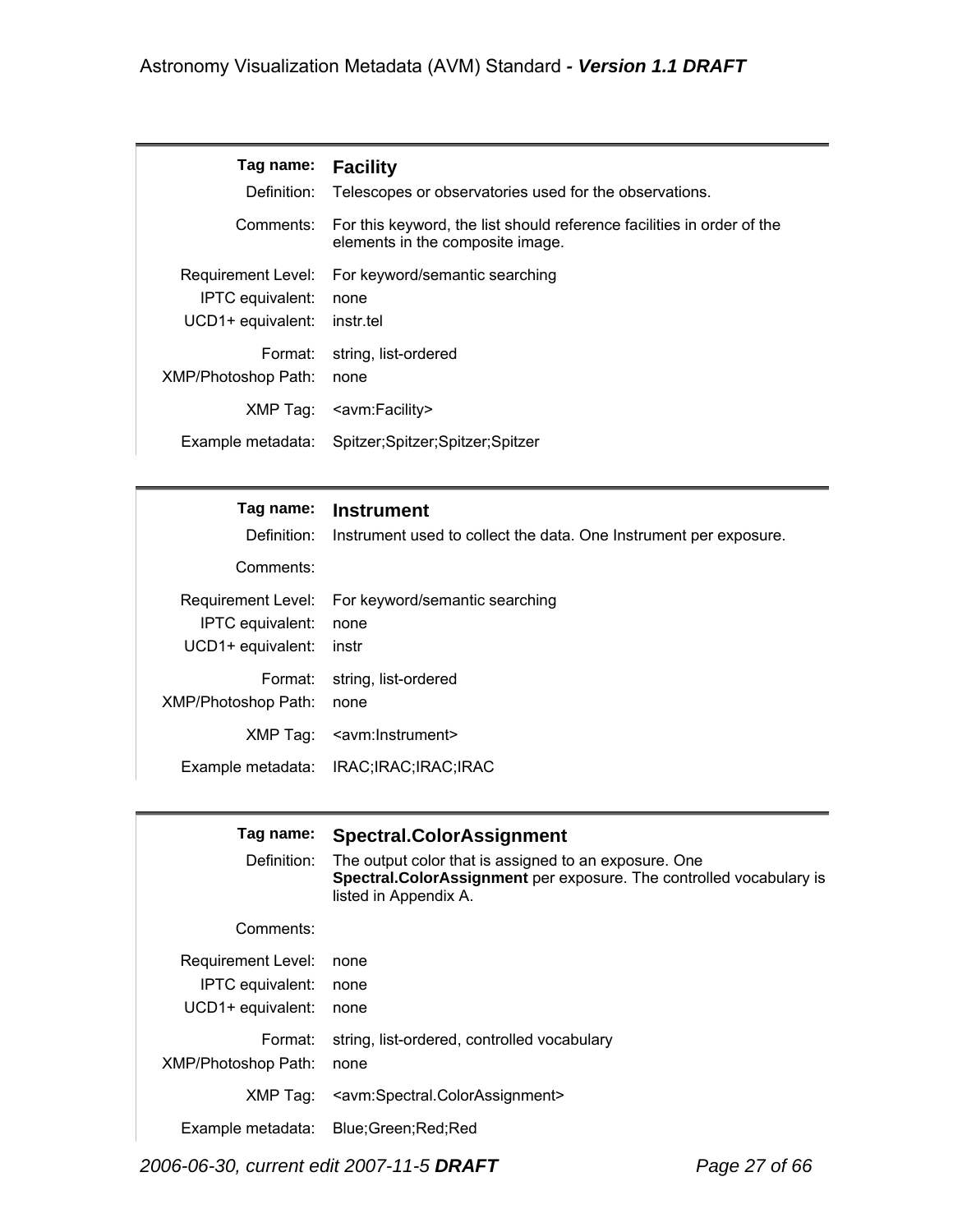| | |
|---|---|
| **Tag name:** | **Facility** |
| Definition: | Telescopes or observatories used for the observations. |
| Comments: | For this keyword, the list should reference facilities in order of the elements in the composite image. |
| Requirement Level: | For keyword/semantic searching |
| IPTC equivalent: | none |
| UCD1+ equivalent: | instr.tel |
| Format: | string, list-ordered |
| XMP/Photoshop Path: | none |
| XMP Tag: | <avm:Facility> |
| Example metadata: | Spitzer;Spitzer;Spitzer;Spitzer |

| | |
|---|---|
| **Tag name:** | **Instrument** |
| Definition: | Instrument used to collect the data. One Instrument per exposure. |
| Comments: | |
| Requirement Level: | For keyword/semantic searching |
| IPTC equivalent: | none |
| UCD1+ equivalent: | instr |
| Format: | string, list-ordered |
| XMP/Photoshop Path: | none |
| XMP Tag: | <avm:Instrument> |
| Example metadata: | IRAC;IRAC;IRAC;IRAC |

| | |
|---|---|
| **Tag name:** | **Spectral.ColorAssignment** |
| Definition: | The output color that is assigned to an exposure. One **Spectral.ColorAssignment** per exposure. The controlled vocabulary is listed in Appendix A. |
| Comments: | |
| Requirement Level: | none |
| IPTC equivalent: | none |
| UCD1+ equivalent: | none |
| Format: | string, list-ordered, controlled vocabulary |
| XMP/Photoshop Path: | none |
| XMP Tag: | <avm:Spectral.ColorAssignment> |
| Example metadata: | Blue;Green;Red;Red |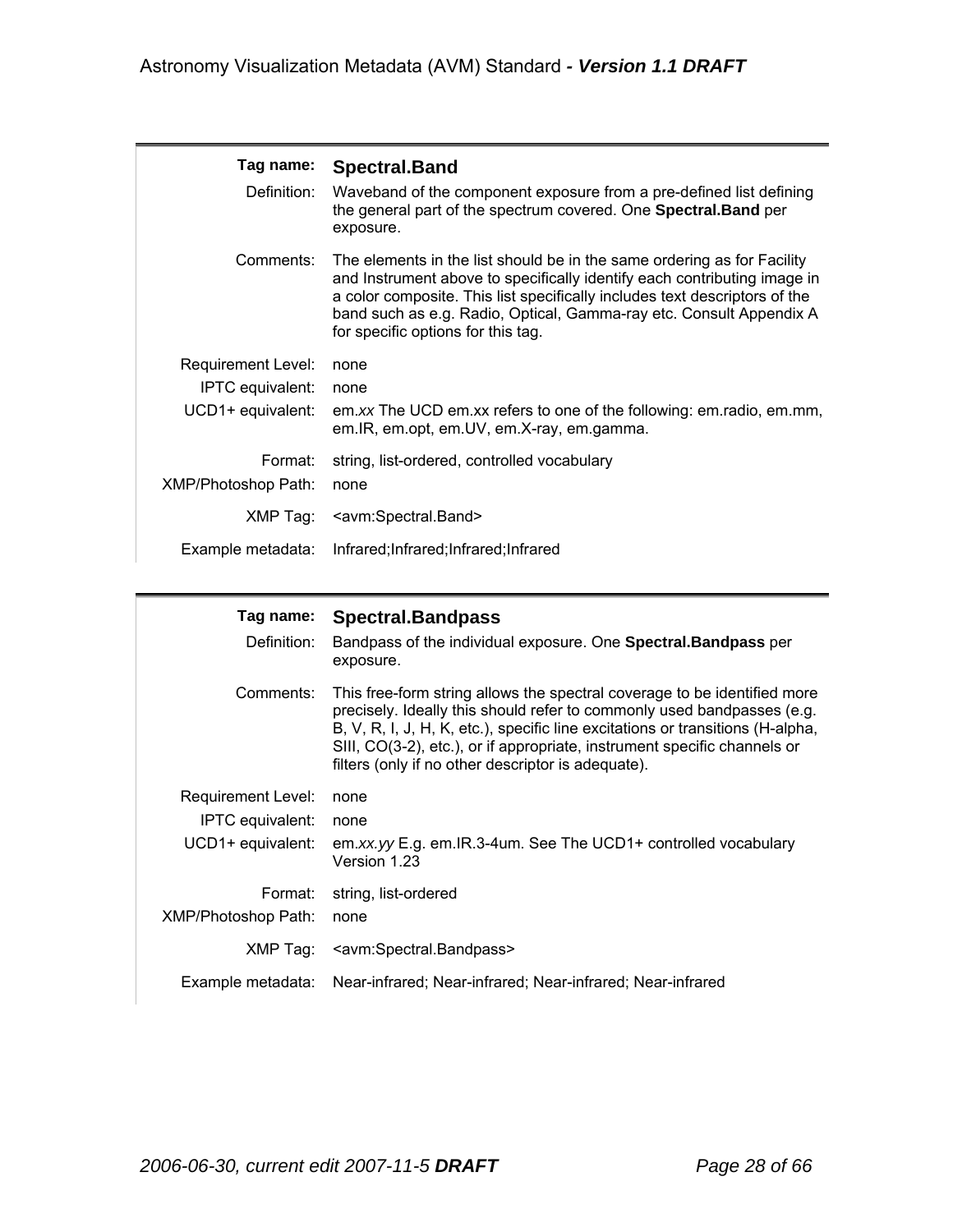| Tag name: | **Spectral.Band** |
|---|---|
| Definition: | Waveband of the component exposure from a pre-defined list defining the general part of the spectrum covered. One **Spectral.Band** per exposure. |
| Comments: | The elements in the list should be in the same ordering as for Facility and Instrument above to specifically identify each contributing image in a color composite. This list specifically includes text descriptors of the band such as e.g. Radio, Optical, Gamma-ray etc. Consult Appendix A for specific options for this tag. |
| Requirement Level: | none |
| IPTC equivalent: | none |
| UCD1+ equivalent: | em.*xx* The UCD em.xx refers to one of the following: em.radio, em.mm, em.IR, em.opt, em.UV, em.X-ray, em.gamma. |
| Format: | string, list-ordered, controlled vocabulary |
| XMP/Photoshop Path: | none |
| XMP Tag: | <avm:Spectral.Band> |
| Example metadata: | Infrared;Infrared;Infrared;Infrared |

| Tag name: | **Spectral.Bandpass** |
|---|---|
| Definition: | Bandpass of the individual exposure. One **Spectral.Bandpass** per exposure. |
| Comments: | This free-form string allows the spectral coverage to be identified more precisely. Ideally this should refer to commonly used bandpasses (e.g. B, V, R, I, J, H, K, etc.), specific line excitations or transitions (H-alpha, SIII, CO(3-2), etc.), or if appropriate, instrument specific channels or filters (only if no other descriptor is adequate). |
| Requirement Level: | none |
| IPTC equivalent: | none |
| UCD1+ equivalent: | em.*xx.yy* E.g. em.IR.3-4um. See The UCD1+ controlled vocabulary Version 1.23 |
| Format: | string, list-ordered |
| XMP/Photoshop Path: | none |
| XMP Tag: | <avm:Spectral.Bandpass> |
| Example metadata: | Near-infrared; Near-infrared; Near-infrared; Near-infrared |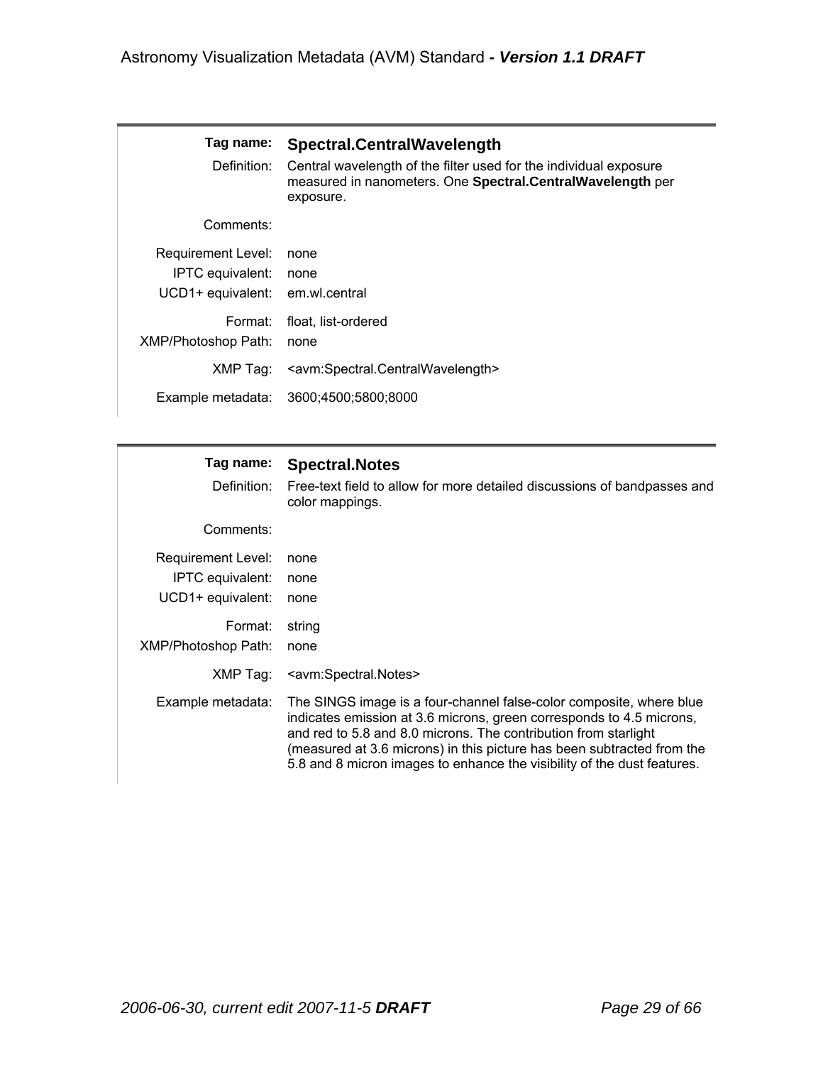| | |
|---|---|
| **Tag name:** | **Spectral.CentralWavelength** |
| Definition: | Central wavelength of the filter used for the individual exposure measured in nanometers. One **Spectral.CentralWavelength** per exposure. |
| Comments: | |
| Requirement Level: | none |
| IPTC equivalent: | none |
| UCD1+ equivalent: | em.wl.central |
| Format: | float, list-ordered |
| XMP/Photoshop Path: | none |
| XMP Tag: | <avm:Spectral.CentralWavelength> |
| Example metadata: | 3600;4500;5800;8000 |

| | |
|---|---|
| **Tag name:** | **Spectral.Notes** |
| Definition: | Free-text field to allow for more detailed discussions of bandpasses and color mappings. |
| Comments: | |
| Requirement Level: | none |
| IPTC equivalent: | none |
| UCD1+ equivalent: | none |
| Format: | string |
| XMP/Photoshop Path: | none |
| XMP Tag: | <avm:Spectral.Notes> |
| Example metadata: | The SINGS image is a four-channel false-color composite, where blue indicates emission at 3.6 microns, green corresponds to 4.5 microns, and red to 5.8 and 8.0 microns. The contribution from starlight (measured at 3.6 microns) in this picture has been subtracted from the 5.8 and 8 micron images to enhance the visibility of the dust features. |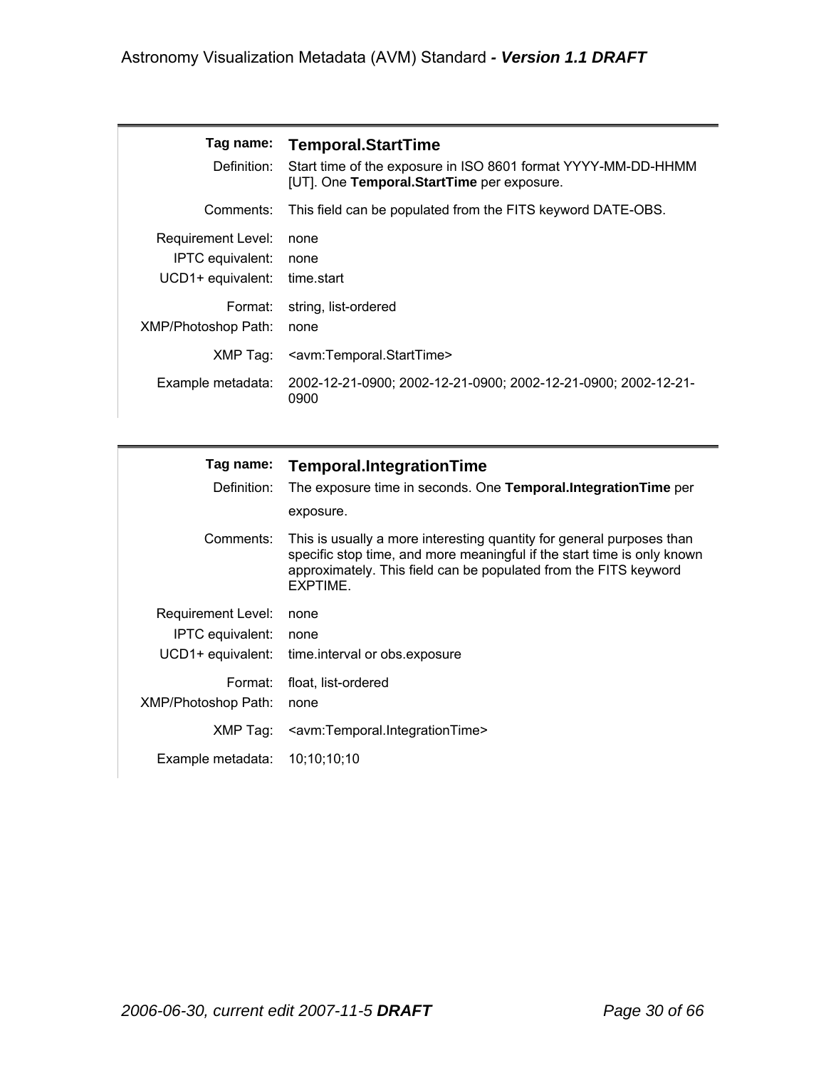| | |
|---|---|
| **Tag name:** | **Temporal.StartTime** |
| Definition: | Start time of the exposure in ISO 8601 format YYYY-MM-DD-HHMM [UT]. One **Temporal.StartTime** per exposure. |
| Comments: | This field can be populated from the FITS keyword DATE-OBS. |
| Requirement Level: | none |
| IPTC equivalent: | none |
| UCD1+ equivalent: | time.start |
| Format: | string, list-ordered |
| XMP/Photoshop Path: | none |
| XMP Tag: | <avm:Temporal.StartTime> |
| Example metadata: | 2002-12-21-0900; 2002-12-21-0900; 2002-12-21-0900; 2002-12-21-0900 |

| | |
|---|---|
| **Tag name:** | **Temporal.IntegrationTime** |
| Definition: | The exposure time in seconds. One **Temporal.IntegrationTime** per exposure. |
| Comments: | This is usually a more interesting quantity for general purposes than specific stop time, and more meaningful if the start time is only known approximately. This field can be populated from the FITS keyword EXPTIME. |
| Requirement Level: | none |
| IPTC equivalent: | none |
| UCD1+ equivalent: | time.interval or obs.exposure |
| Format: | float, list-ordered |
| XMP/Photoshop Path: | none |
| XMP Tag: | <avm:Temporal.IntegrationTime> |
| Example metadata: | 10;10;10;10 |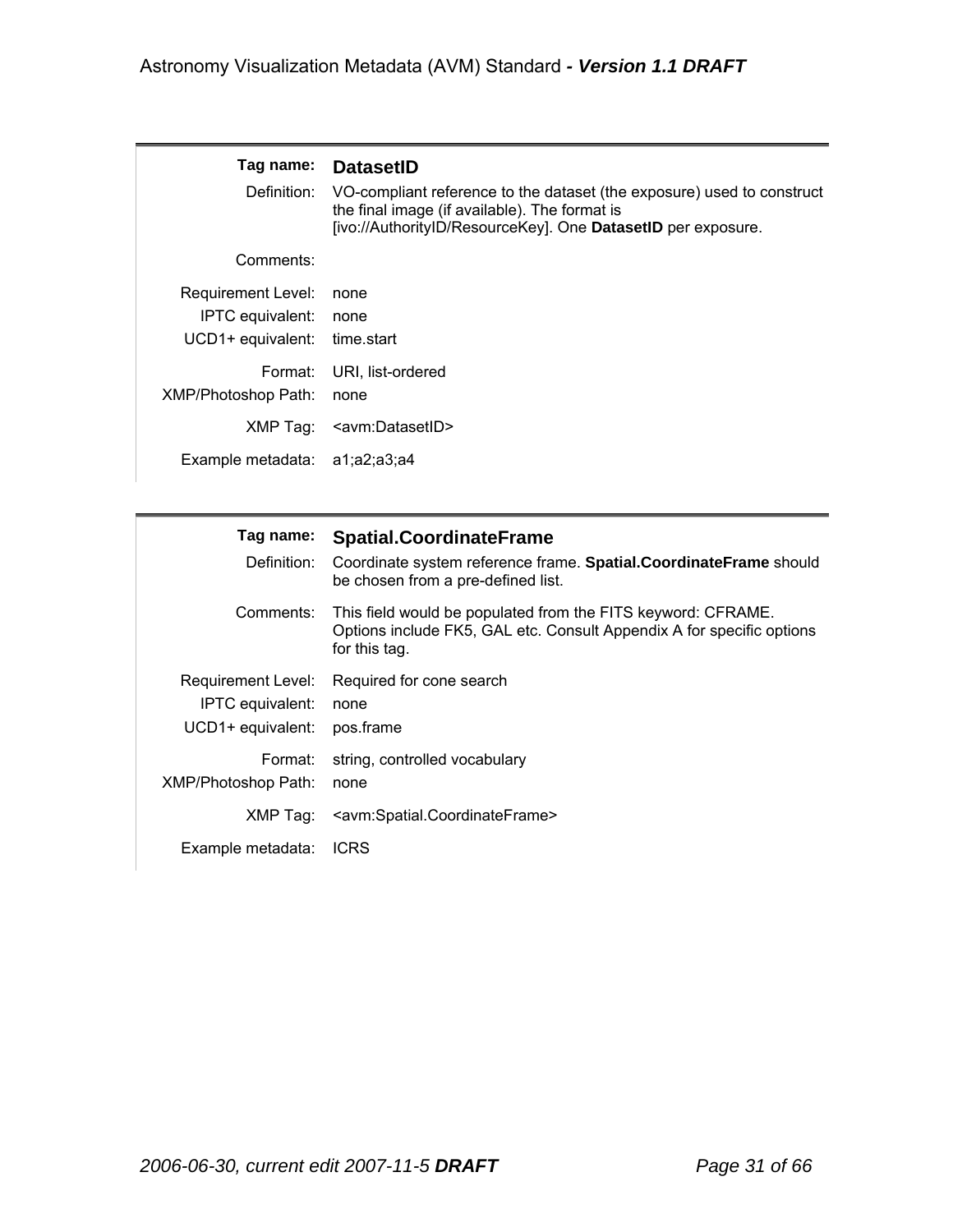| | |
|---|---|
| **Tag name:** | **DatasetID** |
| Definition: | VO-compliant reference to the dataset (the exposure) used to construct the final image (if available). The format is [ivo://AuthorityID/ResourceKey]. One **DatasetID** per exposure. |
| Comments: | |
| Requirement Level: | none |
| IPTC equivalent: | none |
| UCD1+ equivalent: | time.start |
| Format: | URI, list-ordered |
| XMP/Photoshop Path: | none |
| XMP Tag: | <avm:DatasetID> |
| Example metadata: | a1;a2;a3;a4 |

| | |
|---|---|
| **Tag name:** | **Spatial.CoordinateFrame** |
| Definition: | Coordinate system reference frame. **Spatial.CoordinateFrame** should be chosen from a pre-defined list. |
| Comments: | This field would be populated from the FITS keyword: CFRAME. Options include FK5, GAL etc. Consult Appendix A for specific options for this tag. |
| Requirement Level: | Required for cone search |
| IPTC equivalent: | none |
| UCD1+ equivalent: | pos.frame |
| Format: | string, controlled vocabulary |
| XMP/Photoshop Path: | none |
| XMP Tag: | <avm:Spatial.CoordinateFrame> |
| Example metadata: | ICRS |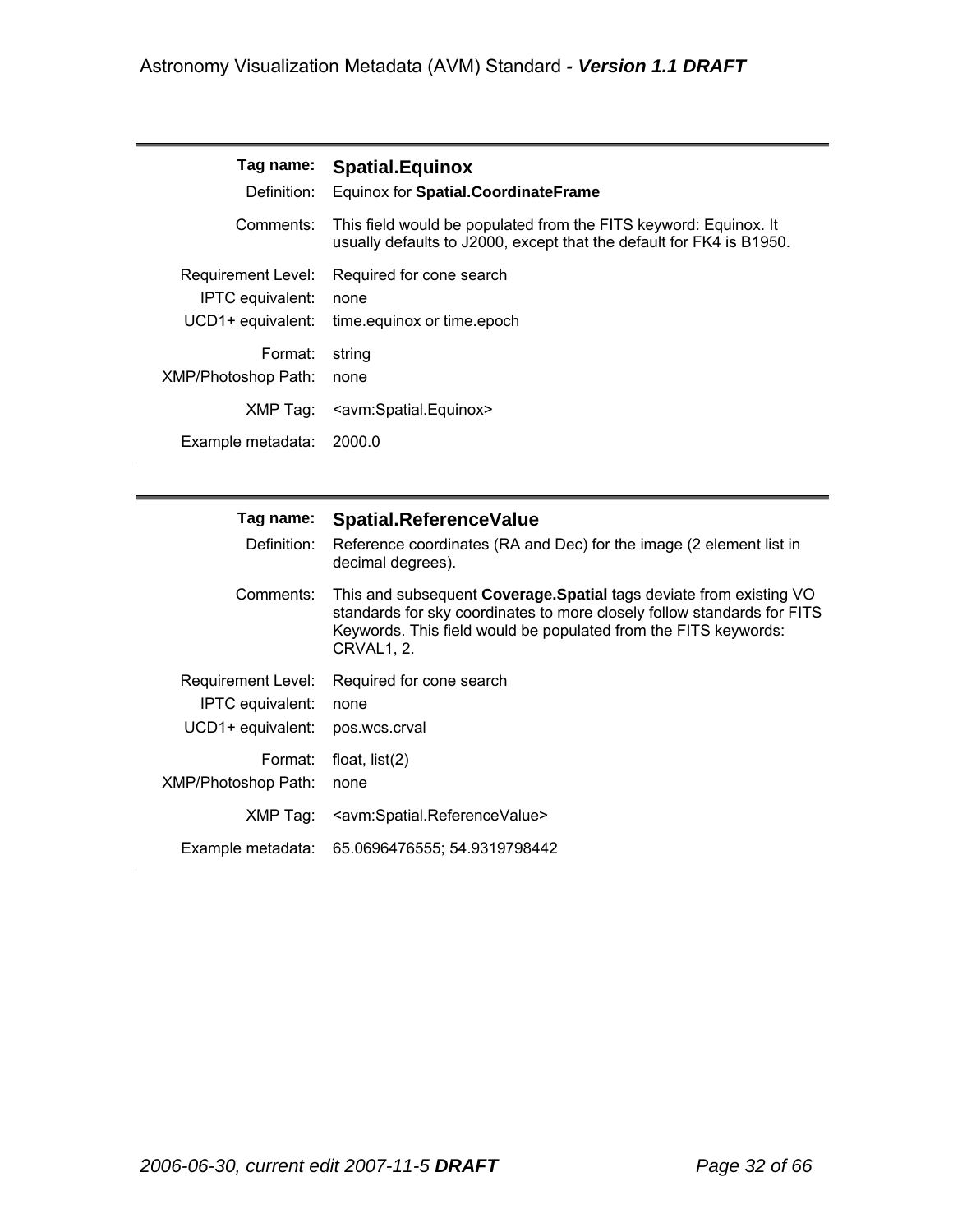| | |
|---|---|
| **Tag name:** | **Spatial.Equinox** |
| Definition: | Equinox for **Spatial.CoordinateFrame** |
| Comments: | This field would be populated from the FITS keyword: Equinox. It usually defaults to J2000, except that the default for FK4 is B1950. |
| Requirement Level: | Required for cone search |
| IPTC equivalent: | none |
| UCD1+ equivalent: | time.equinox or time.epoch |
| Format: | string |
| XMP/Photoshop Path: | none |
| XMP Tag: | <avm:Spatial.Equinox> |
| Example metadata: | 2000.0 |

| | |
|---|---|
| **Tag name:** | **Spatial.ReferenceValue** |
| Definition: | Reference coordinates (RA and Dec) for the image (2 element list in decimal degrees). |
| Comments: | This and subsequent **Coverage.Spatial** tags deviate from existing VO standards for sky coordinates to more closely follow standards for FITS Keywords. This field would be populated from the FITS keywords: CRVAL1, 2. |
| Requirement Level: | Required for cone search |
| IPTC equivalent: | none |
| UCD1+ equivalent: | pos.wcs.crval |
| Format: | float, list(2) |
| XMP/Photoshop Path: | none |
| XMP Tag: | <avm:Spatial.ReferenceValue> |
| Example metadata: | 65.0696476555; 54.9319798442 |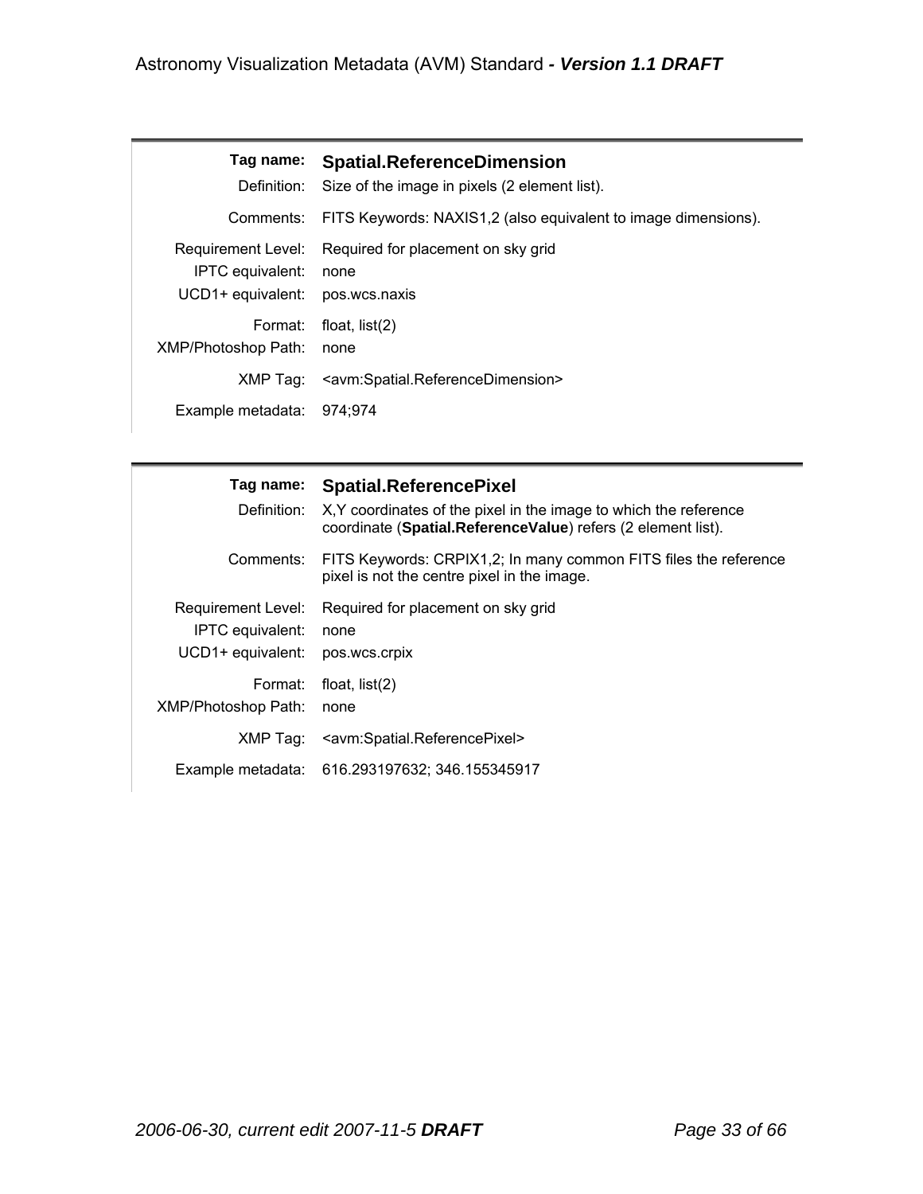| Tag name: | **Spatial.ReferenceDimension** |
|---|---|
| Definition: | Size of the image in pixels (2 element list). |
| Comments: | FITS Keywords: NAXIS1,2 (also equivalent to image dimensions). |
| Requirement Level: | Required for placement on sky grid |
| IPTC equivalent: | none |
| UCD1+ equivalent: | pos.wcs.naxis |
| Format: | float, list(2) |
| XMP/Photoshop Path: | none |
| XMP Tag: | <avm:Spatial.ReferenceDimension> |
| Example metadata: | 974;974 |

| Tag name: | **Spatial.ReferencePixel** |
|---|---|
| Definition: | X,Y coordinates of the pixel in the image to which the reference coordinate (**Spatial.ReferenceValue**) refers (2 element list). |
| Comments: | FITS Keywords: CRPIX1,2; In many common FITS files the reference pixel is not the centre pixel in the image. |
| Requirement Level: | Required for placement on sky grid |
| IPTC equivalent: | none |
| UCD1+ equivalent: | pos.wcs.crpix |
| Format: | float, list(2) |
| XMP/Photoshop Path: | none |
| XMP Tag: | <avm:Spatial.ReferencePixel> |
| Example metadata: | 616.293197632; 346.155345917 |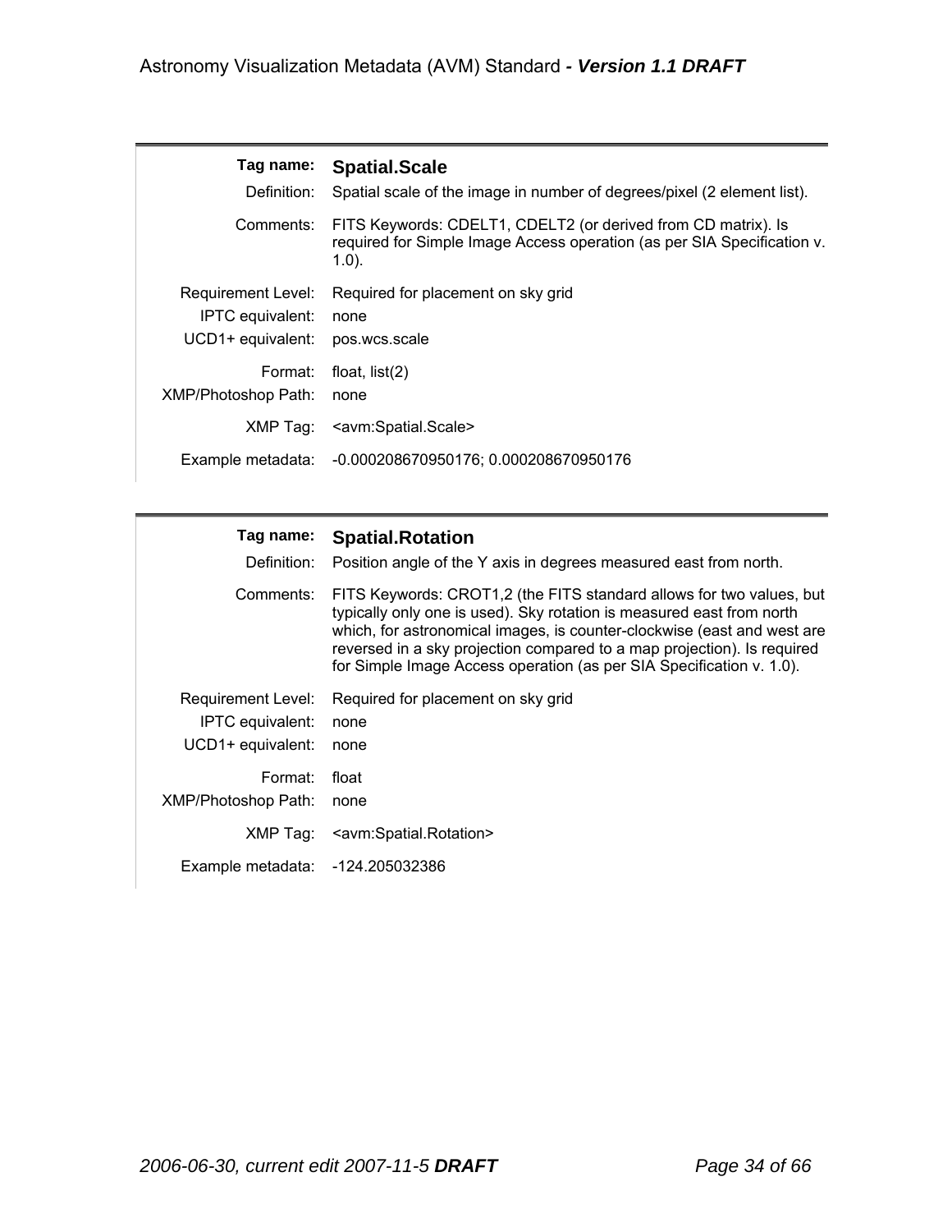| Tag name: | **Spatial.Scale** |
|---|---|
| Definition: | Spatial scale of the image in number of degrees/pixel (2 element list). |
| Comments: | FITS Keywords: CDELT1, CDELT2 (or derived from CD matrix). Is required for Simple Image Access operation (as per SIA Specification v. 1.0). |
| Requirement Level: | Required for placement on sky grid |
| IPTC equivalent: | none |
| UCD1+ equivalent: | pos.wcs.scale |
| Format: | float, list(2) |
| XMP/Photoshop Path: | none |
| XMP Tag: | <avm:Spatial.Scale> |
| Example metadata: | -0.000208670950176; 0.000208670950176 |

| Tag name: | **Spatial.Rotation** |
|---|---|
| Definition: | Position angle of the Y axis in degrees measured east from north. |
| Comments: | FITS Keywords: CROT1,2 (the FITS standard allows for two values, but typically only one is used). Sky rotation is measured east from north which, for astronomical images, is counter-clockwise (east and west are reversed in a sky projection compared to a map projection). Is required for Simple Image Access operation (as per SIA Specification v. 1.0). |
| Requirement Level: | Required for placement on sky grid |
| IPTC equivalent: | none |
| UCD1+ equivalent: | none |
| Format: | float |
| XMP/Photoshop Path: | none |
| XMP Tag: | <avm:Spatial.Rotation> |
| Example metadata: | -124.205032386 |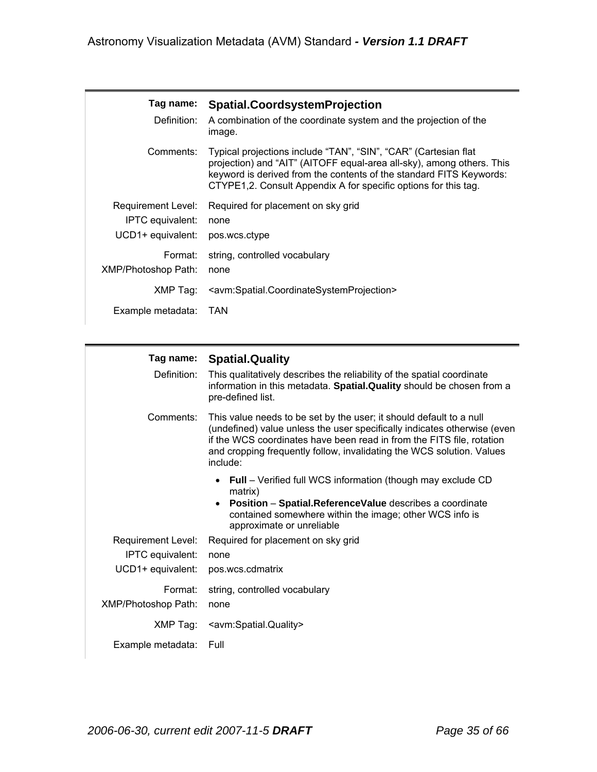| | |
|---|---|
| **Tag name:** | **Spatial.CoordsystemProjection** |
| Definition: | A combination of the coordinate system and the projection of the image. |
| Comments: | Typical projections include "TAN", "SIN", "CAR" (Cartesian flat projection) and "AIT" (AITOFF equal-area all-sky), among others. This keyword is derived from the contents of the standard FITS Keywords: CTYPE1,2. Consult Appendix A for specific options for this tag. |
| Requirement Level: | Required for placement on sky grid |
| IPTC equivalent: | none |
| UCD1+ equivalent: | pos.wcs.ctype |
| Format: | string, controlled vocabulary |
| XMP/Photoshop Path: | none |
| XMP Tag: | <avm:Spatial.CoordinateSystemProjection> |
| Example metadata: | TAN |

| | |
|---|---|
| **Tag name:** | **Spatial.Quality** |
| Definition: | This qualitatively describes the reliability of the spatial coordinate information in this metadata. **Spatial.Quality** should be chosen from a pre-defined list. |
| Comments: | This value needs to be set by the user; it should default to a null (undefined) value unless the user specifically indicates otherwise (even if the WCS coordinates have been read in from the FITS file, rotation and cropping frequently follow, invalidating the WCS solution. Values include:<br>• **Full** – Verified full WCS information (though may exclude CD matrix)<br>• **Position** – **Spatial.ReferenceValue** describes a coordinate contained somewhere within the image; other WCS info is approximate or unreliable |
| Requirement Level: | Required for placement on sky grid |
| IPTC equivalent: | none |
| UCD1+ equivalent: | pos.wcs.cdmatrix |
| Format: | string, controlled vocabulary |
| XMP/Photoshop Path: | none |
| XMP Tag: | <avm:Spatial.Quality> |
| Example metadata: | Full |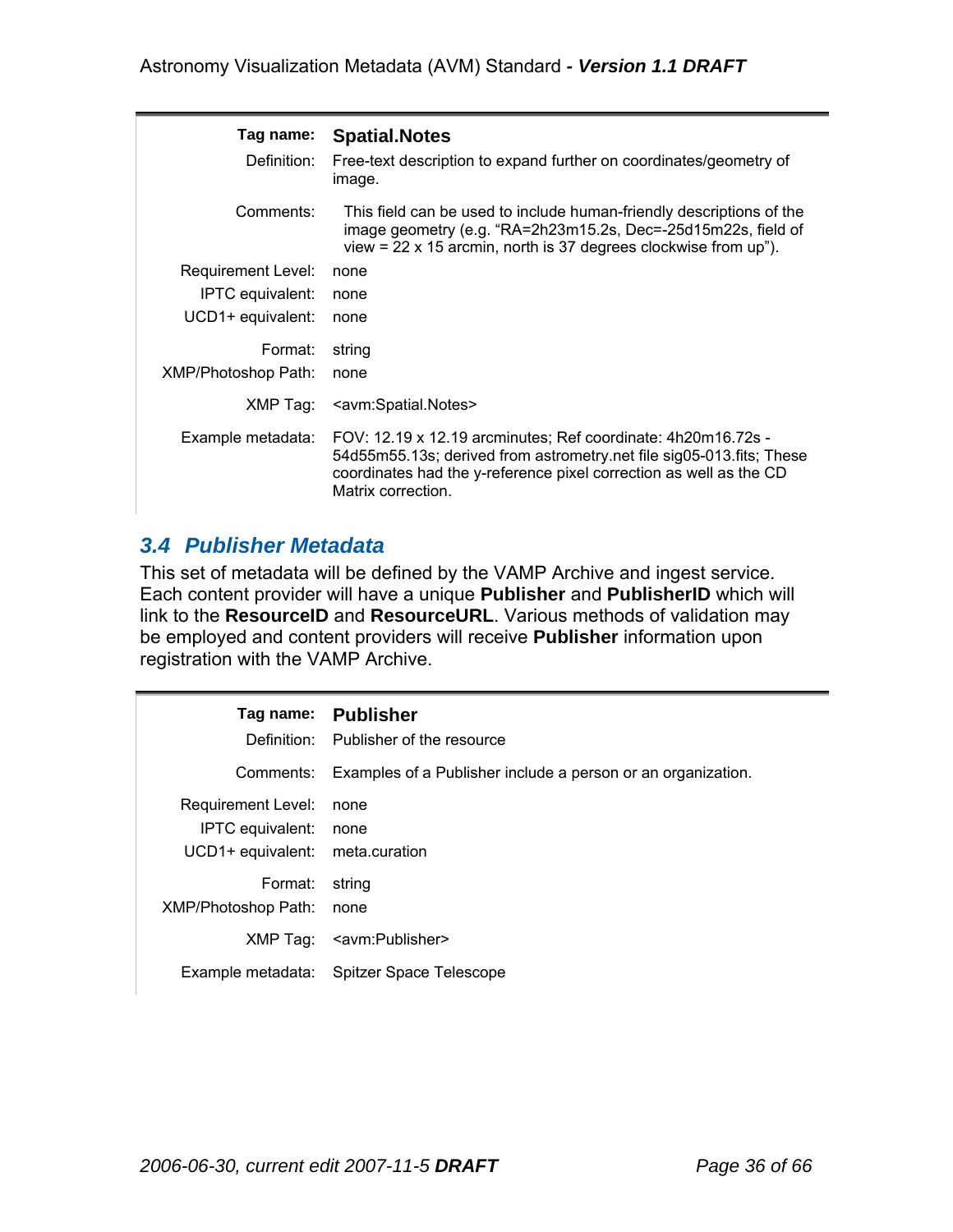| Tag name: | **Spatial.Notes** |
| --- | --- |
| Definition: | Free-text description to expand further on coordinates/geometry of image. |
| Comments: | This field can be used to include human-friendly descriptions of the image geometry (e.g. “RA=2h23m15.2s, Dec=-25d15m22s, field of view = 22 x 15 arcmin, north is 37 degrees clockwise from up”). |
| Requirement Level: | none |
| IPTC equivalent: | none |
| UCD1+ equivalent: | none |
| Format: | string |
| XMP/Photoshop Path: | none |
| XMP Tag: | <avm:Spatial.Notes> |
| Example metadata: | FOV: 12.19 x 12.19 arcminutes; Ref coordinate: 4h20m16.72s -54d55m55.13s; derived from astrometry.net file sig05-013.fits; These coordinates had the y-reference pixel correction as well as the CD Matrix correction. |

## 3.4 Publisher Metadata

This set of metadata will be defined by the VAMP Archive and ingest service. Each content provider will have a unique **Publisher** and **PublisherID** which will link to the **ResourceID** and **ResourceURL**. Various methods of validation may be employed and content providers will receive **Publisher** information upon registration with the VAMP Archive.

| Tag name: | **Publisher** |
| --- | --- |
| Definition: | Publisher of the resource |
| Comments: | Examples of a Publisher include a person or an organization. |
| Requirement Level: | none |
| IPTC equivalent: | none |
| UCD1+ equivalent: | meta.curation |
| Format: | string |
| XMP/Photoshop Path: | none |
| XMP Tag: | <avm:Publisher> |
| Example metadata: | Spitzer Space Telescope |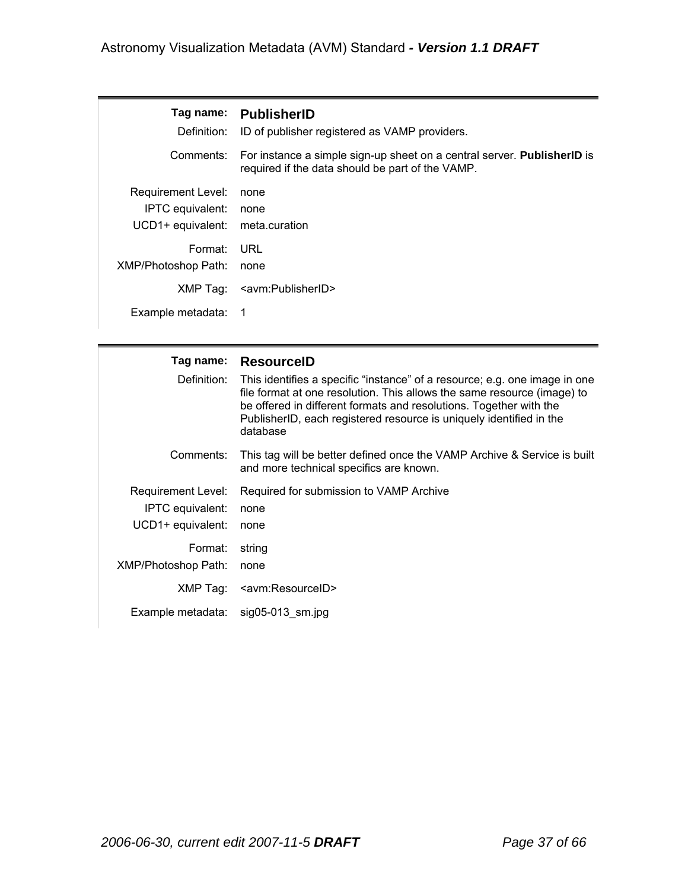| | |
|---|---|
| **Tag name:** | **PublisherID** |
| Definition: | ID of publisher registered as VAMP providers. |
| Comments: | For instance a simple sign-up sheet on a central server. **PublisherID** is required if the data should be part of the VAMP. |
| Requirement Level: | none |
| IPTC equivalent: | none |
| UCD1+ equivalent: | meta.curation |
| Format: | URL |
| XMP/Photoshop Path: | none |
| XMP Tag: | <avm:PublisherID> |
| Example metadata: | 1 |

| | |
|---|---|
| **Tag name:** | **ResourceID** |
| Definition: | This identifies a specific “instance” of a resource; e.g. one image in one file format at one resolution. This allows the same resource (image) to be offered in different formats and resolutions. Together with the PublisherID, each registered resource is uniquely identified in the database |
| Comments: | This tag will be better defined once the VAMP Archive & Service is built and more technical specifics are known. |
| Requirement Level: | Required for submission to VAMP Archive |
| IPTC equivalent: | none |
| UCD1+ equivalent: | none |
| Format: | string |
| XMP/Photoshop Path: | none |
| XMP Tag: | <avm:ResourceID> |
| Example metadata: | sig05-013_sm.jpg |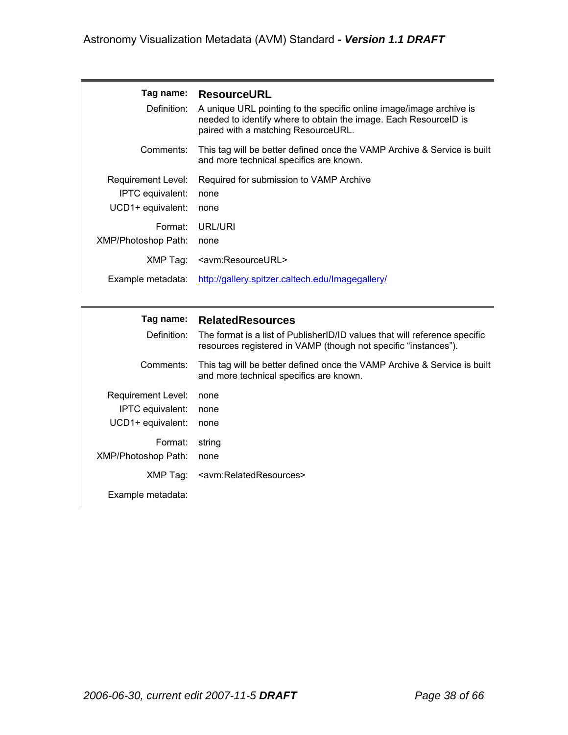| | |
|---|---|
| **Tag name:** | **ResourceURL** |
| Definition: | A unique URL pointing to the specific online image/image archive is needed to identify where to obtain the image. Each ResourceID is paired with a matching ResourceURL. |
| Comments: | This tag will be better defined once the VAMP Archive & Service is built and more technical specifics are known. |
| Requirement Level: | Required for submission to VAMP Archive |
| IPTC equivalent: | none |
| UCD1+ equivalent: | none |
| Format: | URL/URI |
| XMP/Photoshop Path: | none |
| XMP Tag: | <avm:ResourceURL> |
| Example metadata: | http://gallery.spitzer.caltech.edu/Imagegallery/ |

| | |
|---|---|
| **Tag name:** | **RelatedResources** |
| Definition: | The format is a list of PublisherID/ID values that will reference specific resources registered in VAMP (though not specific “instances”). |
| Comments: | This tag will be better defined once the VAMP Archive & Service is built and more technical specifics are known. |
| Requirement Level: | none |
| IPTC equivalent: | none |
| UCD1+ equivalent: | none |
| Format: | string |
| XMP/Photoshop Path: | none |
| XMP Tag: | <avm:RelatedResources> |
| Example metadata: | |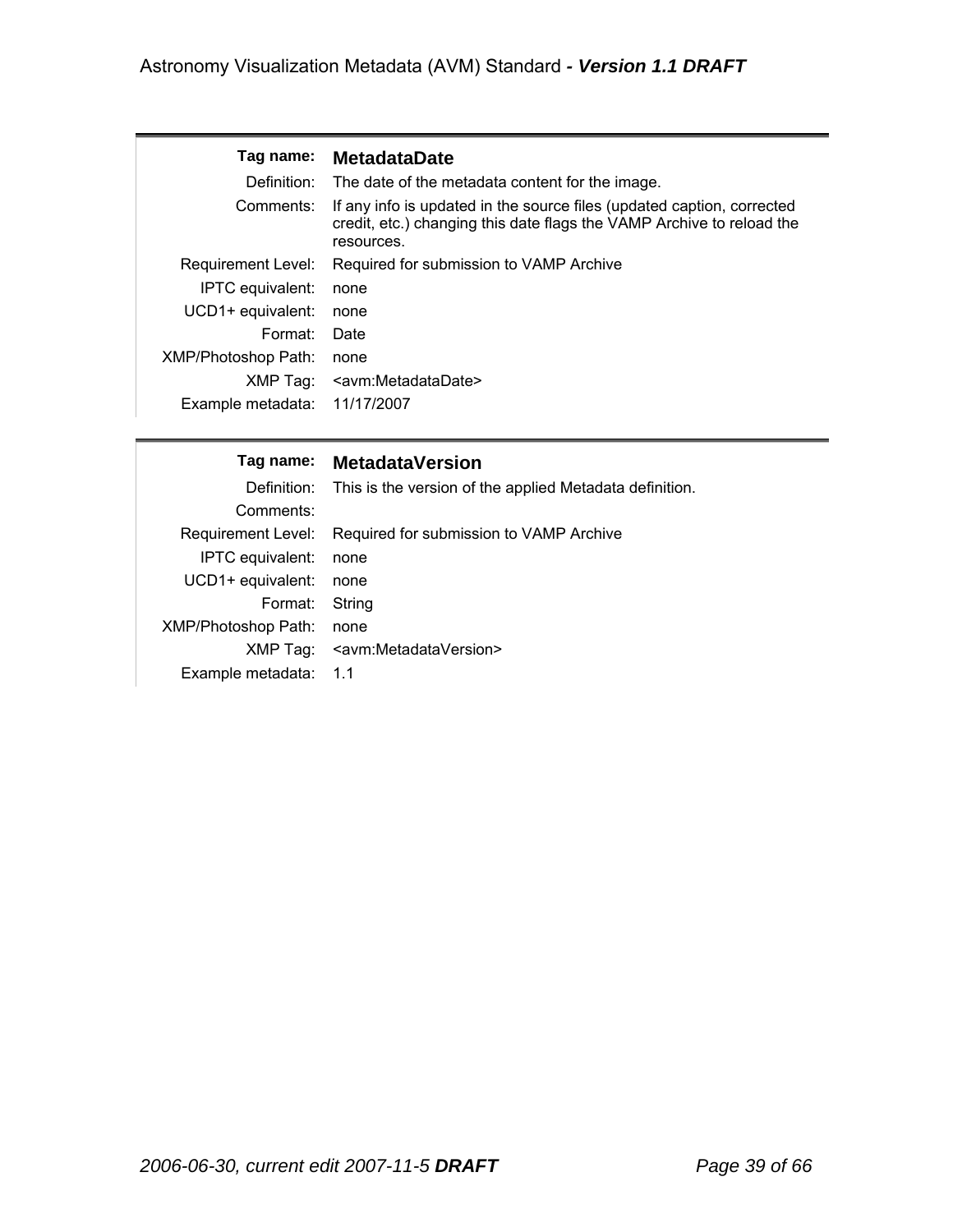| Tag name: | **MetadataDate** |
| --- | --- |
| Definition: | The date of the metadata content for the image. |
| Comments: | If any info is updated in the source files (updated caption, corrected credit, etc.) changing this date flags the VAMP Archive to reload the resources. |
| Requirement Level: | Required for submission to VAMP Archive |
| IPTC equivalent: | none |
| UCD1+ equivalent: | none |
| Format: | Date |
| XMP/Photoshop Path: | none |
| XMP Tag: | <avm:MetadataDate> |
| Example metadata: | 11/17/2007 |

| Tag name: | **MetadataVersion** |
| --- | --- |
| Definition: | This is the version of the applied Metadata definition. |
| Comments: | |
| Requirement Level: | Required for submission to VAMP Archive |
| IPTC equivalent: | none |
| UCD1+ equivalent: | none |
| Format: | String |
| XMP/Photoshop Path: | none |
| XMP Tag: | <avm:MetadataVersion> |
| Example metadata: | 1.1 |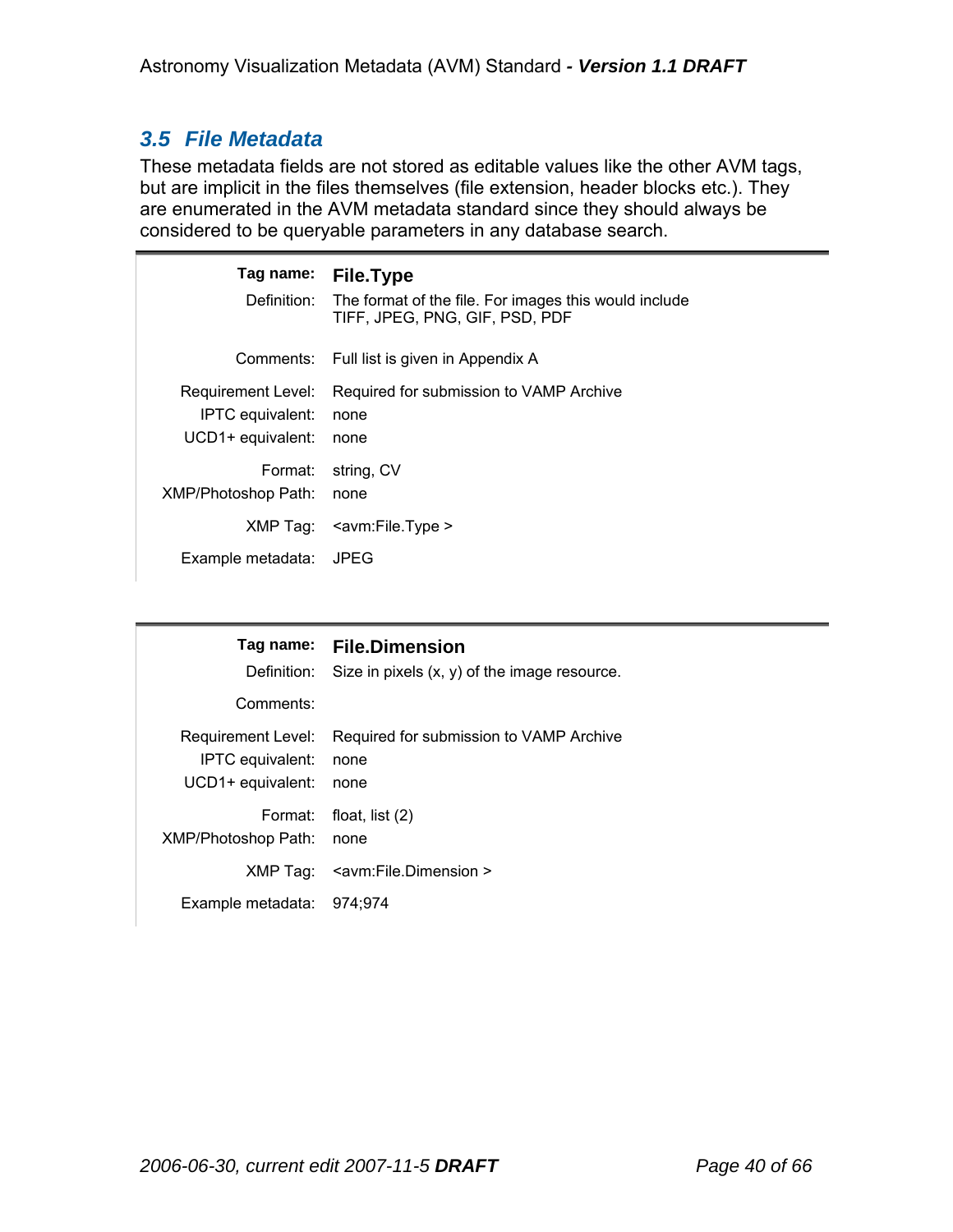## 3.5 File Metadata

These metadata fields are not stored as editable values like the other AVM tags, but are implicit in the files themselves (file extension, header blocks etc.). They are enumerated in the AVM metadata standard since they should always be considered to be queryable parameters in any database search.

| | |
|---|---|
| **Tag name:** | **File.Type** |
| Definition: | The format of the file. For images this would include TIFF, JPEG, PNG, GIF, PSD, PDF |
| Comments: | Full list is given in Appendix A |
| Requirement Level: | Required for submission to VAMP Archive |
| IPTC equivalent: | none |
| UCD1+ equivalent: | none |
| Format: | string, CV |
| XMP/Photoshop Path: | none |
| XMP Tag: | <avm:File.Type > |
| Example metadata: | JPEG |

| | |
|---|---|
| **Tag name:** | **File.Dimension** |
| Definition: | Size in pixels (x, y) of the image resource. |
| Comments: | |
| Requirement Level: | Required for submission to VAMP Archive |
| IPTC equivalent: | none |
| UCD1+ equivalent: | none |
| Format: | float, list (2) |
| XMP/Photoshop Path: | none |
| XMP Tag: | <avm:File.Dimension > |
| Example metadata: | 974;974 |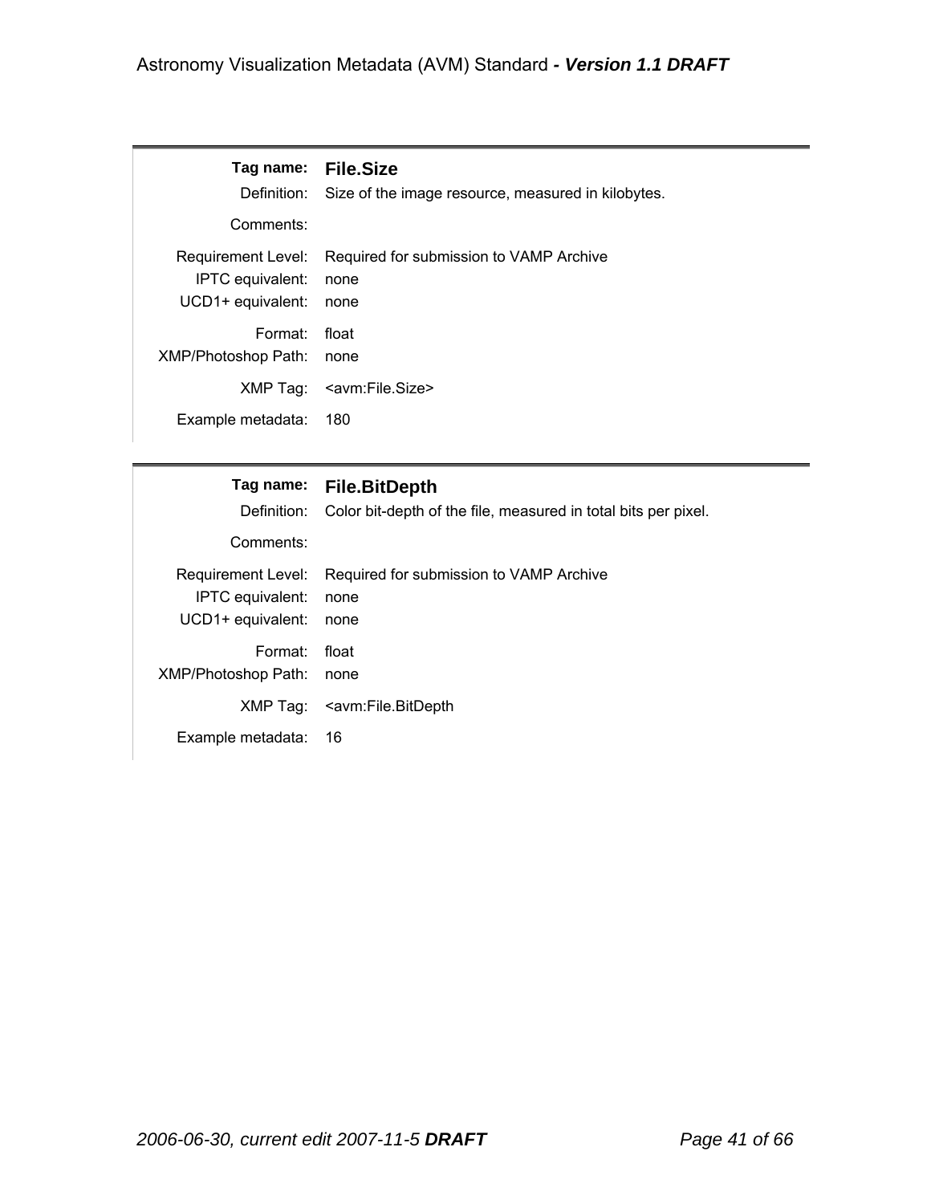| | |
|---|---|
| **Tag name:** | **File.Size** |
| Definition: | Size of the image resource, measured in kilobytes. |
| Comments: | |
| Requirement Level: | Required for submission to VAMP Archive |
| IPTC equivalent: | none |
| UCD1+ equivalent: | none |
| Format: | float |
| XMP/Photoshop Path: | none |
| XMP Tag: | <avm:File.Size> |
| Example metadata: | 180 |

| | |
|---|---|
| **Tag name:** | **File.BitDepth** |
| Definition: | Color bit-depth of the file, measured in total bits per pixel. |
| Comments: | |
| Requirement Level: | Required for submission to VAMP Archive |
| IPTC equivalent: | none |
| UCD1+ equivalent: | none |
| Format: | float |
| XMP/Photoshop Path: | none |
| XMP Tag: | <avm:File.BitDepth |
| Example metadata: | 16 |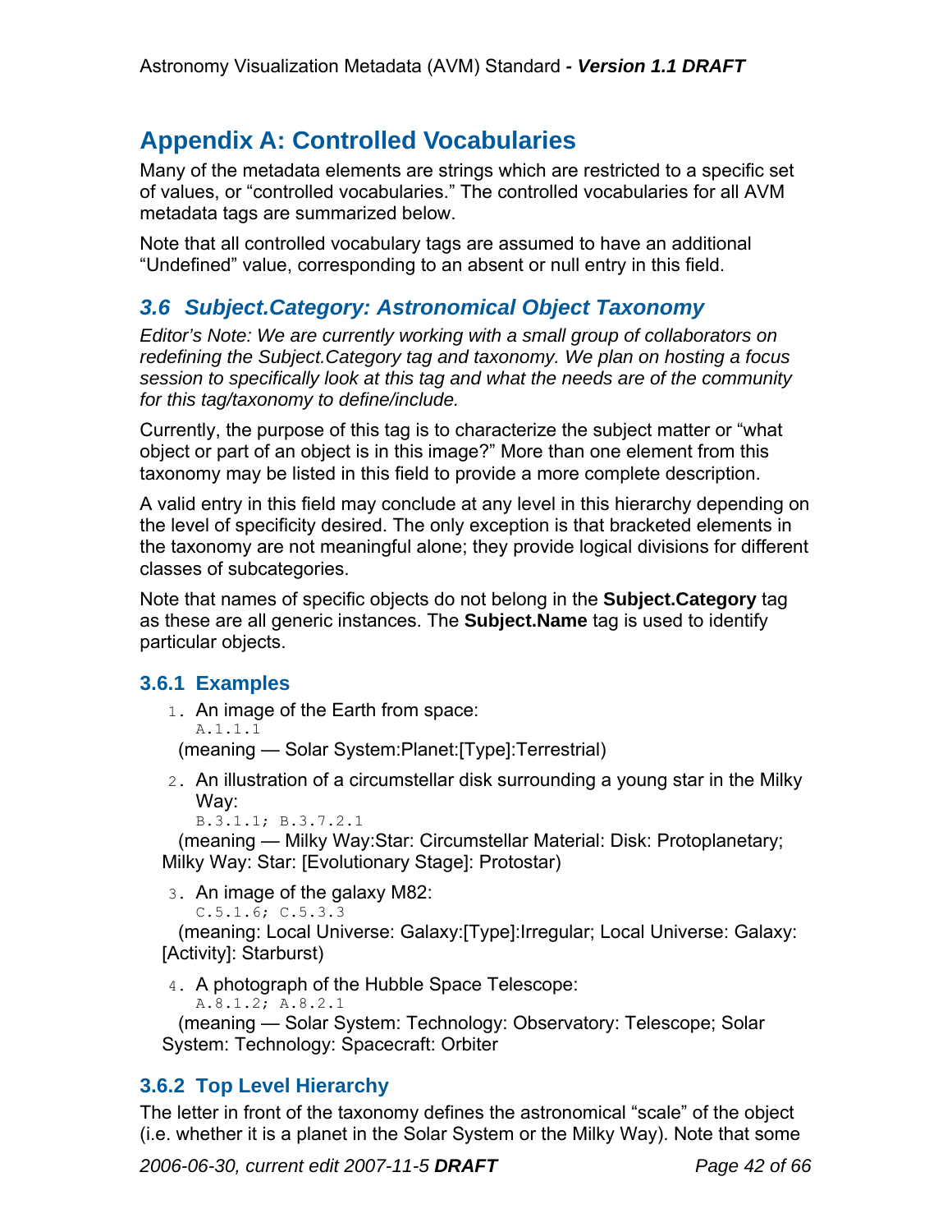# Appendix A: Controlled Vocabularies

Many of the metadata elements are strings which are restricted to a specific set of values, or "controlled vocabularies." The controlled vocabularies for all AVM metadata tags are summarized below.

Note that all controlled vocabulary tags are assumed to have an additional "Undefined" value, corresponding to an absent or null entry in this field.

## *3.6 Subject.Category: Astronomical Object Taxonomy*

*Editor's Note: We are currently working with a small group of collaborators on redefining the Subject.Category tag and taxonomy. We plan on hosting a focus session to specifically look at this tag and what the needs are of the community for this tag/taxonomy to define/include.*

Currently, the purpose of this tag is to characterize the subject matter or "what object or part of an object is in this image?" More than one element from this taxonomy may be listed in this field to provide a more complete description.

A valid entry in this field may conclude at any level in this hierarchy depending on the level of specificity desired. The only exception is that bracketed elements in the taxonomy are not meaningful alone; they provide logical divisions for different classes of subcategories.

Note that names of specific objects do not belong in the **Subject.Category** tag as these are all generic instances. The **Subject.Name** tag is used to identify particular objects.

### 3.6.1 Examples

1. An image of the Earth from space:
   `A.1.1.1`
   (meaning — Solar System:Planet:[Type]:Terrestrial)
2. An illustration of a circumstellar disk surrounding a young star in the Milky Way:
   `B.3.1.1; B.3.7.2.1`
   (meaning — Milky Way:Star: Circumstellar Material: Disk: Protoplanetary; Milky Way: Star: [Evolutionary Stage]: Protostar)
3. An image of the galaxy M82:
   `C.5.1.6; C.5.3.3`
   (meaning: Local Universe: Galaxy:[Type]:Irregular; Local Universe: Galaxy: [Activity]: Starburst)
4. A photograph of the Hubble Space Telescope:
   `A.8.1.2; A.8.2.1`
   (meaning — Solar System: Technology: Observatory: Telescope; Solar System: Technology: Spacecraft: Orbiter

### 3.6.2 Top Level Hierarchy

The letter in front of the taxonomy defines the astronomical "scale" of the object (i.e. whether it is a planet in the Solar System or the Milky Way). Note that some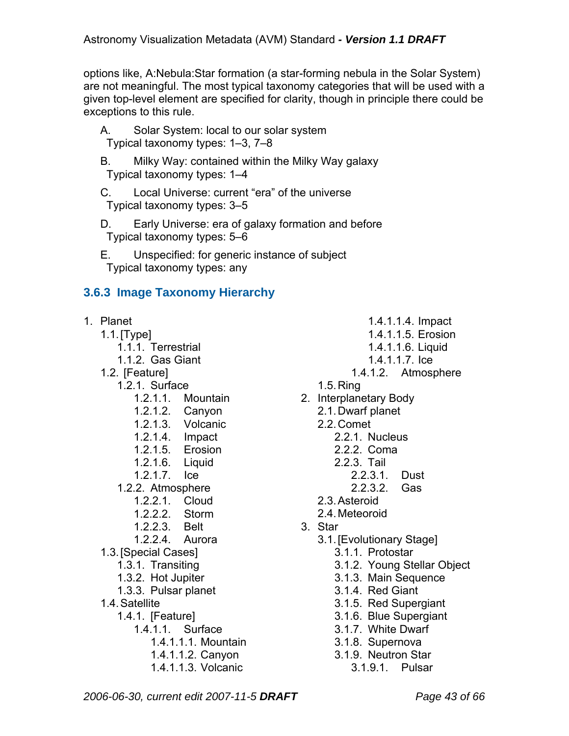options like, A:Nebula:Star formation (a star-forming nebula in the Solar System) are not meaningful. The most typical taxonomy categories that will be used with a given top-level element are specified for clarity, though in principle there could be exceptions to this rule.

A. Solar System: local to our solar system
Typical taxonomy types: 1–3, 7–8

B. Milky Way: contained within the Milky Way galaxy
Typical taxonomy types: 1–4

C. Local Universe: current “era” of the universe
Typical taxonomy types: 3–5

D. Early Universe: era of galaxy formation and before
Typical taxonomy types: 5–6

E. Unspecified: for generic instance of subject
Typical taxonomy types: any

### 3.6.3 Image Taxonomy Hierarchy

- 1. Planet
  - 1.1. [Type]
    - 1.1.1. Terrestrial
    - 1.1.2. Gas Giant
  - 1.2. [Feature]
    - 1.2.1. Surface
      - 1.2.1.1. Mountain
      - 1.2.1.2. Canyon
      - 1.2.1.3. Volcanic
      - 1.2.1.4. Impact
      - 1.2.1.5. Erosion
      - 1.2.1.6. Liquid
      - 1.2.1.7. Ice
    - 1.2.2. Atmosphere
      - 1.2.2.1. Cloud
      - 1.2.2.2. Storm
      - 1.2.2.3. Belt
      - 1.2.2.4. Aurora
  - 1.3. [Special Cases]
    - 1.3.1. Transiting
    - 1.3.2. Hot Jupiter
    - 1.3.3. Pulsar planet
  - 1.4. Satellite
    - 1.4.1. [Feature]
      - 1.4.1.1. Surface
        - 1.4.1.1.1. Mountain
        - 1.4.1.1.2. Canyon
        - 1.4.1.1.3. Volcanic
        - 1.4.1.1.4. Impact
        - 1.4.1.1.5. Erosion
        - 1.4.1.1.6. Liquid
        - 1.4.1.1.7. Ice
      - 1.4.1.2. Atmosphere
  - 1.5. Ring
- 2. Interplanetary Body
  - 2.1. Dwarf planet
  - 2.2. Comet
    - 2.2.1. Nucleus
    - 2.2.2. Coma
    - 2.2.3. Tail
      - 2.2.3.1. Dust
      - 2.2.3.2. Gas
  - 2.3. Asteroid
  - 2.4. Meteoroid
- 3. Star
  - 3.1. [Evolutionary Stage]
    - 3.1.1. Protostar
    - 3.1.2. Young Stellar Object
    - 3.1.3. Main Sequence
    - 3.1.4. Red Giant
    - 3.1.5. Red Supergiant
    - 3.1.6. Blue Supergiant
    - 3.1.7. White Dwarf
    - 3.1.8. Supernova
    - 3.1.9. Neutron Star
      - 3.1.9.1. Pulsar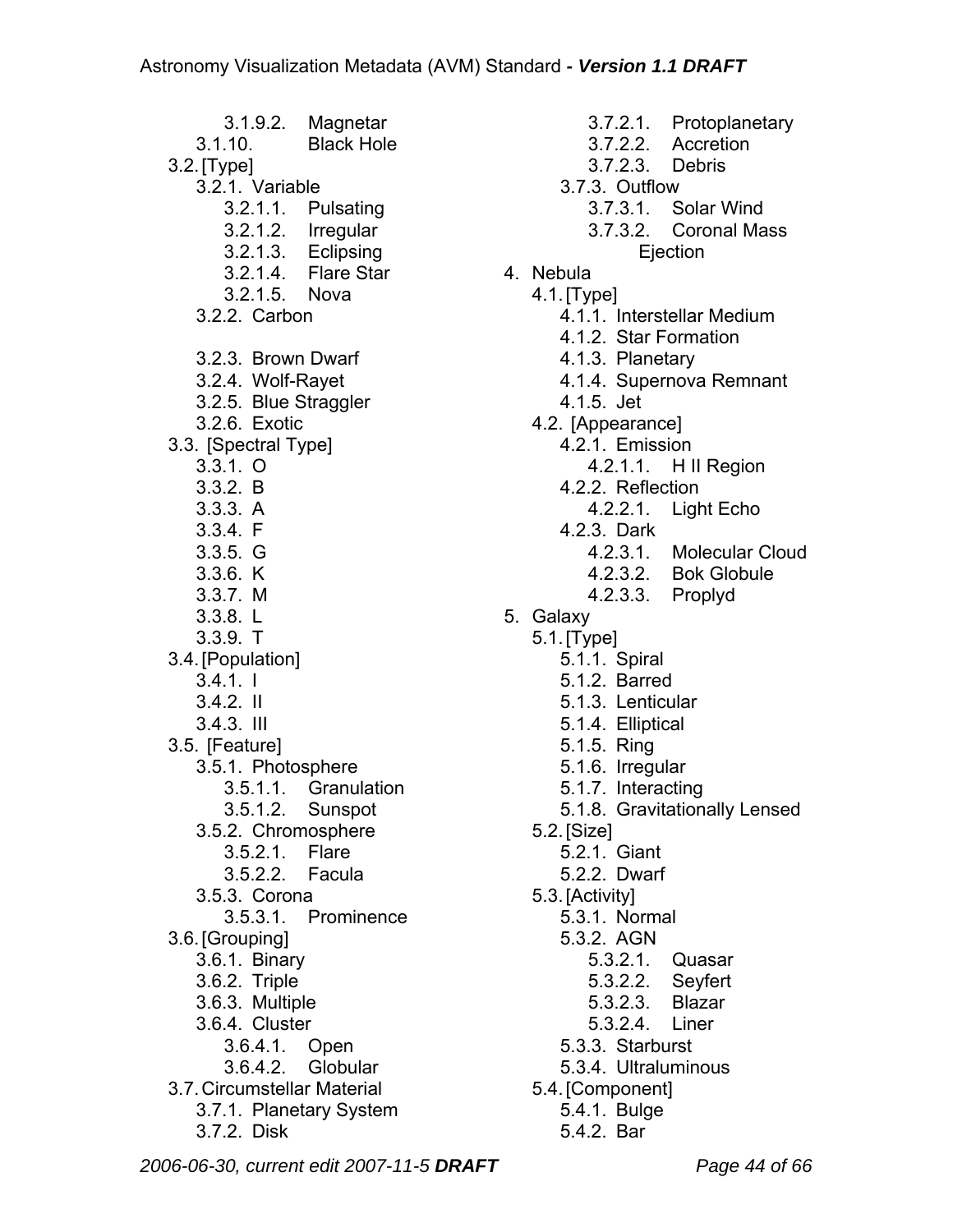- 3.1.9.2. Magnetar
- 3.1.10. Black Hole

- 3.2. [Type]
  - 3.2.1. Variable
    - 3.2.1.1. Pulsating
    - 3.2.1.2. Irregular
    - 3.2.1.3. Eclipsing
    - 3.2.1.4. Flare Star
    - 3.2.1.5. Nova
  - 3.2.2. Carbon
  - 3.2.3. Brown Dwarf
  - 3.2.4. Wolf-Rayet
  - 3.2.5. Blue Straggler
  - 3.2.6. Exotic
- 3.3. [Spectral Type]
  - 3.3.1. O
  - 3.3.2. B
  - 3.3.3. A
  - 3.3.4. F
  - 3.3.5. G
  - 3.3.6. K
  - 3.3.7. M
  - 3.3.8. L
  - 3.3.9. T
- 3.4. [Population]
  - 3.4.1. I
  - 3.4.2. II
  - 3.4.3. III
- 3.5. [Feature]
  - 3.5.1. Photosphere
    - 3.5.1.1. Granulation
    - 3.5.1.2. Sunspot
  - 3.5.2. Chromosphere
    - 3.5.2.1. Flare
    - 3.5.2.2. Facula
  - 3.5.3. Corona
    - 3.5.3.1. Prominence
- 3.6. [Grouping]
  - 3.6.1. Binary
  - 3.6.2. Triple
  - 3.6.3. Multiple
  - 3.6.4. Cluster
    - 3.6.4.1. Open
    - 3.6.4.2. Globular
- 3.7. Circumstellar Material
  - 3.7.1. Planetary System
  - 3.7.2. Disk
    - 3.7.2.1. Protoplanetary
    - 3.7.2.2. Accretion
    - 3.7.2.3. Debris
  - 3.7.3. Outflow
    - 3.7.3.1. Solar Wind
    - 3.7.3.2. Coronal Mass Ejection

4. Nebula
   - 4.1. [Type]
     - 4.1.1. Interstellar Medium
     - 4.1.2. Star Formation
     - 4.1.3. Planetary
     - 4.1.4. Supernova Remnant
     - 4.1.5. Jet
   - 4.2. [Appearance]
     - 4.2.1. Emission
       - 4.2.1.1. H II Region
     - 4.2.2. Reflection
       - 4.2.2.1. Light Echo
     - 4.2.3. Dark
       - 4.2.3.1. Molecular Cloud
       - 4.2.3.2. Bok Globule
       - 4.2.3.3. Proplyd
5. Galaxy
   - 5.1. [Type]
     - 5.1.1. Spiral
     - 5.1.2. Barred
     - 5.1.3. Lenticular
     - 5.1.4. Elliptical
     - 5.1.5. Ring
     - 5.1.6. Irregular
     - 5.1.7. Interacting
     - 5.1.8. Gravitationally Lensed
   - 5.2. [Size]
     - 5.2.1. Giant
     - 5.2.2. Dwarf
   - 5.3. [Activity]
     - 5.3.1. Normal
     - 5.3.2. AGN
       - 5.3.2.1. Quasar
       - 5.3.2.2. Seyfert
       - 5.3.2.3. Blazar
       - 5.3.2.4. Liner
     - 5.3.3. Starburst
     - 5.3.4. Ultraluminous
   - 5.4. [Component]
     - 5.4.1. Bulge
     - 5.4.2. Bar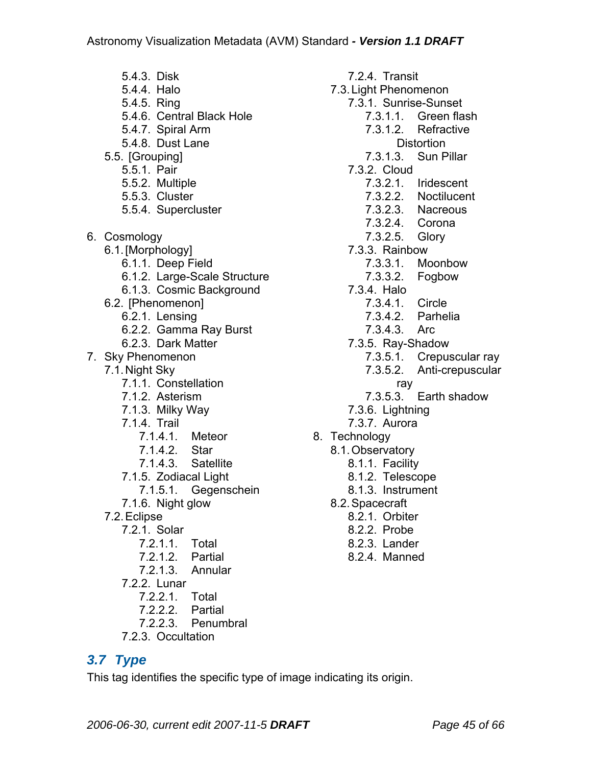- 5.4.3. Disk
- 5.4.4. Halo
- 5.4.5. Ring
- 5.4.6. Central Black Hole
- 5.4.7. Spiral Arm
- 5.4.8. Dust Lane
- 5.5. [Grouping]
  - 5.5.1. Pair
  - 5.5.2. Multiple
  - 5.5.3. Cluster
  - 5.5.4. Supercluster

6. Cosmology
   - 6.1. [Morphology]
     - 6.1.1. Deep Field
     - 6.1.2. Large-Scale Structure
     - 6.1.3. Cosmic Background
   - 6.2. [Phenomenon]
     - 6.2.1. Lensing
     - 6.2.2. Gamma Ray Burst
     - 6.2.3. Dark Matter
7. Sky Phenomenon
   - 7.1. Night Sky
     - 7.1.1. Constellation
     - 7.1.2. Asterism
     - 7.1.3. Milky Way
     - 7.1.4. Trail
       - 7.1.4.1. Meteor
       - 7.1.4.2. Star
       - 7.1.4.3. Satellite
     - 7.1.5. Zodiacal Light
       - 7.1.5.1. Gegenschein
     - 7.1.6. Night glow
   - 7.2. Eclipse
     - 7.2.1. Solar
       - 7.2.1.1. Total
       - 7.2.1.2. Partial
       - 7.2.1.3. Annular
     - 7.2.2. Lunar
       - 7.2.2.1. Total
       - 7.2.2.2. Partial
       - 7.2.2.3. Penumbral
     - 7.2.3. Occultation
     - 7.2.4. Transit
   - 7.3. Light Phenomenon
     - 7.3.1. Sunrise-Sunset
       - 7.3.1.1. Green flash
       - 7.3.1.2. Refractive Distortion
       - 7.3.1.3. Sun Pillar
     - 7.3.2. Cloud
       - 7.3.2.1. Iridescent
       - 7.3.2.2. Noctilucent
       - 7.3.2.3. Nacreous
       - 7.3.2.4. Corona
       - 7.3.2.5. Glory
     - 7.3.3. Rainbow
       - 7.3.3.1. Moonbow
       - 7.3.3.2. Fogbow
     - 7.3.4. Halo
       - 7.3.4.1. Circle
       - 7.3.4.2. Parhelia
       - 7.3.4.3. Arc
     - 7.3.5. Ray-Shadow
       - 7.3.5.1. Crepuscular ray
       - 7.3.5.2. Anti-crepuscular ray
       - 7.3.5.3. Earth shadow
     - 7.3.6. Lightning
     - 7.3.7. Aurora
8. Technology
   - 8.1. Observatory
     - 8.1.1. Facility
     - 8.1.2. Telescope
     - 8.1.3. Instrument
   - 8.2. Spacecraft
     - 8.2.1. Orbiter
     - 8.2.2. Probe
     - 8.2.3. Lander
     - 8.2.4. Manned

## *3.7 Type*

This tag identifies the specific type of image indicating its origin.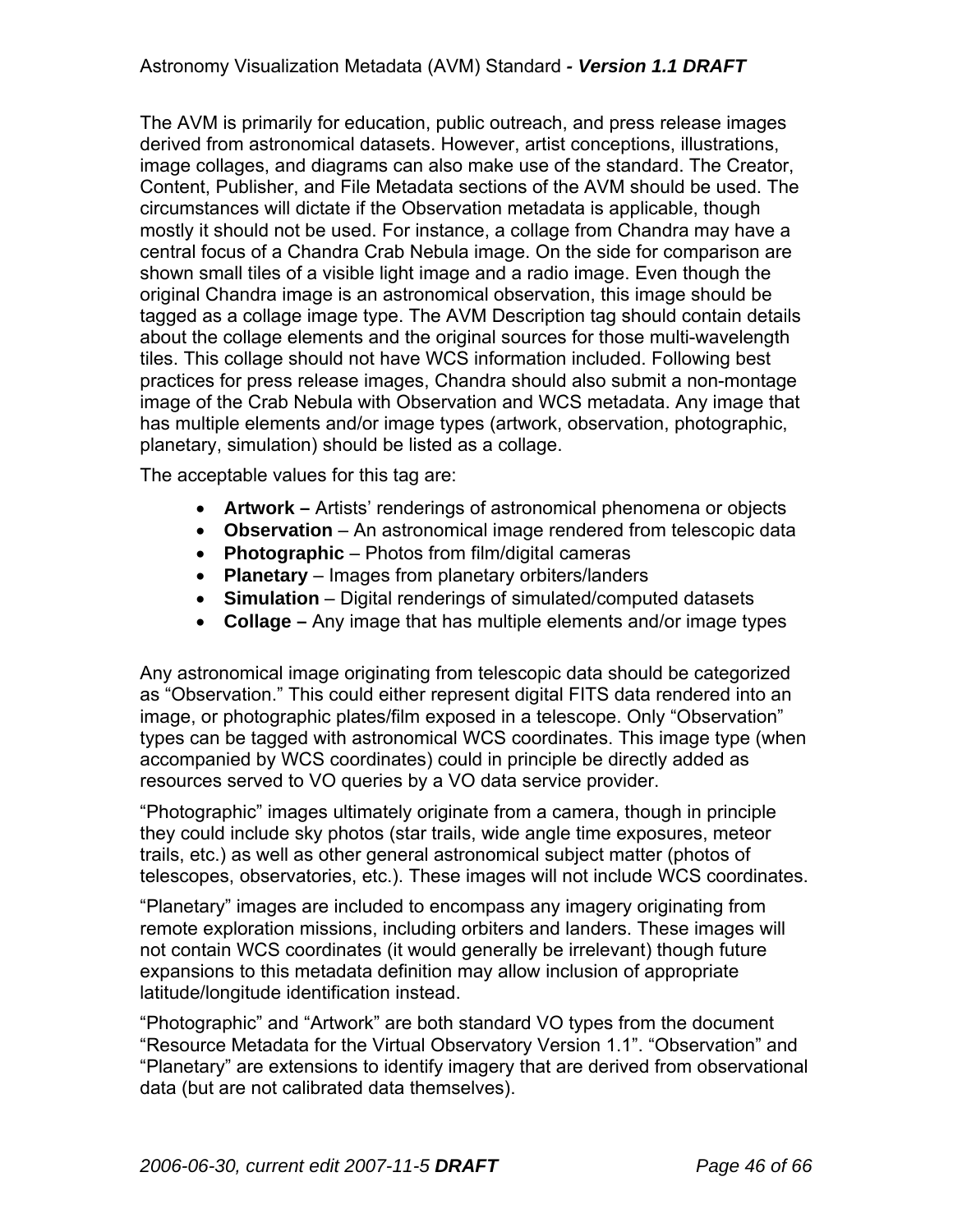The AVM is primarily for education, public outreach, and press release images derived from astronomical datasets. However, artist conceptions, illustrations, image collages, and diagrams can also make use of the standard. The Creator, Content, Publisher, and File Metadata sections of the AVM should be used. The circumstances will dictate if the Observation metadata is applicable, though mostly it should not be used. For instance, a collage from Chandra may have a central focus of a Chandra Crab Nebula image. On the side for comparison are shown small tiles of a visible light image and a radio image. Even though the original Chandra image is an astronomical observation, this image should be tagged as a collage image type. The AVM Description tag should contain details about the collage elements and the original sources for those multi-wavelength tiles. This collage should not have WCS information included. Following best practices for press release images, Chandra should also submit a non-montage image of the Crab Nebula with Observation and WCS metadata. Any image that has multiple elements and/or image types (artwork, observation, photographic, planetary, simulation) should be listed as a collage.

The acceptable values for this tag are:

- **Artwork –** Artists' renderings of astronomical phenomena or objects
- **Observation** – An astronomical image rendered from telescopic data
- **Photographic** – Photos from film/digital cameras
- **Planetary** – Images from planetary orbiters/landers
- **Simulation** – Digital renderings of simulated/computed datasets
- **Collage –** Any image that has multiple elements and/or image types

Any astronomical image originating from telescopic data should be categorized as "Observation." This could either represent digital FITS data rendered into an image, or photographic plates/film exposed in a telescope. Only "Observation" types can be tagged with astronomical WCS coordinates. This image type (when accompanied by WCS coordinates) could in principle be directly added as resources served to VO queries by a VO data service provider.

"Photographic" images ultimately originate from a camera, though in principle they could include sky photos (star trails, wide angle time exposures, meteor trails, etc.) as well as other general astronomical subject matter (photos of telescopes, observatories, etc.). These images will not include WCS coordinates.

"Planetary" images are included to encompass any imagery originating from remote exploration missions, including orbiters and landers. These images will not contain WCS coordinates (it would generally be irrelevant) though future expansions to this metadata definition may allow inclusion of appropriate latitude/longitude identification instead.

"Photographic" and "Artwork" are both standard VO types from the document "Resource Metadata for the Virtual Observatory Version 1.1". "Observation" and "Planetary" are extensions to identify imagery that are derived from observational data (but are not calibrated data themselves).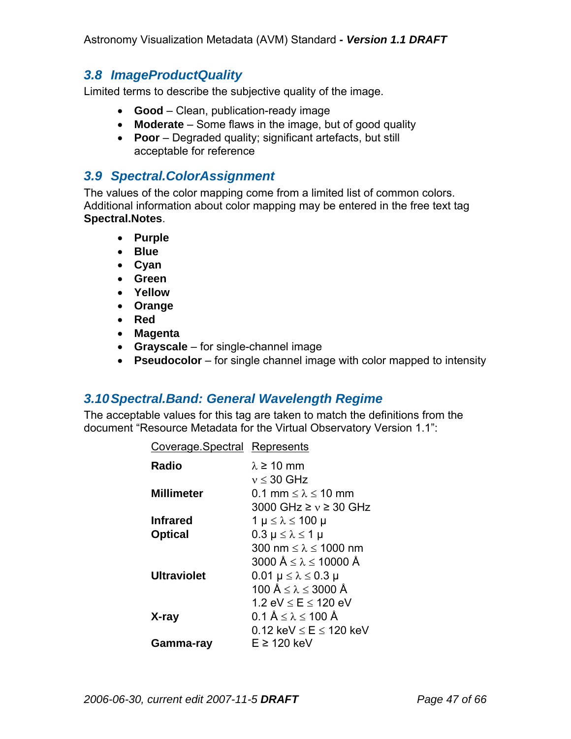## 3.8 ImageProductQuality

Limited terms to describe the subjective quality of the image.

- **Good** – Clean, publication-ready image
- **Moderate** – Some flaws in the image, but of good quality
- **Poor** – Degraded quality; significant artefacts, but still acceptable for reference

## 3.9 Spectral.ColorAssignment

The values of the color mapping come from a limited list of common colors. Additional information about color mapping may be entered in the free text tag **Spectral.Notes**.

- **Purple**
- **Blue**
- **Cyan**
- **Green**
- **Yellow**
- **Orange**
- **Red**
- **Magenta**
- **Grayscale** – for single-channel image
- **Pseudocolor** – for single channel image with color mapped to intensity

## 3.10 Spectral.Band: General Wavelength Regime

The acceptable values for this tag are taken to match the definitions from the document “Resource Metadata for the Virtual Observatory Version 1.1”:

| Coverage.Spectral | Represents |
|---|---|
| **Radio** | $\lambda \geq 10$ mm<br>$\nu \leq 30$ GHz |
| **Millimeter** | $0.1$ mm $\leq \lambda \leq 10$ mm<br>$3000$ GHz $\geq \nu \geq 30$ GHz |
| **Infrared** | $1\ \mu \leq \lambda \leq 100\ \mu$ |
| **Optical** | $0.3\ \mu \leq \lambda \leq 1\ \mu$<br>$300$ nm $\leq \lambda \leq 1000$ nm<br>$3000$ Å $\leq \lambda \leq 10000$ Å |
| **Ultraviolet** | $0.01\ \mu \leq \lambda \leq 0.3\ \mu$<br>$100$ Å $\leq \lambda \leq 3000$ Å<br>$1.2$ eV $\leq E \leq 120$ eV |
| **X-ray** | $0.1$ Å $\leq \lambda \leq 100$ Å<br>$0.12$ keV $\leq E \leq 120$ keV |
| **Gamma-ray** | $E \geq 120$ keV |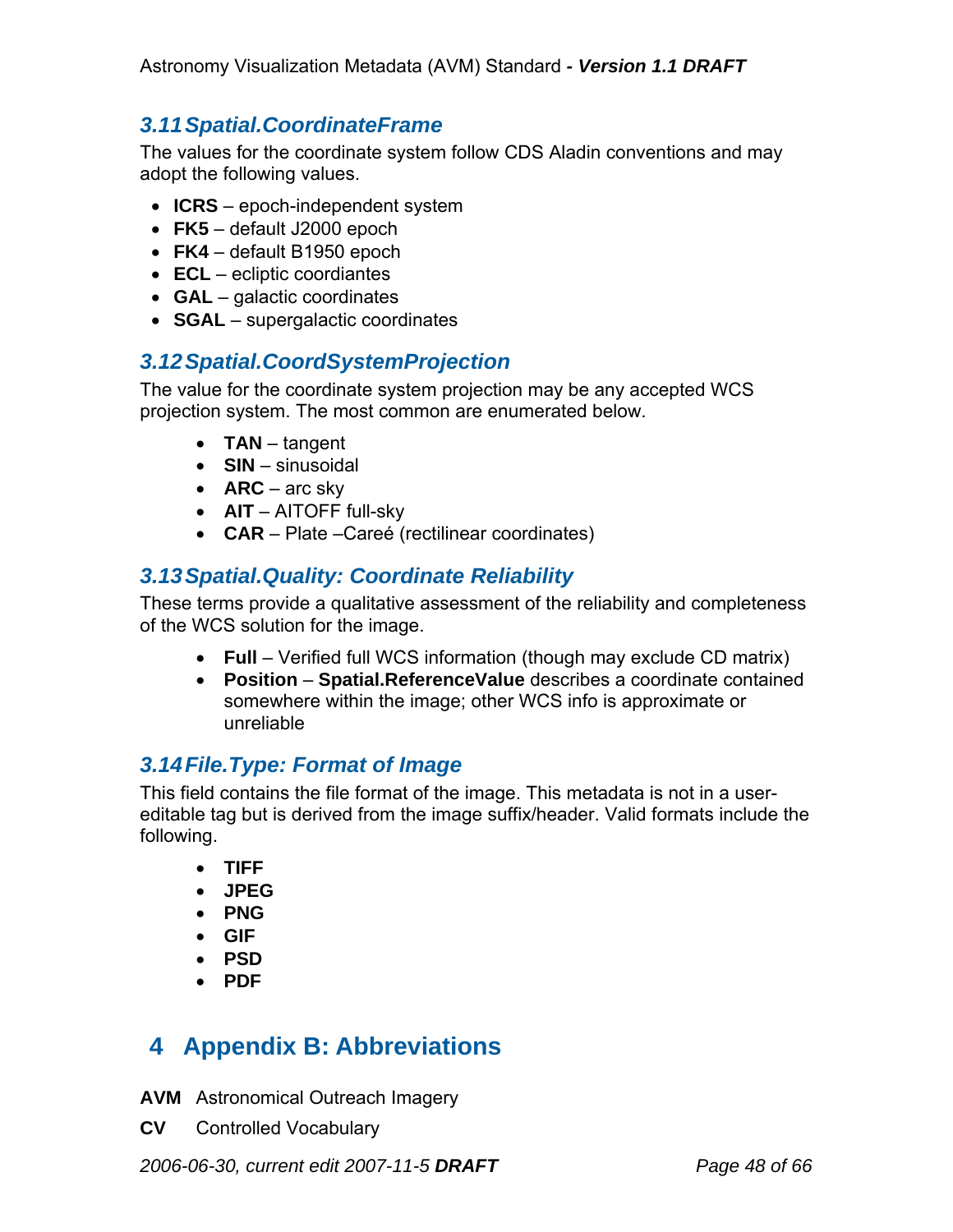### 3.11 Spatial.CoordinateFrame

The values for the coordinate system follow CDS Aladin conventions and may adopt the following values.

- **ICRS** – epoch-independent system
- **FK5** – default J2000 epoch
- **FK4** – default B1950 epoch
- **ECL** – ecliptic coordiantes
- **GAL** – galactic coordinates
- **SGAL** – supergalactic coordinates

### 3.12 Spatial.CoordSystemProjection

The value for the coordinate system projection may be any accepted WCS projection system. The most common are enumerated below.

- **TAN** – tangent
- **SIN** – sinusoidal
- **ARC** – arc sky
- **AIT** – AITOFF full-sky
- **CAR** – Plate –Careé (rectilinear coordinates)

### 3.13 Spatial.Quality: Coordinate Reliability

These terms provide a qualitative assessment of the reliability and completeness of the WCS solution for the image.

- **Full** – Verified full WCS information (though may exclude CD matrix)
- **Position** – **Spatial.ReferenceValue** describes a coordinate contained somewhere within the image; other WCS info is approximate or unreliable

### 3.14 File.Type: Format of Image

This field contains the file format of the image. This metadata is not in a user-editable tag but is derived from the image suffix/header. Valid formats include the following.

- **TIFF**
- **JPEG**
- **PNG**
- **GIF**
- **PSD**
- **PDF**

# 4 Appendix B: Abbreviations

**AVM** Astronomical Outreach Imagery

**CV** Controlled Vocabulary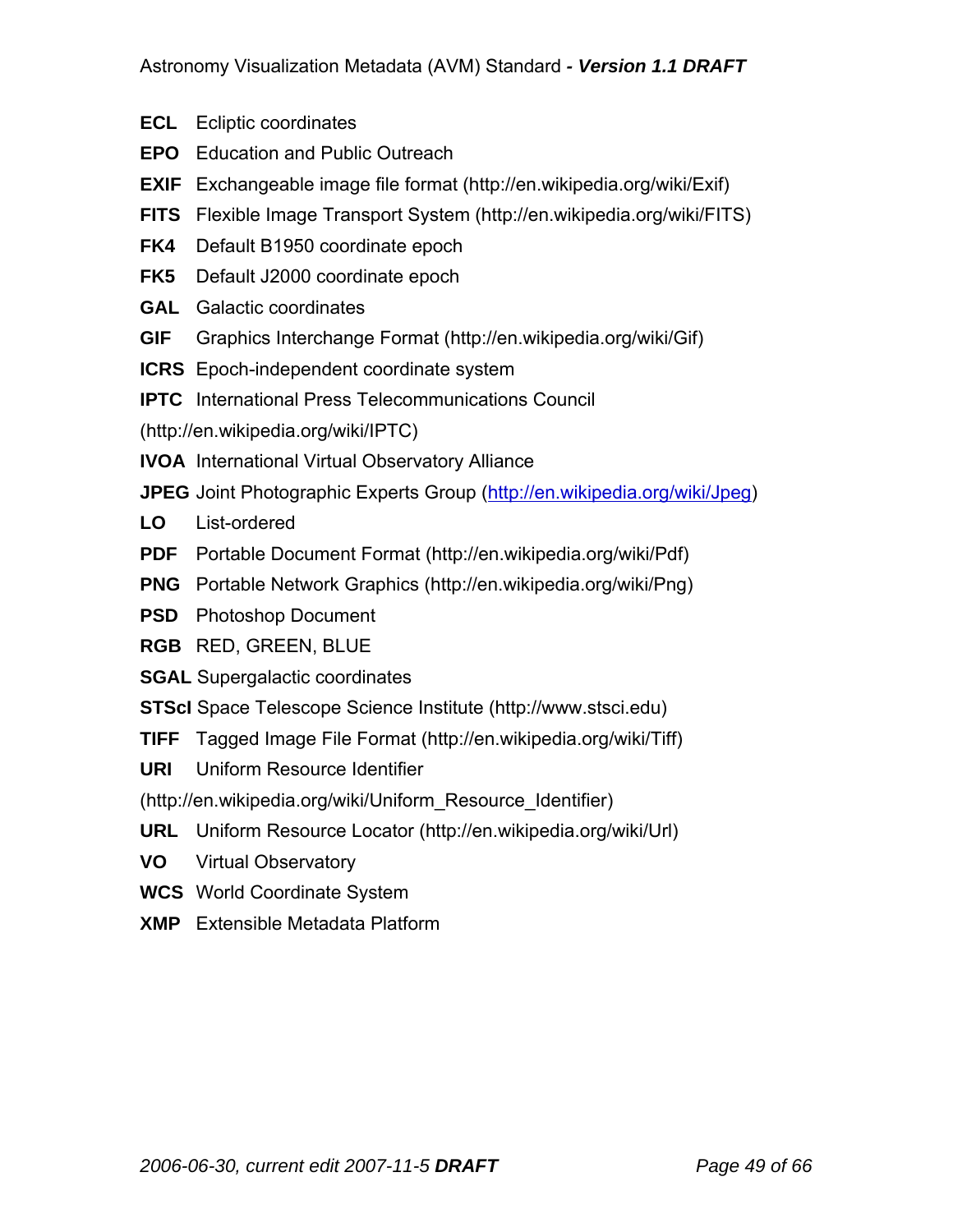**ECL** Ecliptic coordinates

**EPO** Education and Public Outreach

**EXIF** Exchangeable image file format (http://en.wikipedia.org/wiki/Exif)

**FITS** Flexible Image Transport System (http://en.wikipedia.org/wiki/FITS)

**FK4** Default B1950 coordinate epoch

**FK5** Default J2000 coordinate epoch

**GAL** Galactic coordinates

**GIF** Graphics Interchange Format (http://en.wikipedia.org/wiki/Gif)

**ICRS** Epoch-independent coordinate system

**IPTC** International Press Telecommunications Council (http://en.wikipedia.org/wiki/IPTC)

**IVOA** International Virtual Observatory Alliance

**JPEG** Joint Photographic Experts Group (http://en.wikipedia.org/wiki/Jpeg)

**LO** List-ordered

**PDF** Portable Document Format (http://en.wikipedia.org/wiki/Pdf)

**PNG** Portable Network Graphics (http://en.wikipedia.org/wiki/Png)

**PSD** Photoshop Document

**RGB** RED, GREEN, BLUE

**SGAL** Supergalactic coordinates

**STScI** Space Telescope Science Institute (http://www.stsci.edu)

**TIFF** Tagged Image File Format (http://en.wikipedia.org/wiki/Tiff)

**URI** Uniform Resource Identifier (http://en.wikipedia.org/wiki/Uniform_Resource_Identifier)

**URL** Uniform Resource Locator (http://en.wikipedia.org/wiki/Url)

**VO** Virtual Observatory

**WCS** World Coordinate System

**XMP** Extensible Metadata Platform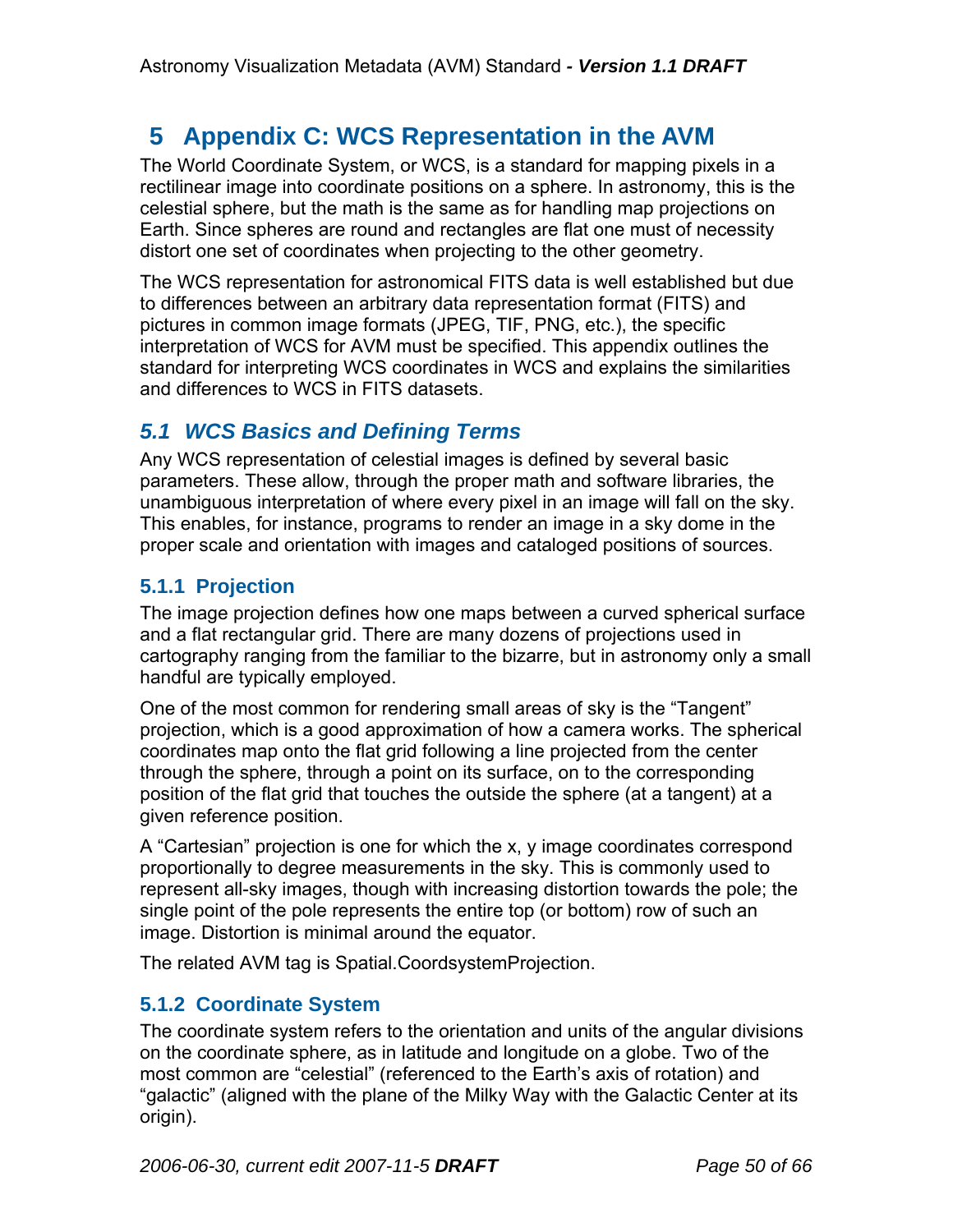# 5 Appendix C: WCS Representation in the AVM

The World Coordinate System, or WCS, is a standard for mapping pixels in a rectilinear image into coordinate positions on a sphere. In astronomy, this is the celestial sphere, but the math is the same as for handling map projections on Earth. Since spheres are round and rectangles are flat one must of necessity distort one set of coordinates when projecting to the other geometry.

The WCS representation for astronomical FITS data is well established but due to differences between an arbitrary data representation format (FITS) and pictures in common image formats (JPEG, TIF, PNG, etc.), the specific interpretation of WCS for AVM must be specified. This appendix outlines the standard for interpreting WCS coordinates in WCS and explains the similarities and differences to WCS in FITS datasets.

## *5.1 WCS Basics and Defining Terms*

Any WCS representation of celestial images is defined by several basic parameters. These allow, through the proper math and software libraries, the unambiguous interpretation of where every pixel in an image will fall on the sky. This enables, for instance, programs to render an image in a sky dome in the proper scale and orientation with images and cataloged positions of sources.

### 5.1.1 Projection

The image projection defines how one maps between a curved spherical surface and a flat rectangular grid. There are many dozens of projections used in cartography ranging from the familiar to the bizarre, but in astronomy only a small handful are typically employed.

One of the most common for rendering small areas of sky is the “Tangent” projection, which is a good approximation of how a camera works. The spherical coordinates map onto the flat grid following a line projected from the center through the sphere, through a point on its surface, on to the corresponding position of the flat grid that touches the outside the sphere (at a tangent) at a given reference position.

A “Cartesian” projection is one for which the x, y image coordinates correspond proportionally to degree measurements in the sky. This is commonly used to represent all-sky images, though with increasing distortion towards the pole; the single point of the pole represents the entire top (or bottom) row of such an image. Distortion is minimal around the equator.

The related AVM tag is Spatial.CoordsystemProjection.

### 5.1.2 Coordinate System

The coordinate system refers to the orientation and units of the angular divisions on the coordinate sphere, as in latitude and longitude on a globe. Two of the most common are “celestial” (referenced to the Earth’s axis of rotation) and “galactic” (aligned with the plane of the Milky Way with the Galactic Center at its origin).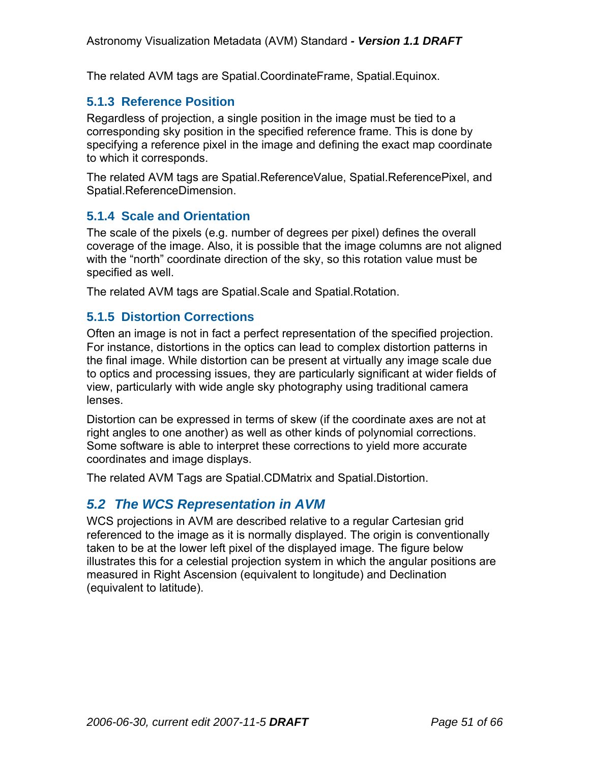The related AVM tags are Spatial.CoordinateFrame, Spatial.Equinox.

### 5.1.3 Reference Position

Regardless of projection, a single position in the image must be tied to a corresponding sky position in the specified reference frame. This is done by specifying a reference pixel in the image and defining the exact map coordinate to which it corresponds.

The related AVM tags are Spatial.ReferenceValue, Spatial.ReferencePixel, and Spatial.ReferenceDimension.

### 5.1.4 Scale and Orientation

The scale of the pixels (e.g. number of degrees per pixel) defines the overall coverage of the image. Also, it is possible that the image columns are not aligned with the "north" coordinate direction of the sky, so this rotation value must be specified as well.

The related AVM tags are Spatial.Scale and Spatial.Rotation.

### 5.1.5 Distortion Corrections

Often an image is not in fact a perfect representation of the specified projection. For instance, distortions in the optics can lead to complex distortion patterns in the final image. While distortion can be present at virtually any image scale due to optics and processing issues, they are particularly significant at wider fields of view, particularly with wide angle sky photography using traditional camera lenses.

Distortion can be expressed in terms of skew (if the coordinate axes are not at right angles to one another) as well as other kinds of polynomial corrections. Some software is able to interpret these corrections to yield more accurate coordinates and image displays.

The related AVM Tags are Spatial.CDMatrix and Spatial.Distortion.

## *5.2 The WCS Representation in AVM*

WCS projections in AVM are described relative to a regular Cartesian grid referenced to the image as it is normally displayed. The origin is conventionally taken to be at the lower left pixel of the displayed image. The figure below illustrates this for a celestial projection system in which the angular positions are measured in Right Ascension (equivalent to longitude) and Declination (equivalent to latitude).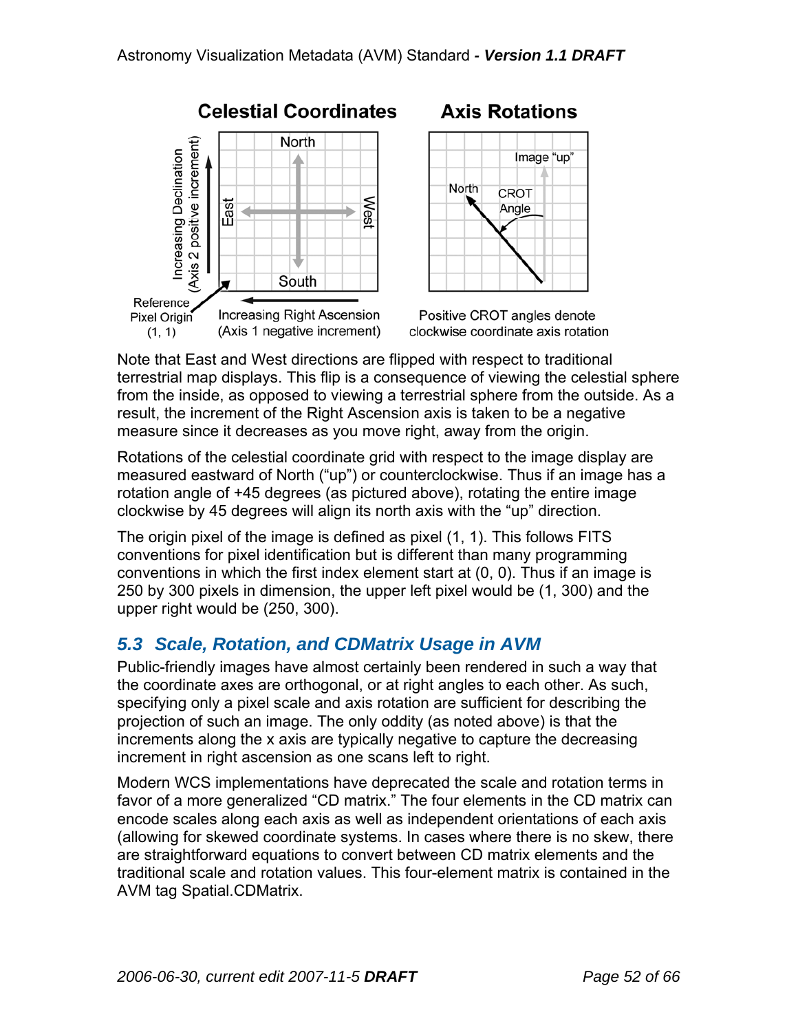**Celestial Coordinates**

**Axis Rotations**

Increasing Declination (Axis 2 positive increment)

North

East

West

South

Reference Pixel Origin (1, 1)

Increasing Right Ascension (Axis 1 negative increment)

Image "up"

North

CROT Angle

Positive CROT angles denote clockwise coordinate axis rotation

Note that East and West directions are flipped with respect to traditional terrestrial map displays. This flip is a consequence of viewing the celestial sphere from the inside, as opposed to viewing a terrestrial sphere from the outside. As a result, the increment of the Right Ascension axis is taken to be a negative measure since it decreases as you move right, away from the origin.

Rotations of the celestial coordinate grid with respect to the image display are measured eastward of North ("up") or counterclockwise. Thus if an image has a rotation angle of +45 degrees (as pictured above), rotating the entire image clockwise by 45 degrees will align its north axis with the "up" direction.

The origin pixel of the image is defined as pixel (1, 1). This follows FITS conventions for pixel identification but is different than many programming conventions in which the first index element start at (0, 0). Thus if an image is 250 by 300 pixels in dimension, the upper left pixel would be (1, 300) and the upper right would be (250, 300).

## *5.3 Scale, Rotation, and CDMatrix Usage in AVM*

Public-friendly images have almost certainly been rendered in such a way that the coordinate axes are orthogonal, or at right angles to each other. As such, specifying only a pixel scale and axis rotation are sufficient for describing the projection of such an image. The only oddity (as noted above) is that the increments along the x axis are typically negative to capture the decreasing increment in right ascension as one scans left to right.

Modern WCS implementations have deprecated the scale and rotation terms in favor of a more generalized "CD matrix." The four elements in the CD matrix can encode scales along each axis as well as independent orientations of each axis (allowing for skewed coordinate systems. In cases where there is no skew, there are straightforward equations to convert between CD matrix elements and the traditional scale and rotation values. This four-element matrix is contained in the AVM tag Spatial.CDMatrix.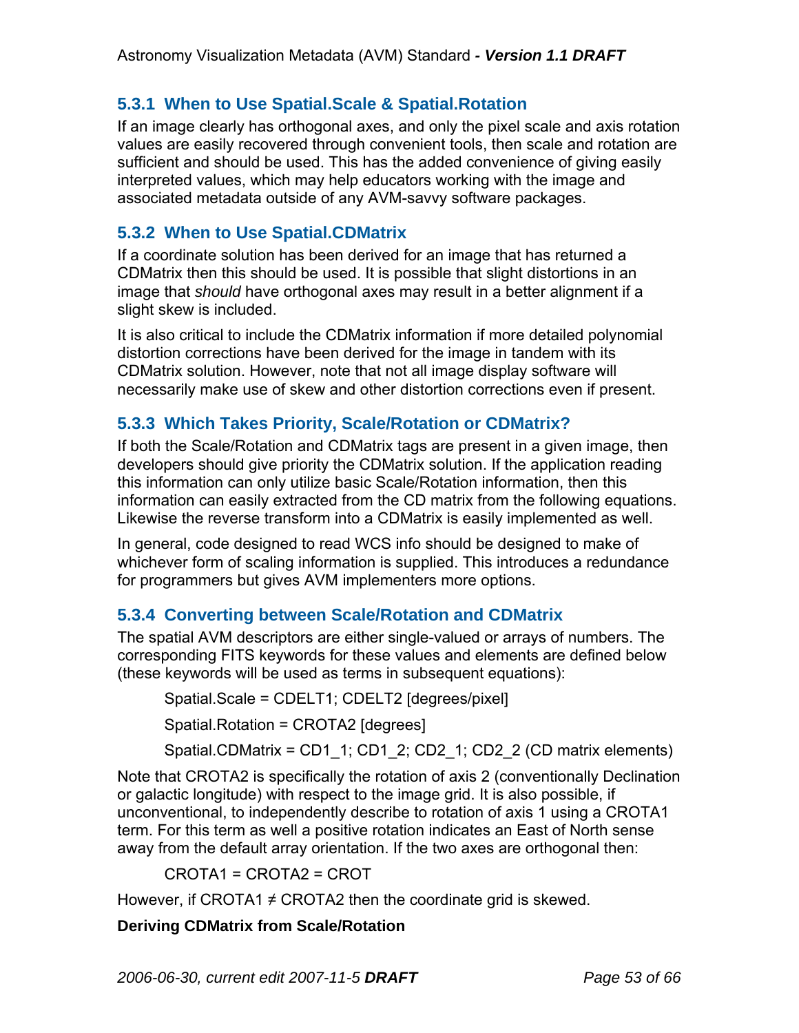### 5.3.1 When to Use Spatial.Scale & Spatial.Rotation

If an image clearly has orthogonal axes, and only the pixel scale and axis rotation values are easily recovered through convenient tools, then scale and rotation are sufficient and should be used. This has the added convenience of giving easily interpreted values, which may help educators working with the image and associated metadata outside of any AVM-savvy software packages.

### 5.3.2 When to Use Spatial.CDMatrix

If a coordinate solution has been derived for an image that has returned a CDMatrix then this should be used. It is possible that slight distortions in an image that *should* have orthogonal axes may result in a better alignment if a slight skew is included.

It is also critical to include the CDMatrix information if more detailed polynomial distortion corrections have been derived for the image in tandem with its CDMatrix solution. However, note that not all image display software will necessarily make use of skew and other distortion corrections even if present.

### 5.3.3 Which Takes Priority, Scale/Rotation or CDMatrix?

If both the Scale/Rotation and CDMatrix tags are present in a given image, then developers should give priority the CDMatrix solution. If the application reading this information can only utilize basic Scale/Rotation information, then this information can easily extracted from the CD matrix from the following equations. Likewise the reverse transform into a CDMatrix is easily implemented as well.

In general, code designed to read WCS info should be designed to make of whichever form of scaling information is supplied. This introduces a redundance for programmers but gives AVM implementers more options.

### 5.3.4 Converting between Scale/Rotation and CDMatrix

The spatial AVM descriptors are either single-valued or arrays of numbers. The corresponding FITS keywords for these values and elements are defined below (these keywords will be used as terms in subsequent equations):

Spatial.Scale = CDELT1; CDELT2 [degrees/pixel]

Spatial.Rotation = CROTA2 [degrees]

Spatial.CDMatrix = CD1_1; CD1_2; CD2_1; CD2_2 (CD matrix elements)

Note that CROTA2 is specifically the rotation of axis 2 (conventionally Declination or galactic longitude) with respect to the image grid. It is also possible, if unconventional, to independently describe to rotation of axis 1 using a CROTA1 term. For this term as well a positive rotation indicates an East of North sense away from the default array orientation. If the two axes are orthogonal then:

CROTA1 = CROTA2 = CROT

However, if CROTA1 ≠ CROTA2 then the coordinate grid is skewed.

**Deriving CDMatrix from Scale/Rotation**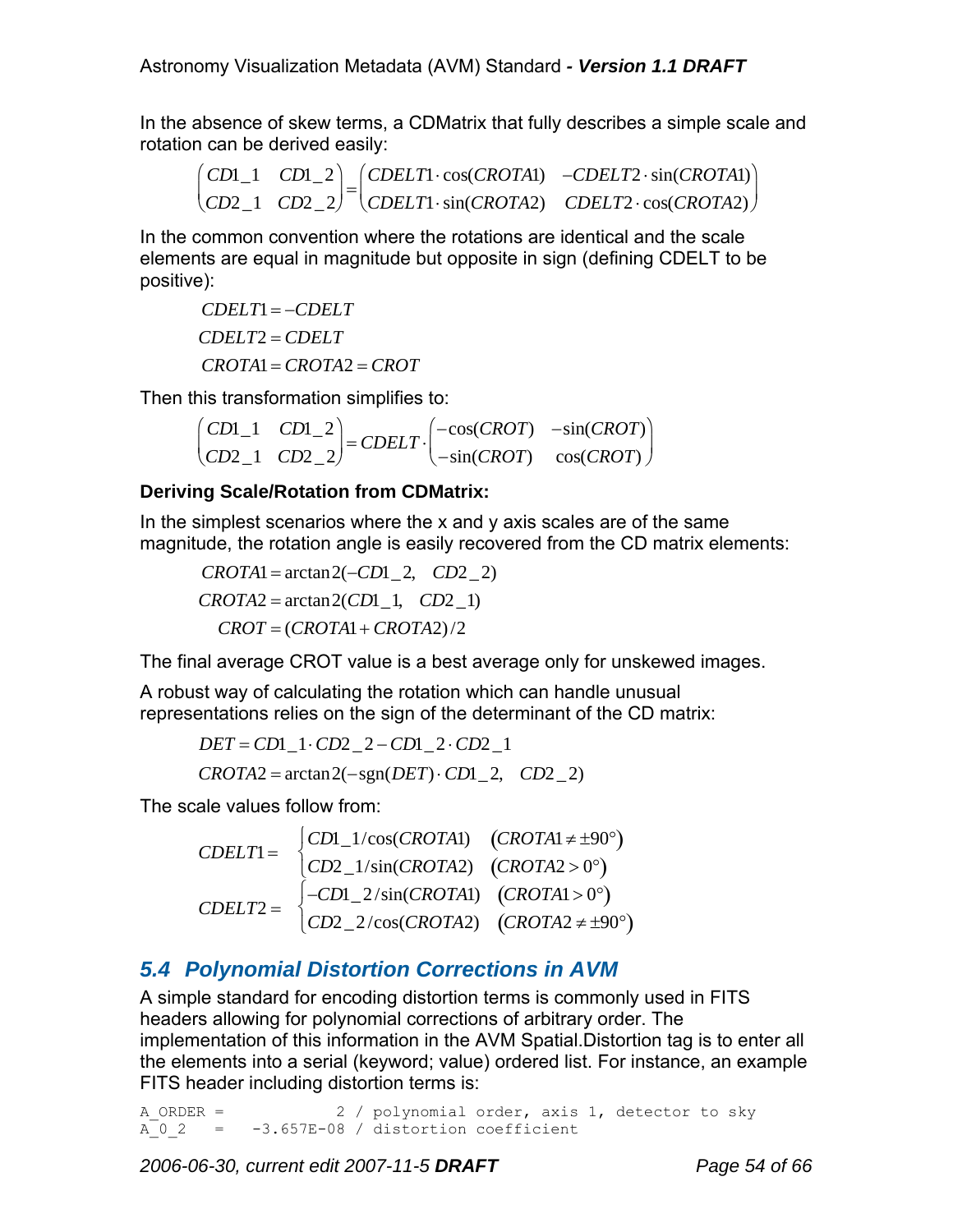In the absence of skew terms, a CDMatrix that fully describes a simple scale and rotation can be derived easily:

$$\begin{pmatrix} CD1\_1 & CD1\_2 \\ CD2\_1 & CD2\_2 \end{pmatrix} = \begin{pmatrix} CDELT1 \cdot \cos(CROTA1) & -CDELT2 \cdot \sin(CROTA1) \\ CDELT1 \cdot \sin(CROTA2) & CDELT2 \cdot \cos(CROTA2) \end{pmatrix}$$

In the common convention where the rotations are identical and the scale elements are equal in magnitude but opposite in sign (defining CDELT to be positive):

$$CDELT1 = -CDELT$$

$$CDELT2 = CDELT$$

$$CROTA1 = CROTA2 = CROT$$

Then this transformation simplifies to:

$$\begin{pmatrix} CD1\_1 & CD1\_2 \\ CD2\_1 & CD2\_2 \end{pmatrix} = CDELT \cdot \begin{pmatrix} -\cos(CROT) & -\sin(CROT) \\ -\sin(CROT) & \cos(CROT) \end{pmatrix}$$

**Deriving Scale/Rotation from CDMatrix:**

In the simplest scenarios where the x and y axis scales are of the same magnitude, the rotation angle is easily recovered from the CD matrix elements:

$$CROTA1 = \arctan 2(-CD1\_2, \quad CD2\_2)$$

$$CROTA2 = \arctan 2(CD1\_1, \quad CD2\_1)$$

$$CROT = (CROTA1 + CROTA2)/2$$

The final average CROT value is a best average only for unskewed images.

A robust way of calculating the rotation which can handle unusual representations relies on the sign of the determinant of the CD matrix:

$$DET = CD1\_1 \cdot CD2\_2 - CD1\_2 \cdot CD2\_1$$

$$CROTA2 = \arctan 2(-\mathrm{sgn}(DET) \cdot CD1\_2, \quad CD2\_2)$$

The scale values follow from:

$$CDELT1 = \begin{cases} CD1\_1/\cos(CROTA1) & (CROTA1 \neq \pm 90^\circ) \\ CD2\_1/\sin(CROTA2) & (CROTA2 > 0^\circ) \end{cases}$$

$$CDELT2 = \begin{cases} -CD1\_2/\sin(CROTA1) & (CROTA1 > 0^\circ) \\ CD2\_2/\cos(CROTA2) & (CROTA2 \neq \pm 90^\circ) \end{cases}$$

## 5.4 Polynomial Distortion Corrections in AVM

A simple standard for encoding distortion terms is commonly used in FITS headers allowing for polynomial corrections of arbitrary order. The implementation of this information in the AVM Spatial.Distortion tag is to enter all the elements into a serial (keyword; value) ordered list. For instance, an example FITS header including distortion terms is:

```
A_ORDER =              2 / polynomial order, axis 1, detector to sky
A_0_2   =    -3.657E-08 / distortion coefficient
```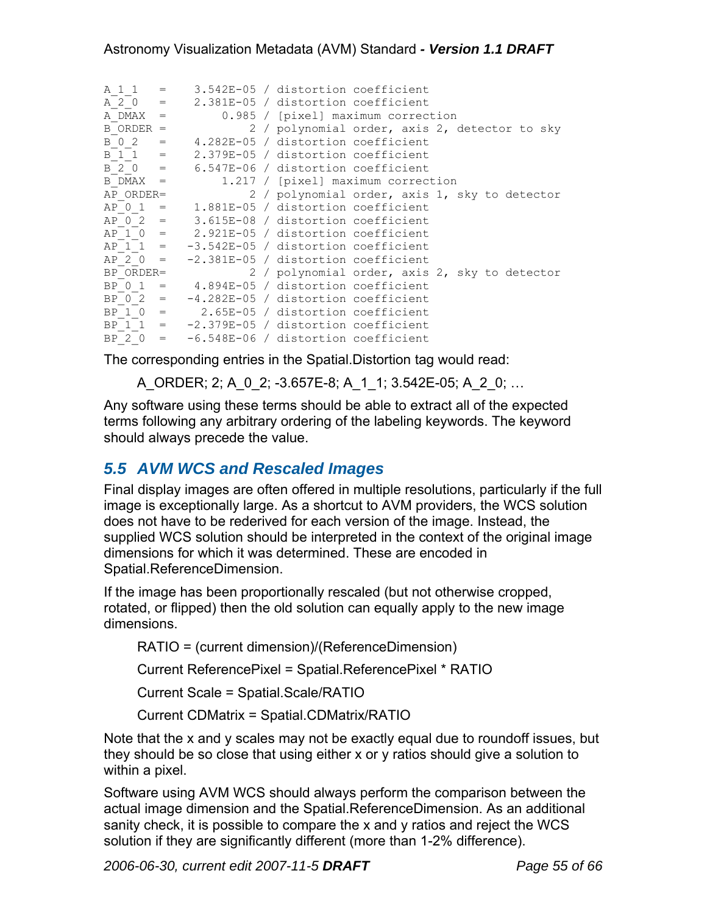```
A_1_1   =    3.542E-05 / distortion coefficient
A_2_0   =    2.381E-05 / distortion coefficient
A_DMAX  =        0.985 / [pixel] maximum correction
B_ORDER =            2 / polynomial order, axis 2, detector to sky
B_0_2   =    4.282E-05 / distortion coefficient
B_1_1   =    2.379E-05 / distortion coefficient
B_2_0   =    6.547E-06 / distortion coefficient
B_DMAX  =        1.217 / [pixel] maximum correction
AP_ORDER=            2 / polynomial order, axis 1, sky to detector
AP_0_1  =    1.881E-05 / distortion coefficient
AP_0_2  =    3.615E-08 / distortion coefficient
AP_1_0  =    2.921E-05 / distortion coefficient
AP_1_1  =   -3.542E-05 / distortion coefficient
AP_2_0  =   -2.381E-05 / distortion coefficient
BP_ORDER=            2 / polynomial order, axis 2, sky to detector
BP_0_1  =    4.894E-05 / distortion coefficient
BP_0_2  =   -4.282E-05 / distortion coefficient
BP_1_0  =     2.65E-05 / distortion coefficient
BP_1_1  =   -2.379E-05 / distortion coefficient
BP_2_0  =   -6.548E-06 / distortion coefficient
```

The corresponding entries in the Spatial.Distortion tag would read:

A_ORDER; 2; A_0_2; -3.657E-8; A_1_1; 3.542E-05; A_2_0; …

Any software using these terms should be able to extract all of the expected terms following any arbitrary ordering of the labeling keywords. The keyword should always precede the value.

## 5.5 AVM WCS and Rescaled Images

Final display images are often offered in multiple resolutions, particularly if the full image is exceptionally large. As a shortcut to AVM providers, the WCS solution does not have to be rederived for each version of the image. Instead, the supplied WCS solution should be interpreted in the context of the original image dimensions for which it was determined. These are encoded in Spatial.ReferenceDimension.

If the image has been proportionally rescaled (but not otherwise cropped, rotated, or flipped) then the old solution can equally apply to the new image dimensions.

RATIO = (current dimension)/(ReferenceDimension)

Current ReferencePixel = Spatial.ReferencePixel * RATIO

Current Scale = Spatial.Scale/RATIO

Current CDMatrix = Spatial.CDMatrix/RATIO

Note that the x and y scales may not be exactly equal due to roundoff issues, but they should be so close that using either x or y ratios should give a solution to within a pixel.

Software using AVM WCS should always perform the comparison between the actual image dimension and the Spatial.ReferenceDimension. As an additional sanity check, it is possible to compare the x and y ratios and reject the WCS solution if they are significantly different (more than 1-2% difference).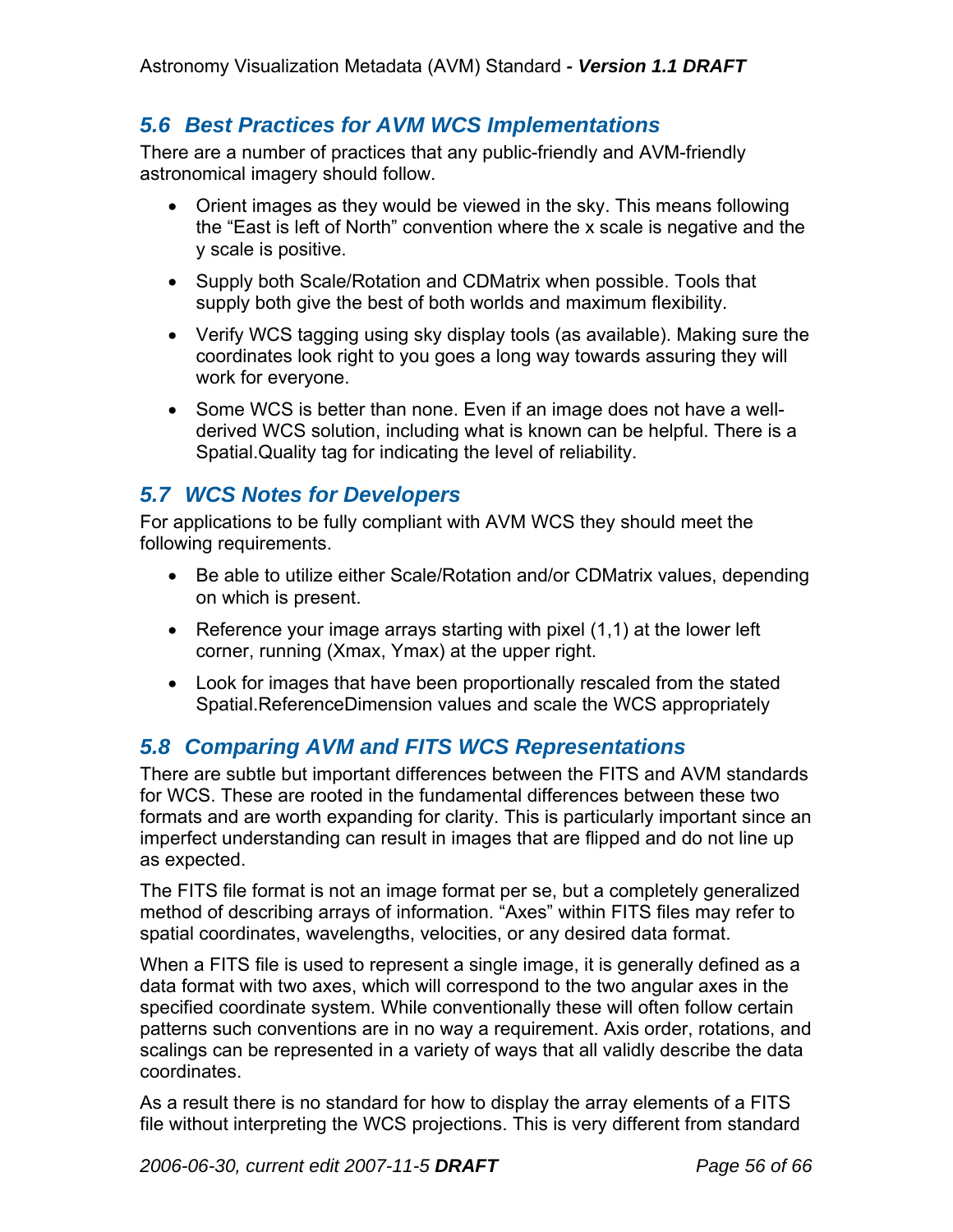## 5.6 Best Practices for AVM WCS Implementations

There are a number of practices that any public-friendly and AVM-friendly astronomical imagery should follow.

- Orient images as they would be viewed in the sky. This means following the "East is left of North" convention where the x scale is negative and the y scale is positive.
- Supply both Scale/Rotation and CDMatrix when possible. Tools that supply both give the best of both worlds and maximum flexibility.
- Verify WCS tagging using sky display tools (as available). Making sure the coordinates look right to you goes a long way towards assuring they will work for everyone.
- Some WCS is better than none. Even if an image does not have a well-derived WCS solution, including what is known can be helpful. There is a Spatial.Quality tag for indicating the level of reliability.

## 5.7 WCS Notes for Developers

For applications to be fully compliant with AVM WCS they should meet the following requirements.

- Be able to utilize either Scale/Rotation and/or CDMatrix values, depending on which is present.
- Reference your image arrays starting with pixel (1,1) at the lower left corner, running (Xmax, Ymax) at the upper right.
- Look for images that have been proportionally rescaled from the stated Spatial.ReferenceDimension values and scale the WCS appropriately

## 5.8 Comparing AVM and FITS WCS Representations

There are subtle but important differences between the FITS and AVM standards for WCS. These are rooted in the fundamental differences between these two formats and are worth expanding for clarity. This is particularly important since an imperfect understanding can result in images that are flipped and do not line up as expected.

The FITS file format is not an image format per se, but a completely generalized method of describing arrays of information. "Axes" within FITS files may refer to spatial coordinates, wavelengths, velocities, or any desired data format.

When a FITS file is used to represent a single image, it is generally defined as a data format with two axes, which will correspond to the two angular axes in the specified coordinate system. While conventionally these will often follow certain patterns such conventions are in no way a requirement. Axis order, rotations, and scalings can be represented in a variety of ways that all validly describe the data coordinates.

As a result there is no standard for how to display the array elements of a FITS file without interpreting the WCS projections. This is very different from standard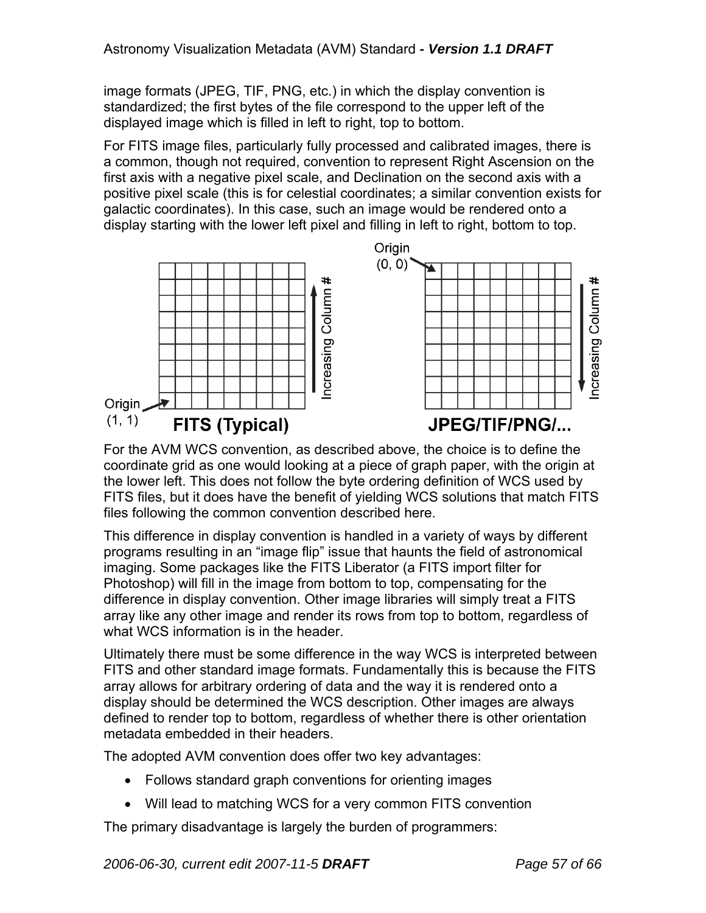image formats (JPEG, TIF, PNG, etc.) in which the display convention is standardized; the first bytes of the file correspond to the upper left of the displayed image which is filled in left to right, top to bottom.

For FITS image files, particularly fully processed and calibrated images, there is a common, though not required, convention to represent Right Ascension on the first axis with a negative pixel scale, and Declination on the second axis with a positive pixel scale (this is for celestial coordinates; a similar convention exists for galactic coordinates). In this case, such an image would be rendered onto a display starting with the lower left pixel and filling in left to right, bottom to top.

Origin (1, 1) — Increasing Column # — **FITS (Typical)**

Origin (0, 0) — Increasing Column # — **JPEG/TIF/PNG/...**

For the AVM WCS convention, as described above, the choice is to define the coordinate grid as one would looking at a piece of graph paper, with the origin at the lower left. This does not follow the byte ordering definition of WCS used by FITS files, but it does have the benefit of yielding WCS solutions that match FITS files following the common convention described here.

This difference in display convention is handled in a variety of ways by different programs resulting in an “image flip” issue that haunts the field of astronomical imaging. Some packages like the FITS Liberator (a FITS import filter for Photoshop) will fill in the image from bottom to top, compensating for the difference in display convention. Other image libraries will simply treat a FITS array like any other image and render its rows from top to bottom, regardless of what WCS information is in the header.

Ultimately there must be some difference in the way WCS is interpreted between FITS and other standard image formats. Fundamentally this is because the FITS array allows for arbitrary ordering of data and the way it is rendered onto a display should be determined the WCS description. Other images are always defined to render top to bottom, regardless of whether there is other orientation metadata embedded in their headers.

The adopted AVM convention does offer two key advantages:

- Follows standard graph conventions for orienting images
- Will lead to matching WCS for a very common FITS convention

The primary disadvantage is largely the burden of programmers: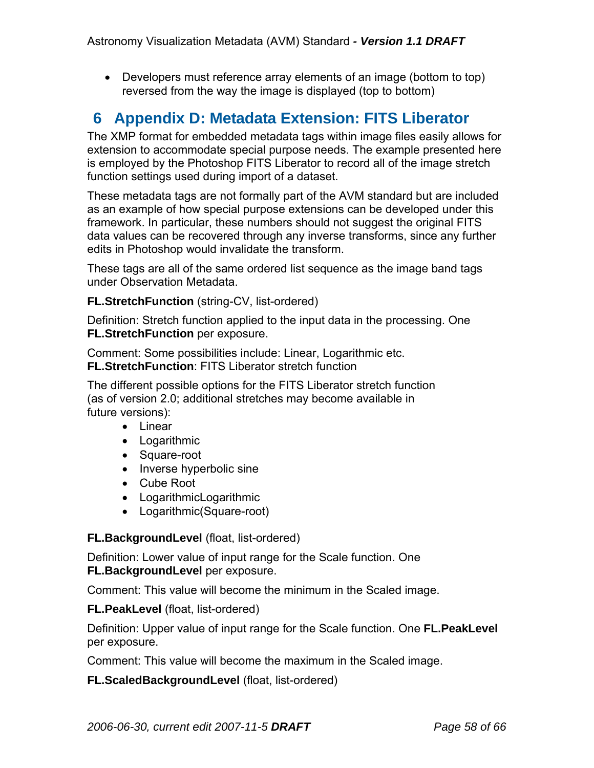- Developers must reference array elements of an image (bottom to top) reversed from the way the image is displayed (top to bottom)

# 6 Appendix D: Metadata Extension: FITS Liberator

The XMP format for embedded metadata tags within image files easily allows for extension to accommodate special purpose needs. The example presented here is employed by the Photoshop FITS Liberator to record all of the image stretch function settings used during import of a dataset.

These metadata tags are not formally part of the AVM standard but are included as an example of how special purpose extensions can be developed under this framework. In particular, these numbers should not suggest the original FITS data values can be recovered through any inverse transforms, since any further edits in Photoshop would invalidate the transform.

These tags are all of the same ordered list sequence as the image band tags under Observation Metadata.

**FL.StretchFunction** (string-CV, list-ordered)

Definition: Stretch function applied to the input data in the processing. One **FL.StretchFunction** per exposure.

Comment: Some possibilities include: Linear, Logarithmic etc.
**FL.StretchFunction**: FITS Liberator stretch function

The different possible options for the FITS Liberator stretch function (as of version 2.0; additional stretches may become available in future versions):

- Linear
- Logarithmic
- Square-root
- Inverse hyperbolic sine
- Cube Root
- LogarithmicLogarithmic
- Logarithmic(Square-root)

**FL.BackgroundLevel** (float, list-ordered)

Definition: Lower value of input range for the Scale function. One **FL.BackgroundLevel** per exposure.

Comment: This value will become the minimum in the Scaled image.

**FL.PeakLevel** (float, list-ordered)

Definition: Upper value of input range for the Scale function. One **FL.PeakLevel** per exposure.

Comment: This value will become the maximum in the Scaled image.

**FL.ScaledBackgroundLevel** (float, list-ordered)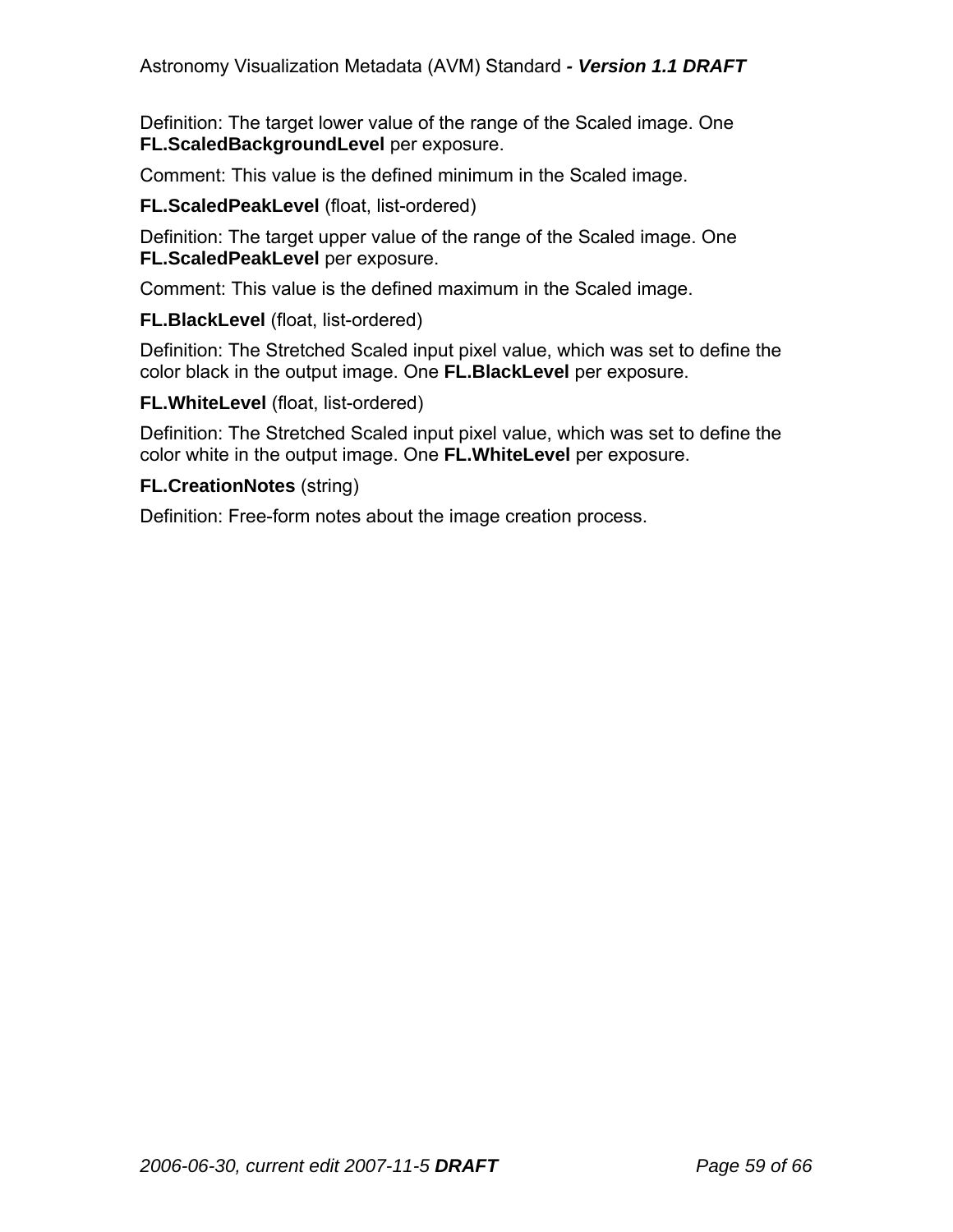Definition: The target lower value of the range of the Scaled image. One **FL.ScaledBackgroundLevel** per exposure.

Comment: This value is the defined minimum in the Scaled image.

**FL.ScaledPeakLevel** (float, list-ordered)

Definition: The target upper value of the range of the Scaled image. One **FL.ScaledPeakLevel** per exposure.

Comment: This value is the defined maximum in the Scaled image.

**FL.BlackLevel** (float, list-ordered)

Definition: The Stretched Scaled input pixel value, which was set to define the color black in the output image. One **FL.BlackLevel** per exposure.

**FL.WhiteLevel** (float, list-ordered)

Definition: The Stretched Scaled input pixel value, which was set to define the color white in the output image. One **FL.WhiteLevel** per exposure.

**FL.CreationNotes** (string)

Definition: Free-form notes about the image creation process.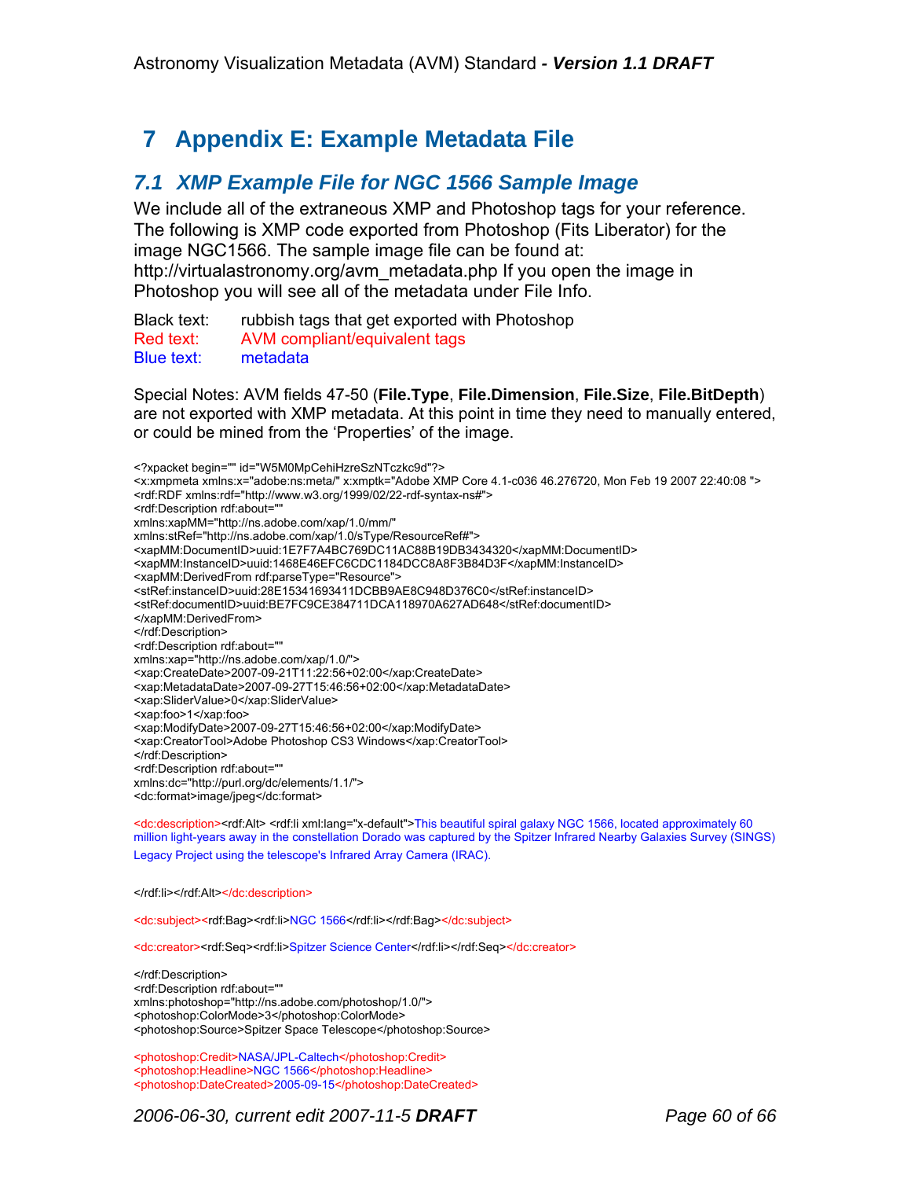# 7 Appendix E: Example Metadata File

## 7.1 XMP Example File for NGC 1566 Sample Image

We include all of the extraneous XMP and Photoshop tags for your reference. The following is XMP code exported from Photoshop (Fits Liberator) for the image NGC1566. The sample image file can be found at: http://virtualastronomy.org/avm_metadata.php If you open the image in Photoshop you will see all of the metadata under File Info.

Black text: rubbish tags that get exported with Photoshop
Red text: AVM compliant/equivalent tags
Blue text: metadata

Special Notes: AVM fields 47-50 (**File.Type**, **File.Dimension**, **File.Size**, **File.BitDepth**) are not exported with XMP metadata. At this point in time they need to manually entered, or could be mined from the 'Properties' of the image.

```
<?xpacket begin="" id="W5M0MpCehiHzreSzNTczkc9d"?>
<x:xmpmeta xmlns:x="adobe:ns:meta/" x:xmptk="Adobe XMP Core 4.1-c036 46.276720, Mon Feb 19 2007 22:40:08 ">
<rdf:RDF xmlns:rdf="http://www.w3.org/1999/02/22-rdf-syntax-ns#">
<rdf:Description rdf:about=""
xmlns:xapMM="http://ns.adobe.com/xap/1.0/mm/"
xmlns:stRef="http://ns.adobe.com/xap/1.0/sType/ResourceRef#">
<xapMM:DocumentID>uuid:1E7F7A4BC769DC11AC88B19DB3434320</xapMM:DocumentID>
<xapMM:InstanceID>uuid:1468E46EFC6CDC1184DCC8A8F3B84D3F</xapMM:InstanceID>
<xapMM:DerivedFrom rdf:parseType="Resource">
<stRef:instanceID>uuid:28E15341693411DCBB9AE8C948D376C0</stRef:instanceID>
<stRef:documentID>uuid:BE7FC9CE384711DCA118970A627AD648</stRef:documentID>
</xapMM:DerivedFrom>
</rdf:Description>
<rdf:Description rdf:about=""
xmlns:xap="http://ns.adobe.com/xap/1.0/">
<xap:CreateDate>2007-09-21T11:22:56+02:00</xap:CreateDate>
<xap:MetadataDate>2007-09-27T15:46:56+02:00</xap:MetadataDate>
<xap:SliderValue>0</xap:SliderValue>
<xap:foo>1</xap:foo>
<xap:ModifyDate>2007-09-27T15:46:56+02:00</xap:ModifyDate>
<xap:CreatorTool>Adobe Photoshop CS3 Windows</xap:CreatorTool>
</rdf:Description>
<rdf:Description rdf:about=""
xmlns:dc="http://purl.org/dc/elements/1.1/">
<dc:format>image/jpeg</dc:format>

<dc:description><rdf:Alt> <rdf:li xml:lang="x-default">This beautiful spiral galaxy NGC 1566, located approximately 60 million light-years away in the constellation Dorado was captured by the Spitzer Infrared Nearby Galaxies Survey (SINGS) Legacy Project using the telescope's Infrared Array Camera (IRAC).

</rdf:li></rdf:Alt></dc:description>

<dc:subject><rdf:Bag><rdf:li>NGC 1566</rdf:li></rdf:Bag></dc:subject>

<dc:creator><rdf:Seq><rdf:li>Spitzer Science Center</rdf:li></rdf:Seq></dc:creator>

</rdf:Description>
<rdf:Description rdf:about=""
xmlns:photoshop="http://ns.adobe.com/photoshop/1.0/">
<photoshop:ColorMode>3</photoshop:ColorMode>
<photoshop:Source>Spitzer Space Telescope</photoshop:Source>

<photoshop:Credit>NASA/JPL-Caltech</photoshop:Credit>
<photoshop:Headline>NGC 1566</photoshop:Headline>
<photoshop:DateCreated>2005-09-15</photoshop:DateCreated>
```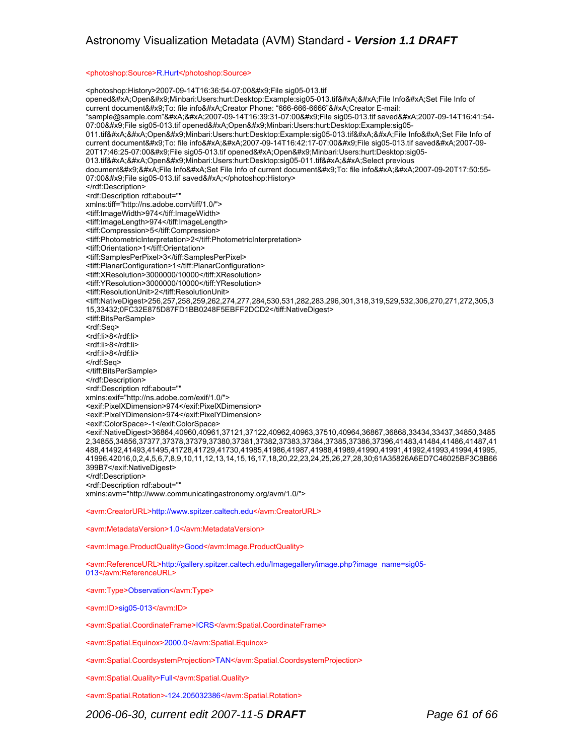```
<photoshop:Source>R.Hurt</photoshop:Source>

<photoshop:History>2007-09-14T16:36:54-07:00&#x9;File sig05-013.tif
opened&#xA;Open&#x9;Minbari:Users:hurt:Desktop:Example:sig05-013.tif&#xA;&#xA;File Info&#xA;Set File Info of
current document&#x9;To: file info&#xA;Creator Phone: “666-666-6666”&#xA;Creator E-mail:
“sample@sample.com”&#xA;&#xA;2007-09-14T16:39:31-07:00&#x9;File sig05-013.tif saved&#xA;2007-09-14T16:41:54-
07:00&#x9;File sig05-013.tif opened&#xA;Open&#x9;Minbari:Users:hurt:Desktop:Example:sig05-
011.tif&#xA;&#xA;Open&#x9;Minbari:Users:hurt:Desktop:Example:sig05-013.tif&#xA;&#xA;File Info&#xA;Set File Info of
current document&#x9;To: file info&#xA;&#xA;2007-09-14T16:42:17-07:00&#x9;File sig05-013.tif saved&#xA;2007-09-
20T17:46:25-07:00&#x9;File sig05-013.tif opened&#xA;Open&#x9;Minbari:Users:hurt:Desktop:sig05-
013.tif&#xA;&#xA;Open&#x9;Minbari:Users:hurt:Desktop:sig05-011.tif&#xA;&#xA;Select previous
document&#x9;&#xA;File Info&#xA;Set File Info of current document&#x9;To: file info&#xA;&#xA;2007-09-20T17:50:55-
07:00&#x9;File sig05-013.tif saved&#xA;</photoshop:History>
</rdf:Description>
<rdf:Description rdf:about=""
xmlns:tiff="http://ns.adobe.com/tiff/1.0/">
<tiff:ImageWidth>974</tiff:ImageWidth>
<tiff:ImageLength>974</tiff:ImageLength>
<tiff:Compression>5</tiff:Compression>
<tiff:PhotometricInterpretation>2</tiff:PhotometricInterpretation>
<tiff:Orientation>1</tiff:Orientation>
<tiff:SamplesPerPixel>3</tiff:SamplesPerPixel>
<tiff:PlanarConfiguration>1</tiff:PlanarConfiguration>
<tiff:XResolution>3000000/10000</tiff:XResolution>
<tiff:YResolution>3000000/10000</tiff:YResolution>
<tiff:ResolutionUnit>2</tiff:ResolutionUnit>
<tiff:NativeDigest>256,257,258,259,262,274,277,284,530,531,282,283,296,301,318,319,529,532,306,270,271,272,305,3
15,33432;0FC32E875D87FD1BB0248F5EBFF2DCD2</tiff:NativeDigest>
<tiff:BitsPerSample>
<rdf:Seq>
<rdf:li>8</rdf:li>
<rdf:li>8</rdf:li>
<rdf:li>8</rdf:li>
</rdf:Seq>
</tiff:BitsPerSample>
</rdf:Description>
<rdf:Description rdf:about=""
xmlns:exif="http://ns.adobe.com/exif/1.0/">
<exif:PixelXDimension>974</exif:PixelXDimension>
<exif:PixelYDimension>974</exif:PixelYDimension>
<exif:ColorSpace>-1</exif:ColorSpace>
<exif:NativeDigest>36864,40960,40961,37121,37122,40962,40963,37510,40964,36867,36868,33434,33437,34850,3485
2,34855,34856,37377,37378,37379,37380,37381,37382,37383,37384,37385,37386,37396,41483,41484,41486,41487,41
488,41492,41493,41495,41728,41729,41730,41985,41986,41987,41988,41989,41990,41991,41992,41993,41994,41995,
41996,42016,0,2,4,5,6,7,8,9,10,11,12,13,14,15,16,17,18,20,22,23,24,25,26,27,28,30;61A35826A6ED7C46025BF3C8B66
399B7</exif:NativeDigest>
</rdf:Description>
<rdf:Description rdf:about=""
xmlns:avm="http://www.communicatingastronomy.org/avm/1.0/">

<avm:CreatorURL>http://www.spitzer.caltech.edu</avm:CreatorURL>

<avm:MetadataVersion>1.0</avm:MetadataVersion>

<avm:Image.ProductQuality>Good</avm:Image.ProductQuality>

<avm:ReferenceURL>http://gallery.spitzer.caltech.edu/Imagegallery/image.php?image_name=sig05-
013</avm:ReferenceURL>

<avm:Type>Observation</avm:Type>

<avm:ID>sig05-013</avm:ID>

<avm:Spatial.CoordinateFrame>ICRS</avm:Spatial.CoordinateFrame>

<avm:Spatial.Equinox>2000.0</avm:Spatial.Equinox>

<avm:Spatial.CoordsystemProjection>TAN</avm:Spatial.CoordsystemProjection>

<avm:Spatial.Quality>Full</avm:Spatial.Quality>

<avm:Spatial.Rotation>-124.205032386</avm:Spatial.Rotation>
```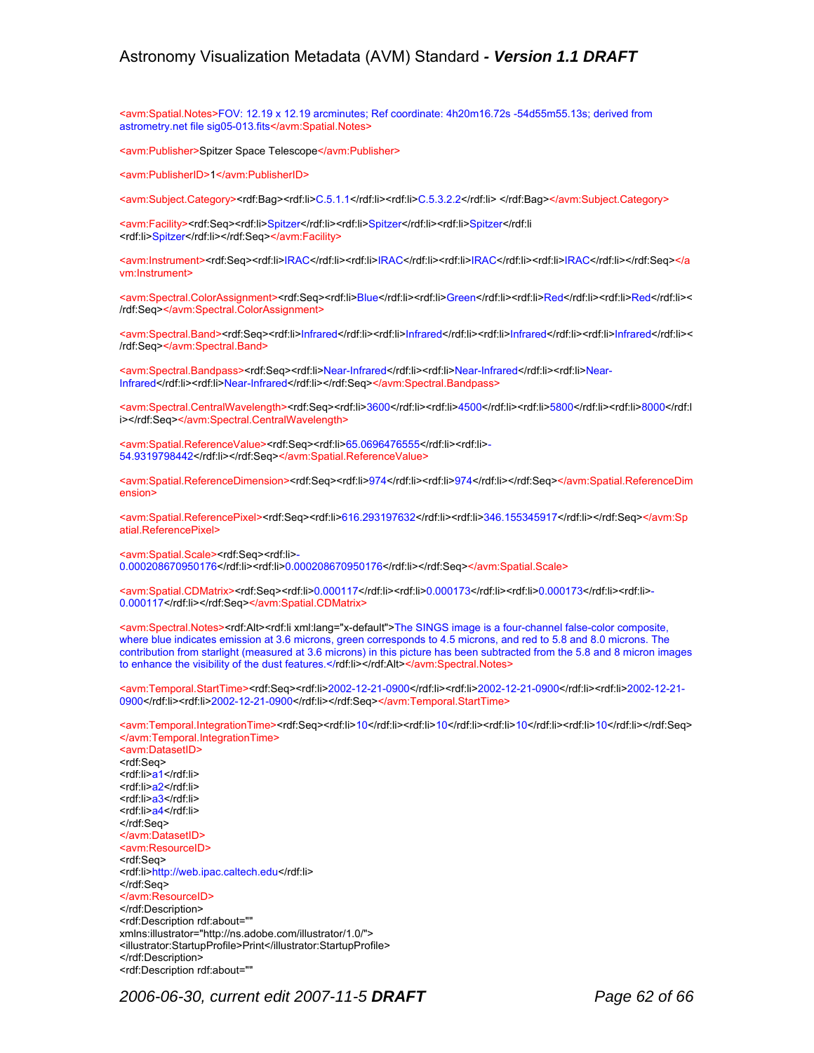```
<avm:Spatial.Notes>FOV: 12.19 x 12.19 arcminutes; Ref coordinate: 4h20m16.72s -54d55m55.13s; derived from astrometry.net file sig05-013.fits</avm:Spatial.Notes>

<avm:Publisher>Spitzer Space Telescope</avm:Publisher>

<avm:PublisherID>1</avm:PublisherID>

<avm:Subject.Category><rdf:Bag><rdf:li>C.5.1.1</rdf:li><rdf:li>C.5.3.2.2</rdf:li> </rdf:Bag></avm:Subject.Category>

<avm:Facility><rdf:Seq><rdf:li>Spitzer</rdf:li><rdf:li>Spitzer</rdf:li><rdf:li>Spitzer</rdf:li
<rdf:li>Spitzer</rdf:li></rdf:Seq></avm:Facility>

<avm:Instrument><rdf:Seq><rdf:li>IRAC</rdf:li><rdf:li>IRAC</rdf:li><rdf:li>IRAC</rdf:li><rdf:li>IRAC</rdf:li></rdf:Seq></avm:Instrument>

<avm:Spectral.ColorAssignment><rdf:Seq><rdf:li>Blue</rdf:li><rdf:li>Green</rdf:li><rdf:li>Red</rdf:li><rdf:li>Red</rdf:li></rdf:Seq></avm:Spectral.ColorAssignment>

<avm:Spectral.Band><rdf:Seq><rdf:li>Infrared</rdf:li><rdf:li>Infrared</rdf:li><rdf:li>Infrared</rdf:li><rdf:li>Infrared</rdf:li></rdf:Seq></avm:Spectral.Band>

<avm:Spectral.Bandpass><rdf:Seq><rdf:li>Near-Infrared</rdf:li><rdf:li>Near-Infrared</rdf:li><rdf:li>Near-Infrared</rdf:li><rdf:li>Near-Infrared</rdf:li></rdf:Seq></avm:Spectral.Bandpass>

<avm:Spectral.CentralWavelength><rdf:Seq><rdf:li>3600</rdf:li><rdf:li>4500</rdf:li><rdf:li>5800</rdf:li><rdf:li>8000</rdf:li></rdf:Seq></avm:Spectral.CentralWavelength>

<avm:Spatial.ReferenceValue><rdf:Seq><rdf:li>65.0696476555</rdf:li><rdf:li>-54.9319798442</rdf:li></rdf:Seq></avm:Spatial.ReferenceValue>

<avm:Spatial.ReferenceDimension><rdf:Seq><rdf:li>974</rdf:li><rdf:li>974</rdf:li></rdf:Seq></avm:Spatial.ReferenceDimension>

<avm:Spatial.ReferencePixel><rdf:Seq><rdf:li>616.293197632</rdf:li><rdf:li>346.155345917</rdf:li></rdf:Seq></avm:Spatial.ReferencePixel>

<avm:Spatial.Scale><rdf:Seq><rdf:li>-0.000208670950176</rdf:li><rdf:li>0.000208670950176</rdf:li></rdf:Seq></avm:Spatial.Scale>

<avm:Spatial.CDMatrix><rdf:Seq><rdf:li>0.000117</rdf:li><rdf:li>0.000173</rdf:li><rdf:li>0.000173</rdf:li><rdf:li>-0.000117</rdf:li></rdf:Seq></avm:Spatial.CDMatrix>

<avm:Spectral.Notes><rdf:Alt><rdf:li xml:lang="x-default">The SINGS image is a four-channel false-color composite, where blue indicates emission at 3.6 microns, green corresponds to 4.5 microns, and red to 5.8 and 8.0 microns. The contribution from starlight (measured at 3.6 microns) in this picture has been subtracted from the 5.8 and 8 micron images to enhance the visibility of the dust features.</rdf:li></rdf:Alt></avm:Spectral.Notes>

<avm:Temporal.StartTime><rdf:Seq><rdf:li>2002-12-21-0900</rdf:li><rdf:li>2002-12-21-0900</rdf:li><rdf:li>2002-12-21-0900</rdf:li><rdf:li>2002-12-21-0900</rdf:li></rdf:Seq></avm:Temporal.StartTime>

<avm:Temporal.IntegrationTime><rdf:Seq><rdf:li>10</rdf:li><rdf:li>10</rdf:li><rdf:li>10</rdf:li><rdf:li>10</rdf:li></rdf:Seq>
</avm:Temporal.IntegrationTime>
<avm:DatasetID>
<rdf:Seq>
<rdf:li>a1</rdf:li>
<rdf:li>a2</rdf:li>
<rdf:li>a3</rdf:li>
<rdf:li>a4</rdf:li>
</rdf:Seq>
</avm:DatasetID>
<avm:ResourceID>
<rdf:Seq>
<rdf:li>http://web.ipac.caltech.edu</rdf:li>
</rdf:Seq>
</avm:ResourceID>
</rdf:Description>
<rdf:Description rdf:about=""
xmlns:illustrator="http://ns.adobe.com/illustrator/1.0/">
<illustrator:StartupProfile>Print</illustrator:StartupProfile>
</rdf:Description>
<rdf:Description rdf:about=""
```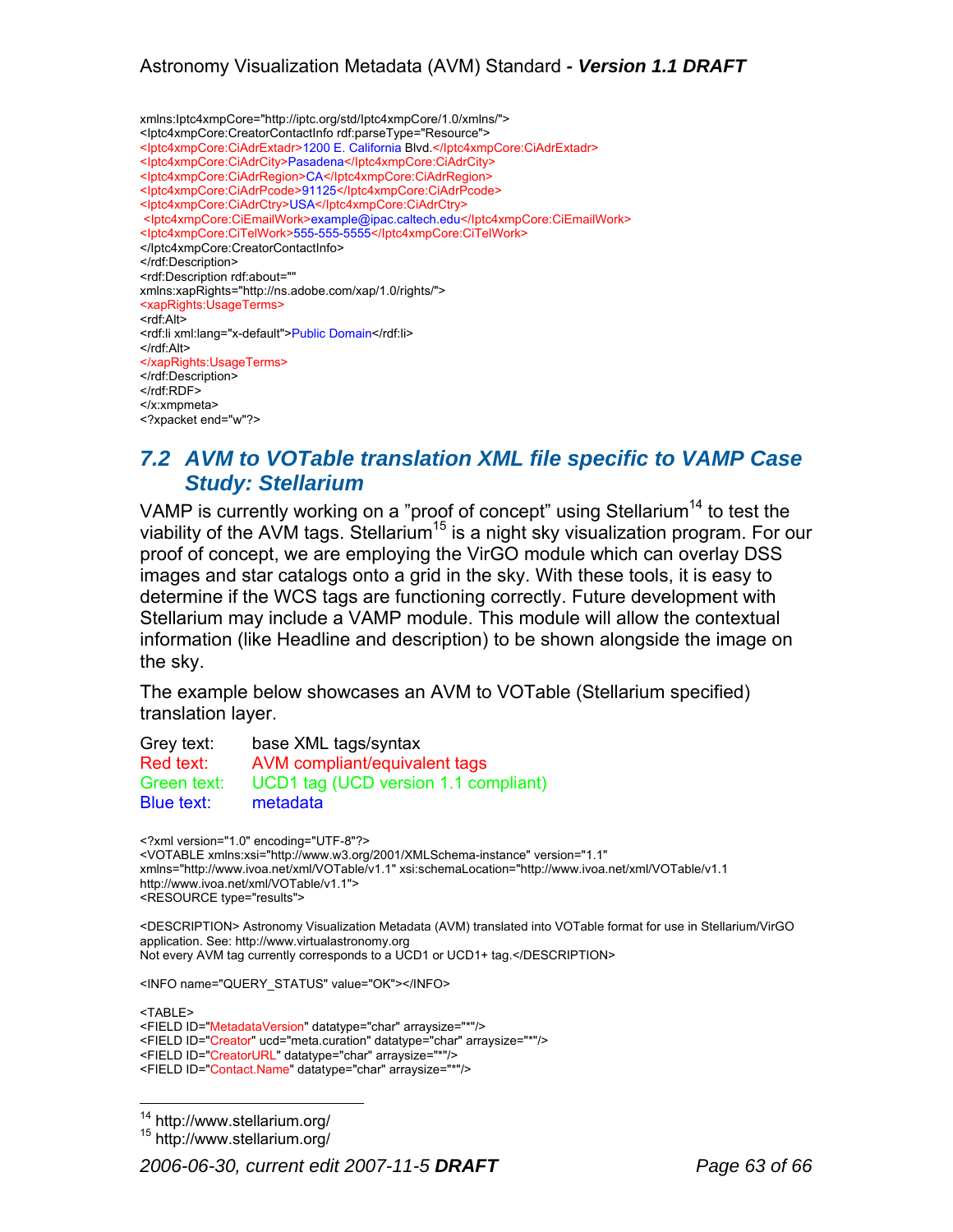```
xmlns:Iptc4xmpCore="http://iptc.org/std/Iptc4xmpCore/1.0/xmlns/">
<Iptc4xmpCore:CreatorContactInfo rdf:parseType="Resource">
<Iptc4xmpCore:CiAdrExtadr>1200 E. California Blvd.</Iptc4xmpCore:CiAdrExtadr>
<Iptc4xmpCore:CiAdrCity>Pasadena</Iptc4xmpCore:CiAdrCity>
<Iptc4xmpCore:CiAdrRegion>CA</Iptc4xmpCore:CiAdrRegion>
<Iptc4xmpCore:CiAdrPcode>91125</Iptc4xmpCore:CiAdrPcode>
<Iptc4xmpCore:CiAdrCtry>USA</Iptc4xmpCore:CiAdrCtry>
 <Iptc4xmpCore:CiEmailWork>example@ipac.caltech.edu</Iptc4xmpCore:CiEmailWork>
<Iptc4xmpCore:CiTelWork>555-555-5555</Iptc4xmpCore:CiTelWork>
</Iptc4xmpCore:CreatorContactInfo>
</rdf:Description>
<rdf:Description rdf:about=""
xmlns:xapRights="http://ns.adobe.com/xap/1.0/rights/">
<xapRights:UsageTerms>
<rdf:Alt>
<rdf:li xml:lang="x-default">Public Domain</rdf:li>
</rdf:Alt>
</xapRights:UsageTerms>
</rdf:Description>
</rdf:RDF>
</x:xmpmeta>
<?xpacket end="w"?>
```

## 7.2 AVM to VOTable translation XML file specific to VAMP Case Study: Stellarium

VAMP is currently working on a "proof of concept" using Stellarium[14] to test the viability of the AVM tags. Stellarium[15] is a night sky visualization program. For our proof of concept, we are employing the VirGO module which can overlay DSS images and star catalogs onto a grid in the sky. With these tools, it is easy to determine if the WCS tags are functioning correctly. Future development with Stellarium may include a VAMP module. This module will allow the contextual information (like Headline and description) to be shown alongside the image on the sky.

The example below showcases an AVM to VOTable (Stellarium specified) translation layer.

| | |
|---|---|
| Grey text: | base XML tags/syntax |
| Red text: | AVM compliant/equivalent tags |
| Green text: | UCD1 tag (UCD version 1.1 compliant) |
| Blue text: | metadata |

```
<?xml version="1.0" encoding="UTF-8"?>
<VOTABLE xmlns:xsi="http://www.w3.org/2001/XMLSchema-instance" version="1.1"
xmlns="http://www.ivoa.net/xml/VOTable/v1.1" xsi:schemaLocation="http://www.ivoa.net/xml/VOTable/v1.1
http://www.ivoa.net/xml/VOTable/v1.1">
<RESOURCE type="results">

<DESCRIPTION> Astronomy Visualization Metadata (AVM) translated into VOTable format for use in Stellarium/VirGO
application. See: http://www.virtualastronomy.org
Not every AVM tag currently corresponds to a UCD1 or UCD1+ tag.</DESCRIPTION>

<INFO name="QUERY_STATUS" value="OK"></INFO>

<TABLE>
<FIELD ID="MetadataVersion" datatype="char" arraysize="*"/>
<FIELD ID="Creator" ucd="meta.curation" datatype="char" arraysize="*"/>
<FIELD ID="CreatorURL" datatype="char" arraysize="*"/>
<FIELD ID="Contact.Name" datatype="char" arraysize="*"/>
```

[14] http://www.stellarium.org/

[15] http://www.stellarium.org/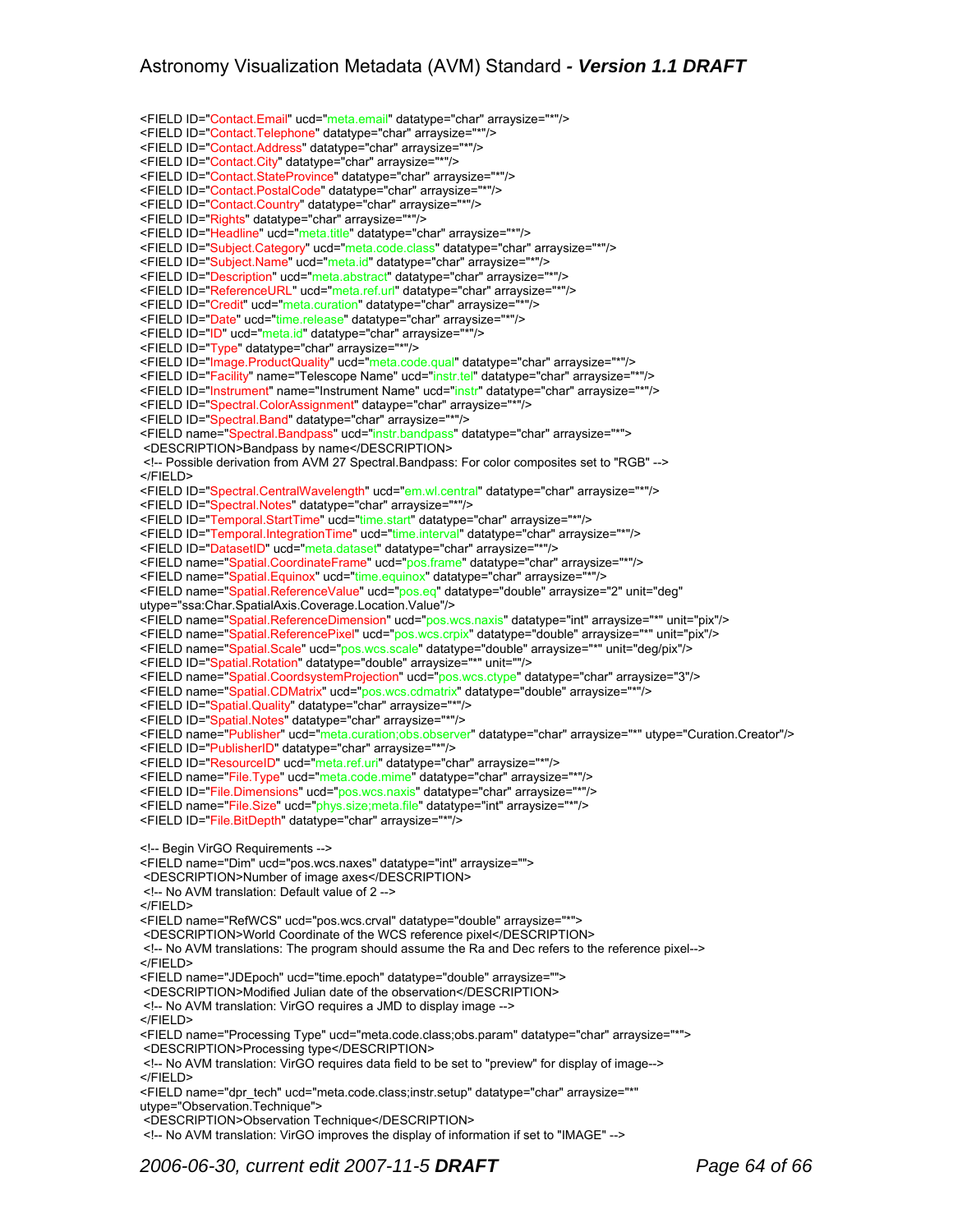```
<FIELD ID="Contact.Email" ucd="meta.email" datatype="char" arraysize="*"/>
<FIELD ID="Contact.Telephone" datatype="char" arraysize="*"/>
<FIELD ID="Contact.Address" datatype="char" arraysize="*"/>
<FIELD ID="Contact.City" datatype="char" arraysize="*"/>
<FIELD ID="Contact.StateProvince" datatype="char" arraysize="*"/>
<FIELD ID="Contact.PostalCode" datatype="char" arraysize="*"/>
<FIELD ID="Contact.Country" datatype="char" arraysize="*"/>
<FIELD ID="Rights" datatype="char" arraysize="*"/>
<FIELD ID="Headline" ucd="meta.title" datatype="char" arraysize="*"/>
<FIELD ID="Subject.Category" ucd="meta.code.class" datatype="char" arraysize="*"/>
<FIELD ID="Subject.Name" ucd="meta.id" datatype="char" arraysize="*"/>
<FIELD ID="Description" ucd="meta.abstract" datatype="char" arraysize="*"/>
<FIELD ID="ReferenceURL" ucd="meta.ref.url" datatype="char" arraysize="*"/>
<FIELD ID="Credit" ucd="meta.curation" datatype="char" arraysize="*"/>
<FIELD ID="Date" ucd="time.release" datatype="char" arraysize="*"/>
<FIELD ID="ID" ucd="meta.id" datatype="char" arraysize="*"/>
<FIELD ID="Type" datatype="char" arraysize="*"/>
<FIELD ID="Image.ProductQuality" ucd="meta.code.qual" datatype="char" arraysize="*"/>
<FIELD ID="Facility" name="Telescope Name" ucd="instr.tel" datatype="char" arraysize="*"/>
<FIELD ID="Instrument" name="Instrument Name" ucd="instr" datatype="char" arraysize="*"/>
<FIELD ID="Spectral.ColorAssignment" datatype="char" arraysize="*"/>
<FIELD ID="Spectral.Band" datatype="char" arraysize="*"/>
<FIELD name="Spectral.Bandpass" ucd="instr.bandpass" datatype="char" arraysize="*">
 <DESCRIPTION>Bandpass by name</DESCRIPTION>
 <!-- Possible derivation from AVM 27 Spectral.Bandpass: For color composites set to "RGB" -->
</FIELD>
<FIELD ID="Spectral.CentralWavelength" ucd="em.wl.central" datatype="char" arraysize="*"/>
<FIELD ID="Spectral.Notes" datatype="char" arraysize="*"/>
<FIELD ID="Temporal.StartTime" ucd="time.start" datatype="char" arraysize="*"/>
<FIELD ID="Temporal.IntegrationTime" ucd="time.interval" datatype="char" arraysize="*"/>
<FIELD ID="DatasetID" ucd="meta.dataset" datatype="char" arraysize="*"/>
<FIELD name="Spatial.CoordinateFrame" ucd="pos.frame" datatype="char" arraysize="*"/>
<FIELD name="Spatial.Equinox" ucd="time.equinox" datatype="char" arraysize="*"/>
<FIELD name="Spatial.ReferenceValue" ucd="pos.eq" datatype="double" arraysize="2" unit="deg"
utype="ssa:Char.SpatialAxis.Coverage.Location.Value"/>
<FIELD name="Spatial.ReferenceDimension" ucd="pos.wcs.naxis" datatype="int" arraysize="*" unit="pix"/>
<FIELD name="Spatial.ReferencePixel" ucd="pos.wcs.crpix" datatype="double" arraysize="*" unit="pix"/>
<FIELD name="Spatial.Scale" ucd="pos.wcs.scale" datatype="double" arraysize="*" unit="deg/pix"/>
<FIELD ID="Spatial.Rotation" datatype="double" arraysize="*" unit=""/>
<FIELD name="Spatial.CoordsystemProjection" ucd="pos.wcs.ctype" datatype="char" arraysize="3"/>
<FIELD name="Spatial.CDMatrix" ucd="pos.wcs.cdmatrix" datatype="double" arraysize="*"/>
<FIELD ID="Spatial.Quality" datatype="char" arraysize="*"/>
<FIELD ID="Spatial.Notes" datatype="char" arraysize="*"/>
<FIELD name="Publisher" ucd="meta.curation;obs.observer" datatype="char" arraysize="*" utype="Curation.Creator"/>
<FIELD ID="PublisherID" datatype="char" arraysize="*"/>
<FIELD ID="ResourceID" ucd="meta.ref.url" datatype="char" arraysize="*"/>
<FIELD name="File.Type" ucd="meta.code.mime" datatype="char" arraysize="*"/>
<FIELD ID="File.Dimensions" ucd="pos.wcs.naxis" datatype="char" arraysize="*"/>
<FIELD name="File.Size" ucd="phys.size;meta.file" datatype="int" arraysize="*"/>
<FIELD ID="File.BitDepth" datatype="char" arraysize="*"/>

<!-- Begin VirGO Requirements -->
<FIELD name="Dim" ucd="pos.wcs.naxes" datatype="int" arraysize="">
 <DESCRIPTION>Number of image axes</DESCRIPTION>
 <!-- No AVM translation: Default value of 2 -->
</FIELD>
<FIELD name="RefWCS" ucd="pos.wcs.crval" datatype="double" arraysize="*">
 <DESCRIPTION>World Coordinate of the WCS reference pixel</DESCRIPTION>
 <!-- No AVM translations: The program should assume the Ra and Dec refers to the reference pixel-->
</FIELD>
<FIELD name="JDEpoch" ucd="time.epoch" datatype="double" arraysize="">
 <DESCRIPTION>Modified Julian date of the observation</DESCRIPTION>
 <!-- No AVM translation: VirGO requires a JMD to display image -->
</FIELD>
<FIELD name="Processing Type" ucd="meta.code.class;obs.param" datatype="char" arraysize="*">
 <DESCRIPTION>Processing type</DESCRIPTION>
 <!-- No AVM translation: VirGO requires data field to be set to "preview" for display of image-->
</FIELD>
<FIELD name="dpr_tech" ucd="meta.code.class;instr.setup" datatype="char" arraysize="*"
utype="Observation.Technique">
 <DESCRIPTION>Observation Technique</DESCRIPTION>
 <!-- No AVM translation: VirGO improves the display of information if set to "IMAGE" -->
```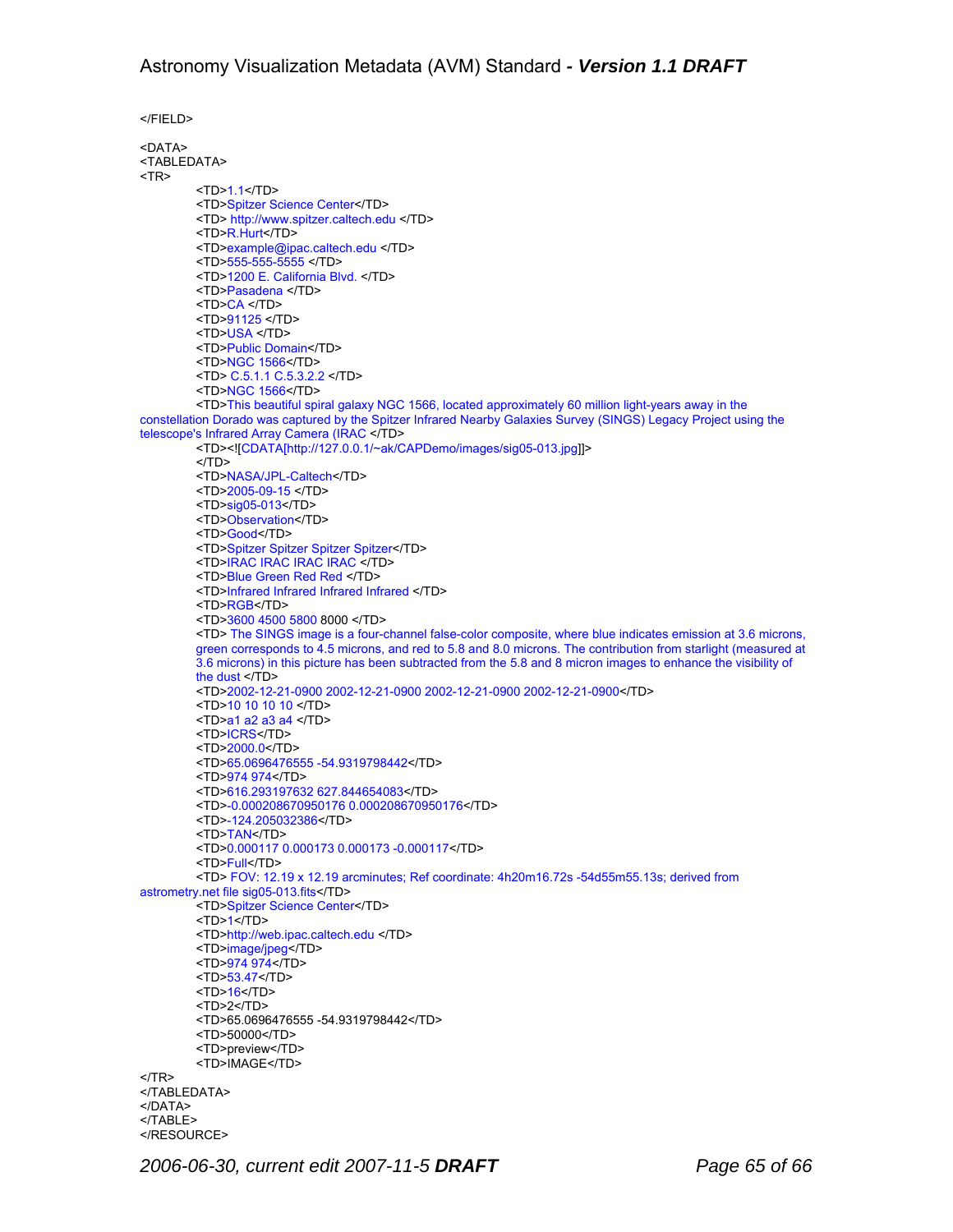```
</FIELD>

<DATA>
<TABLEDATA>
<TR>
        <TD>1.1</TD>
        <TD>Spitzer Science Center</TD>
        <TD> http://www.spitzer.caltech.edu </TD>
        <TD>R.Hurt</TD>
        <TD>example@ipac.caltech.edu </TD>
        <TD>555-555-5555 </TD>
        <TD>1200 E. California Blvd. </TD>
        <TD>Pasadena </TD>
        <TD>CA </TD>
        <TD>91125 </TD>
        <TD>USA </TD>
        <TD>Public Domain</TD>
        <TD>NGC 1566</TD>
        <TD> C.5.1.1 C.5.3.2.2 </TD>
        <TD>NGC 1566</TD>
        <TD>This beautiful spiral galaxy NGC 1566, located approximately 60 million light-years away in the
constellation Dorado was captured by the Spitzer Infrared Nearby Galaxies Survey (SINGS) Legacy Project using the
telescope's Infrared Array Camera (IRAC </TD>
        <TD><![CDATA[http://127.0.0.1/~ak/CAPDemo/images/sig05-013.jpg]]>
        </TD>
        <TD>NASA/JPL-Caltech</TD>
        <TD>2005-09-15 </TD>
        <TD>sig05-013</TD>
        <TD>Observation</TD>
        <TD>Good</TD>
        <TD>Spitzer Spitzer Spitzer Spitzer</TD>
        <TD>IRAC IRAC IRAC IRAC </TD>
        <TD>Blue Green Red Red </TD>
        <TD>Infrared Infrared Infrared Infrared </TD>
        <TD>RGB</TD>
        <TD>3600 4500 5800 8000 </TD>
        <TD> The SINGS image is a four-channel false-color composite, where blue indicates emission at 3.6 microns,
        green corresponds to 4.5 microns, and red to 5.8 and 8.0 microns. The contribution from starlight (measured at
        3.6 microns) in this picture has been subtracted from the 5.8 and 8 micron images to enhance the visibility of
        the dust </TD>
        <TD>2002-12-21-0900 2002-12-21-0900 2002-12-21-0900 2002-12-21-0900</TD>
        <TD>10 10 10 10 </TD>
        <TD>a1 a2 a3 a4 </TD>
        <TD>ICRS</TD>
        <TD>2000.0</TD>
        <TD>65.0696476555 -54.9319798442</TD>
        <TD>974 974</TD>
        <TD>616.293197632 627.844654083</TD>
        <TD>-0.000208670950176 0.000208670950176</TD>
        <TD>-124.205032386</TD>
        <TD>TAN</TD>
        <TD>0.000117 0.000173 0.000173 -0.000117</TD>
        <TD>Full</TD>
        <TD> FOV: 12.19 x 12.19 arcminutes; Ref coordinate: 4h20m16.72s -54d55m55.13s; derived from
astrometry.net file sig05-013.fits</TD>
        <TD>Spitzer Science Center</TD>
        <TD>1</TD>
        <TD>http://web.ipac.caltech.edu </TD>
        <TD>image/jpeg</TD>
        <TD>974 974</TD>
        <TD>53.47</TD>
        <TD>16</TD>
        <TD>2</TD>
        <TD>65.0696476555 -54.9319798442</TD>
        <TD>50000</TD>
        <TD>preview</TD>
        <TD>IMAGE</TD>
</TR>
</TABLEDATA>
</DATA>
</TABLE>
</RESOURCE>
```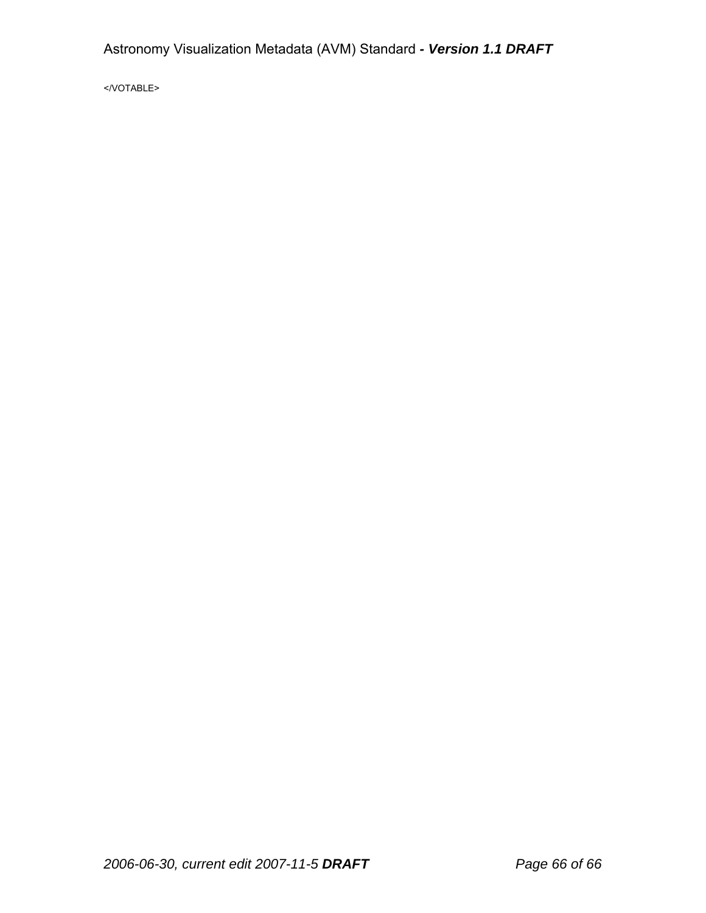```
</VOTABLE>
```